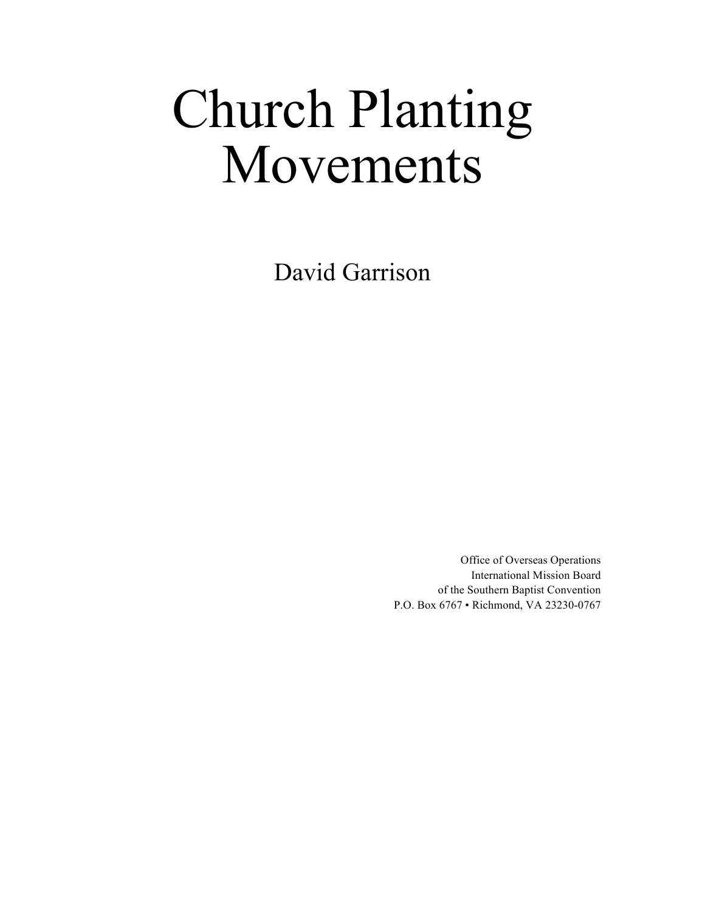# Church Planting Movements

David Garrison

Office of Overseas Operations
International Mission Board
of the Southern Baptist Convention
P.O. Box 6767 • Richmond, VA 23230-0767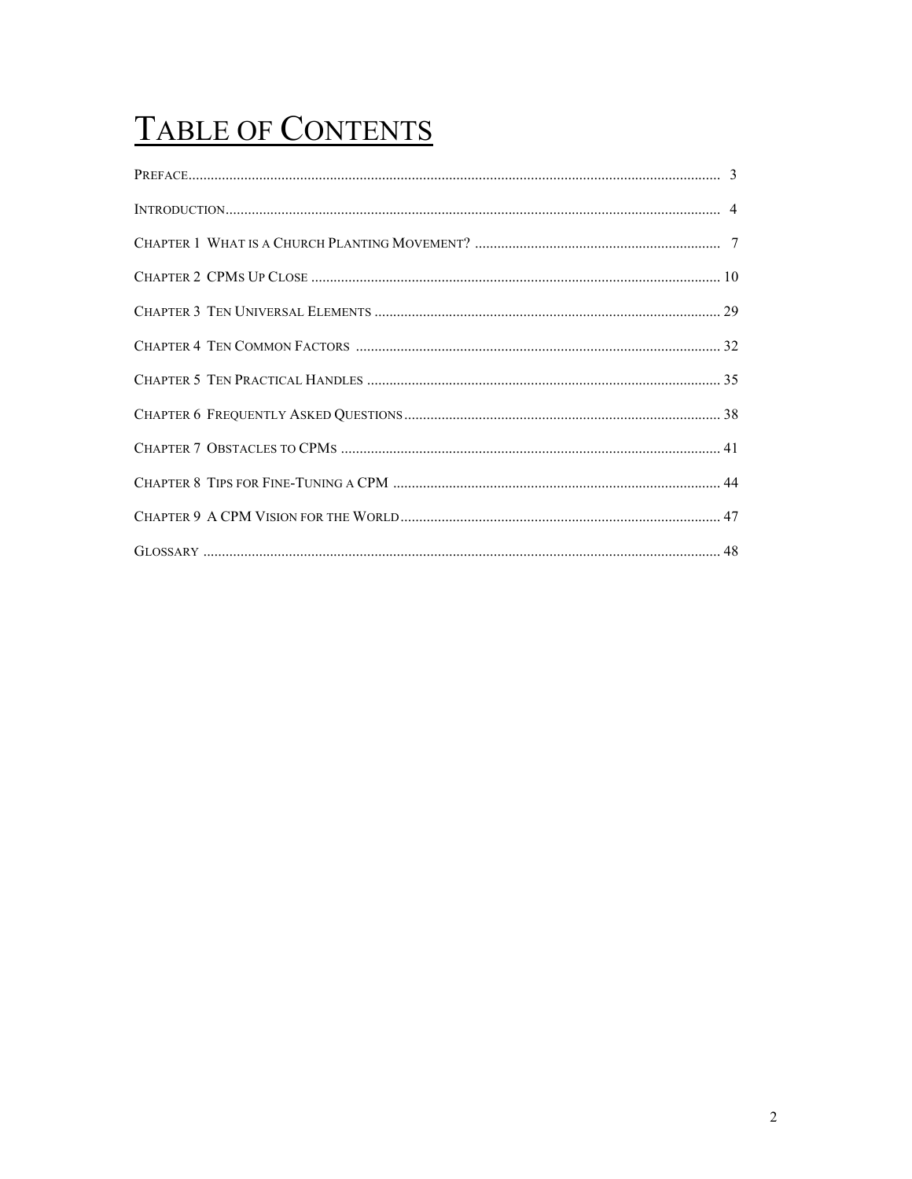# Table of Contents

PREFACE .......... 3

INTRODUCTION .......... 4

CHAPTER 1 WHAT IS A CHURCH PLANTING MOVEMENT? .......... 7

CHAPTER 2 CPMS UP CLOSE .......... 10

CHAPTER 3 TEN UNIVERSAL ELEMENTS .......... 29

CHAPTER 4 TEN COMMON FACTORS .......... 32

CHAPTER 5 TEN PRACTICAL HANDLES .......... 35

CHAPTER 6 FREQUENTLY ASKED QUESTIONS .......... 38

CHAPTER 7 OBSTACLES TO CPMS .......... 41

CHAPTER 8 TIPS FOR FINE-TUNING A CPM .......... 44

CHAPTER 9 A CPM VISION FOR THE WORLD .......... 47

GLOSSARY .......... 48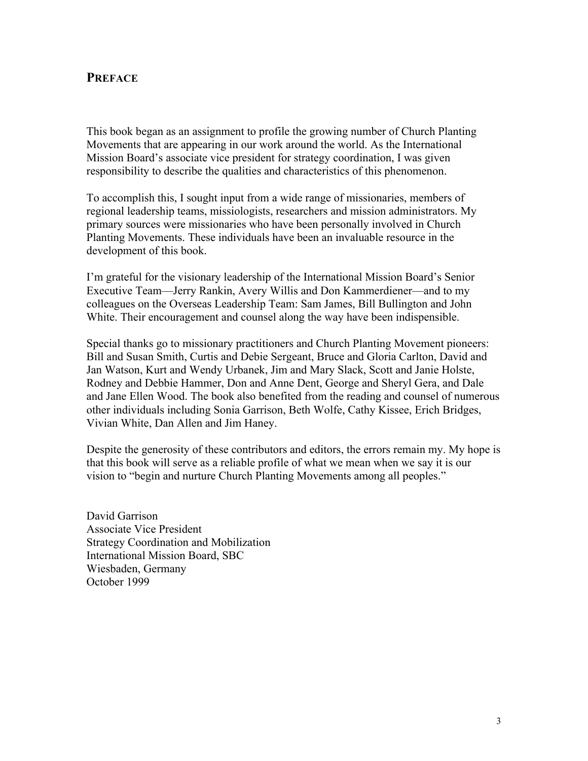## PREFACE

This book began as an assignment to profile the growing number of Church Planting Movements that are appearing in our work around the world. As the International Mission Board's associate vice president for strategy coordination, I was given responsibility to describe the qualities and characteristics of this phenomenon.

To accomplish this, I sought input from a wide range of missionaries, members of regional leadership teams, missiologists, researchers and mission administrators. My primary sources were missionaries who have been personally involved in Church Planting Movements. These individuals have been an invaluable resource in the development of this book.

I'm grateful for the visionary leadership of the International Mission Board's Senior Executive Team—Jerry Rankin, Avery Willis and Don Kammerdiener—and to my colleagues on the Overseas Leadership Team: Sam James, Bill Bullington and John White. Their encouragement and counsel along the way have been indispensible.

Special thanks go to missionary practitioners and Church Planting Movement pioneers: Bill and Susan Smith, Curtis and Debie Sergeant, Bruce and Gloria Carlton, David and Jan Watson, Kurt and Wendy Urbanek, Jim and Mary Slack, Scott and Janie Holste, Rodney and Debbie Hammer, Don and Anne Dent, George and Sheryl Gera, and Dale and Jane Ellen Wood. The book also benefited from the reading and counsel of numerous other individuals including Sonia Garrison, Beth Wolfe, Cathy Kissee, Erich Bridges, Vivian White, Dan Allen and Jim Haney.

Despite the generosity of these contributors and editors, the errors remain my. My hope is that this book will serve as a reliable profile of what we mean when we say it is our vision to "begin and nurture Church Planting Movements among all peoples."

David Garrison  
Associate Vice President  
Strategy Coordination and Mobilization  
International Mission Board, SBC  
Wiesbaden, Germany  
October 1999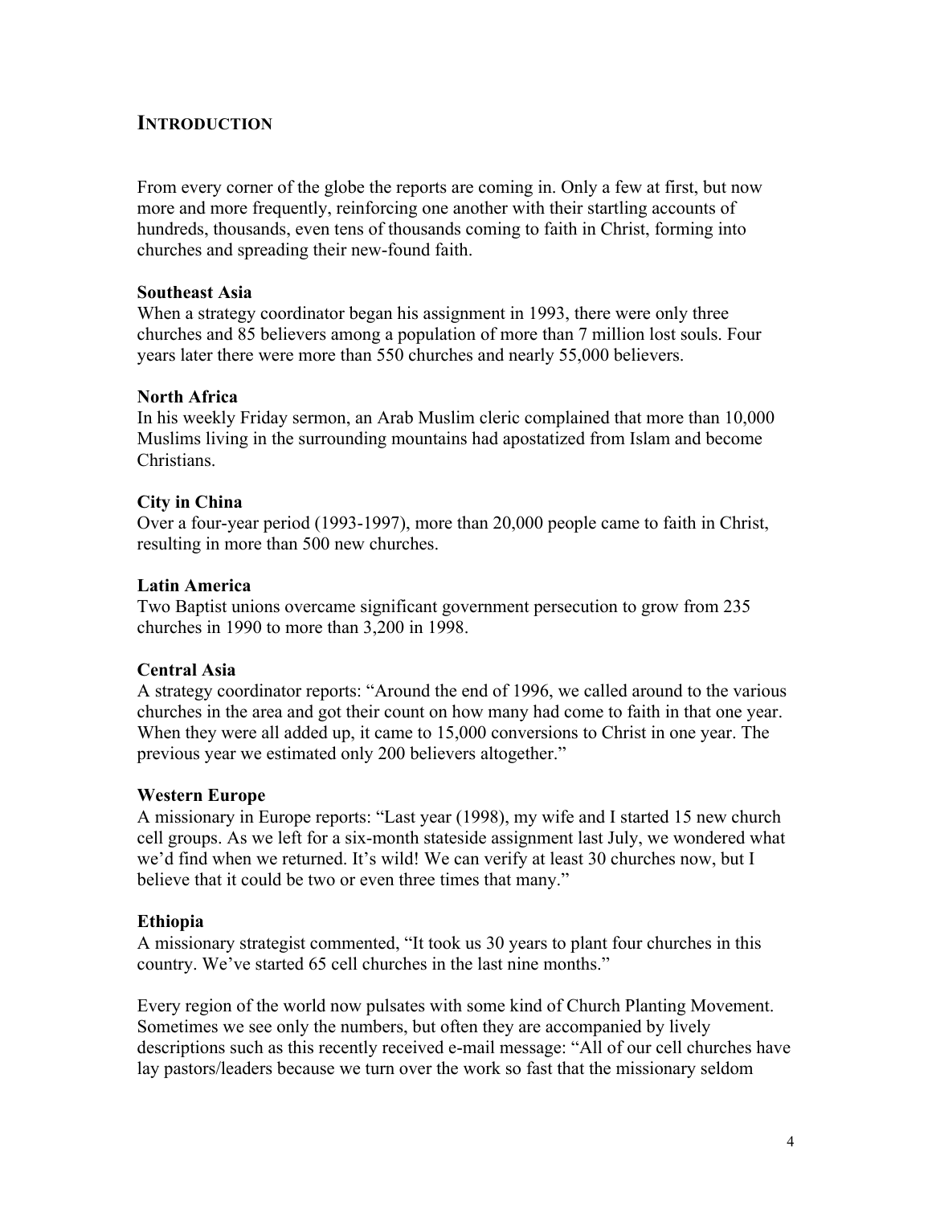## INTRODUCTION

From every corner of the globe the reports are coming in. Only a few at first, but now more and more frequently, reinforcing one another with their startling accounts of hundreds, thousands, even tens of thousands coming to faith in Christ, forming into churches and spreading their new-found faith.

**Southeast Asia**
When a strategy coordinator began his assignment in 1993, there were only three churches and 85 believers among a population of more than 7 million lost souls. Four years later there were more than 550 churches and nearly 55,000 believers.

**North Africa**
In his weekly Friday sermon, an Arab Muslim cleric complained that more than 10,000 Muslims living in the surrounding mountains had apostatized from Islam and become Christians.

**City in China**
Over a four-year period (1993-1997), more than 20,000 people came to faith in Christ, resulting in more than 500 new churches.

**Latin America**
Two Baptist unions overcame significant government persecution to grow from 235 churches in 1990 to more than 3,200 in 1998.

**Central Asia**
A strategy coordinator reports: "Around the end of 1996, we called around to the various churches in the area and got their count on how many had come to faith in that one year. When they were all added up, it came to 15,000 conversions to Christ in one year. The previous year we estimated only 200 believers altogether."

**Western Europe**
A missionary in Europe reports: "Last year (1998), my wife and I started 15 new church cell groups. As we left for a six-month stateside assignment last July, we wondered what we'd find when we returned. It's wild! We can verify at least 30 churches now, but I believe that it could be two or even three times that many."

**Ethiopia**
A missionary strategist commented, "It took us 30 years to plant four churches in this country. We've started 65 cell churches in the last nine months."

Every region of the world now pulsates with some kind of Church Planting Movement. Sometimes we see only the numbers, but often they are accompanied by lively descriptions such as this recently received e-mail message: "All of our cell churches have lay pastors/leaders because we turn over the work so fast that the missionary seldom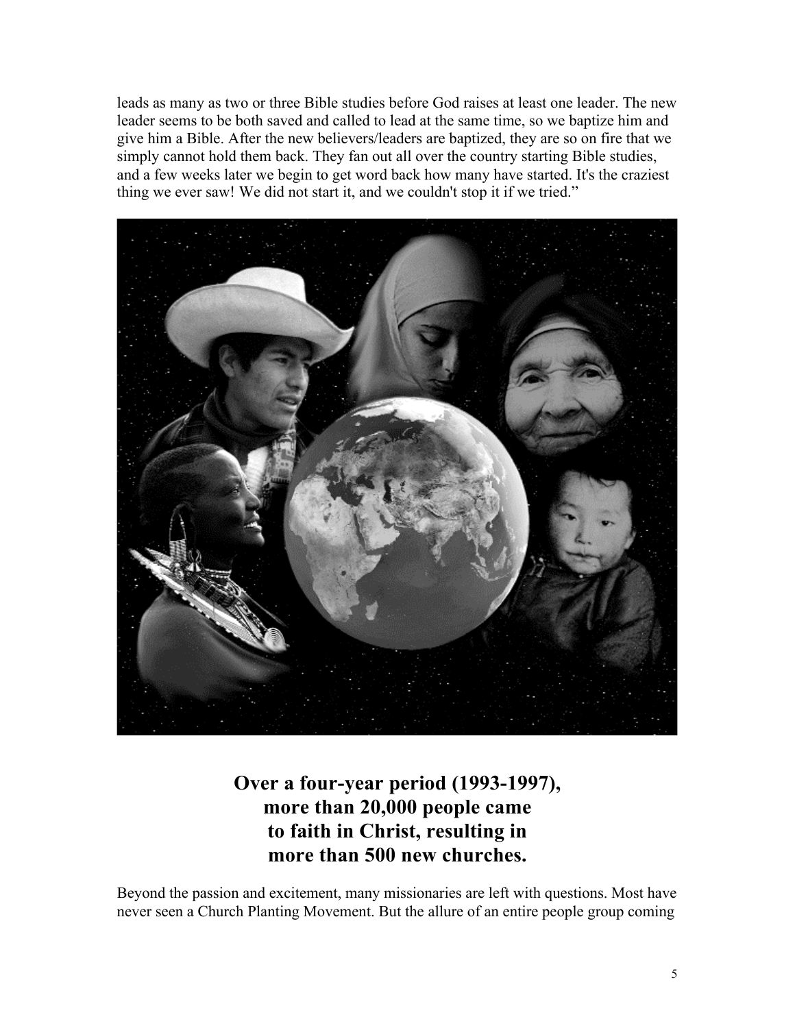leads as many as two or three Bible studies before God raises at least one leader. The new leader seems to be both saved and called to lead at the same time, so we baptize him and give him a Bible. After the new believers/leaders are baptized, they are so on fire that we simply cannot hold them back. They fan out all over the country starting Bible studies, and a few weeks later we begin to get word back how many have started. It's the craziest thing we ever saw! We did not start it, and we couldn't stop it if we tried."

**Over a four-year period (1993-1997), more than 20,000 people came to faith in Christ, resulting in more than 500 new churches.**

Beyond the passion and excitement, many missionaries are left with questions. Most have never seen a Church Planting Movement. But the allure of an entire people group coming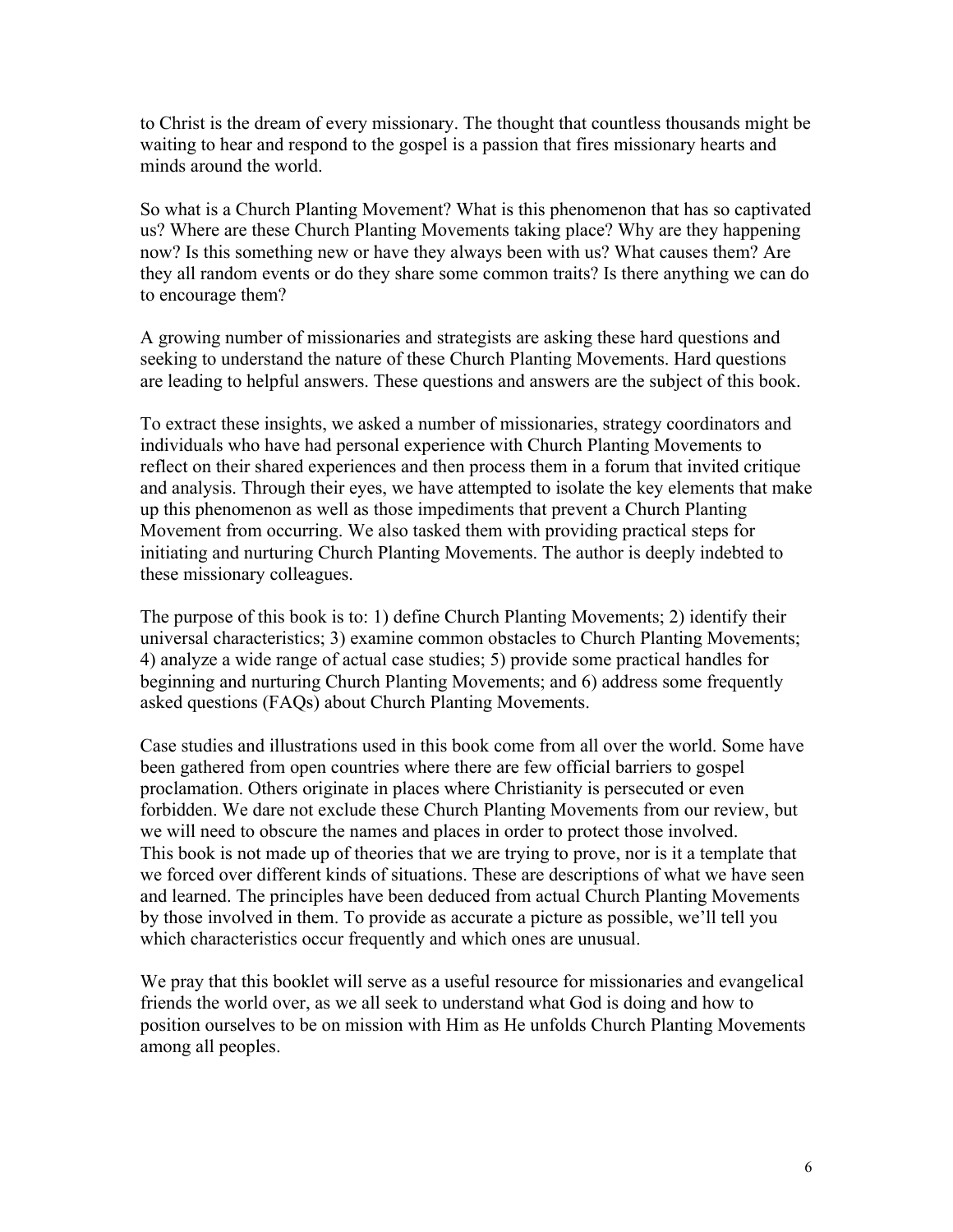to Christ is the dream of every missionary. The thought that countless thousands might be waiting to hear and respond to the gospel is a passion that fires missionary hearts and minds around the world.

So what is a Church Planting Movement? What is this phenomenon that has so captivated us? Where are these Church Planting Movements taking place? Why are they happening now? Is this something new or have they always been with us? What causes them? Are they all random events or do they share some common traits? Is there anything we can do to encourage them?

A growing number of missionaries and strategists are asking these hard questions and seeking to understand the nature of these Church Planting Movements. Hard questions are leading to helpful answers. These questions and answers are the subject of this book.

To extract these insights, we asked a number of missionaries, strategy coordinators and individuals who have had personal experience with Church Planting Movements to reflect on their shared experiences and then process them in a forum that invited critique and analysis. Through their eyes, we have attempted to isolate the key elements that make up this phenomenon as well as those impediments that prevent a Church Planting Movement from occurring. We also tasked them with providing practical steps for initiating and nurturing Church Planting Movements. The author is deeply indebted to these missionary colleagues.

The purpose of this book is to: 1) define Church Planting Movements; 2) identify their universal characteristics; 3) examine common obstacles to Church Planting Movements; 4) analyze a wide range of actual case studies; 5) provide some practical handles for beginning and nurturing Church Planting Movements; and 6) address some frequently asked questions (FAQs) about Church Planting Movements.

Case studies and illustrations used in this book come from all over the world. Some have been gathered from open countries where there are few official barriers to gospel proclamation. Others originate in places where Christianity is persecuted or even forbidden. We dare not exclude these Church Planting Movements from our review, but we will need to obscure the names and places in order to protect those involved.

This book is not made up of theories that we are trying to prove, nor is it a template that we forced over different kinds of situations. These are descriptions of what we have seen and learned. The principles have been deduced from actual Church Planting Movements by those involved in them. To provide as accurate a picture as possible, we'll tell you which characteristics occur frequently and which ones are unusual.

We pray that this booklet will serve as a useful resource for missionaries and evangelical friends the world over, as we all seek to understand what God is doing and how to position ourselves to be on mission with Him as He unfolds Church Planting Movements among all peoples.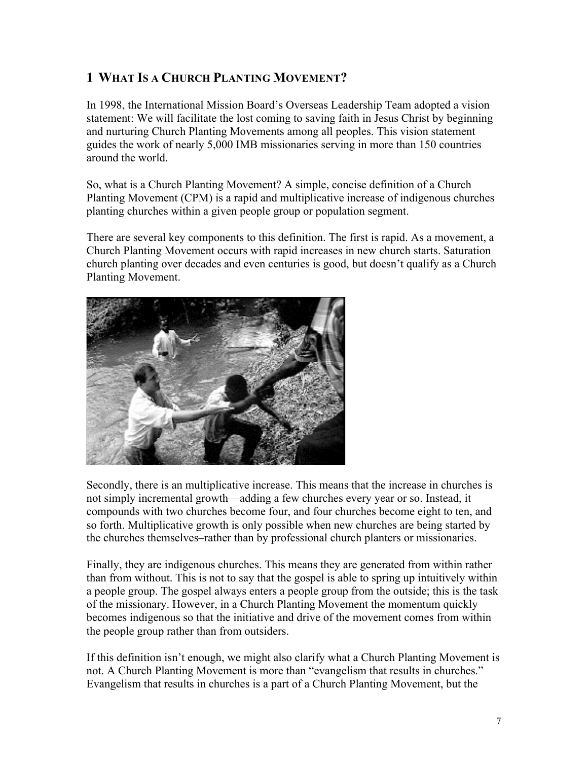## 1 What Is a Church Planting Movement?

In 1998, the International Mission Board's Overseas Leadership Team adopted a vision statement: We will facilitate the lost coming to saving faith in Jesus Christ by beginning and nurturing Church Planting Movements among all peoples. This vision statement guides the work of nearly 5,000 IMB missionaries serving in more than 150 countries around the world.

So, what is a Church Planting Movement? A simple, concise definition of a Church Planting Movement (CPM) is a rapid and multiplicative increase of indigenous churches planting churches within a given people group or population segment.

There are several key components to this definition. The first is rapid. As a movement, a Church Planting Movement occurs with rapid increases in new church starts. Saturation church planting over decades and even centuries is good, but doesn't qualify as a Church Planting Movement.

Secondly, there is an multiplicative increase. This means that the increase in churches is not simply incremental growth—adding a few churches every year or so. Instead, it compounds with two churches become four, and four churches become eight to ten, and so forth. Multiplicative growth is only possible when new churches are being started by the churches themselves–rather than by professional church planters or missionaries.

Finally, they are indigenous churches. This means they are generated from within rather than from without. This is not to say that the gospel is able to spring up intuitively within a people group. The gospel always enters a people group from the outside; this is the task of the missionary. However, in a Church Planting Movement the momentum quickly becomes indigenous so that the initiative and drive of the movement comes from within the people group rather than from outsiders.

If this definition isn't enough, we might also clarify what a Church Planting Movement is not. A Church Planting Movement is more than "evangelism that results in churches." Evangelism that results in churches is a part of a Church Planting Movement, but the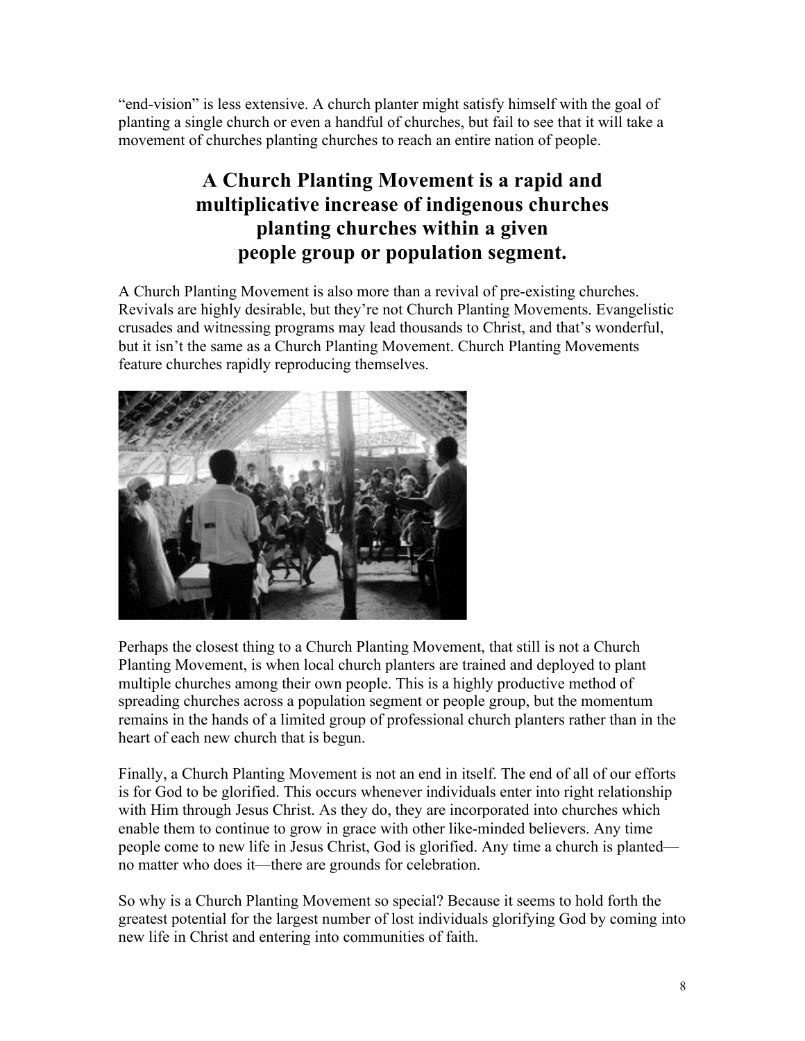"end-vision" is less extensive. A church planter might satisfy himself with the goal of planting a single church or even a handful of churches, but fail to see that it will take a movement of churches planting churches to reach an entire nation of people.

**A Church Planting Movement is a rapid and multiplicative increase of indigenous churches planting churches within a given people group or population segment.**

A Church Planting Movement is also more than a revival of pre-existing churches. Revivals are highly desirable, but they're not Church Planting Movements. Evangelistic crusades and witnessing programs may lead thousands to Christ, and that's wonderful, but it isn't the same as a Church Planting Movement. Church Planting Movements feature churches rapidly reproducing themselves.

Perhaps the closest thing to a Church Planting Movement, that still is not a Church Planting Movement, is when local church planters are trained and deployed to plant multiple churches among their own people. This is a highly productive method of spreading churches across a population segment or people group, but the momentum remains in the hands of a limited group of professional church planters rather than in the heart of each new church that is begun.

Finally, a Church Planting Movement is not an end in itself. The end of all of our efforts is for God to be glorified. This occurs whenever individuals enter into right relationship with Him through Jesus Christ. As they do, they are incorporated into churches which enable them to continue to grow in grace with other like-minded believers. Any time people come to new life in Jesus Christ, God is glorified. Any time a church is planted—no matter who does it—there are grounds for celebration.

So why is a Church Planting Movement so special? Because it seems to hold forth the greatest potential for the largest number of lost individuals glorifying God by coming into new life in Christ and entering into communities of faith.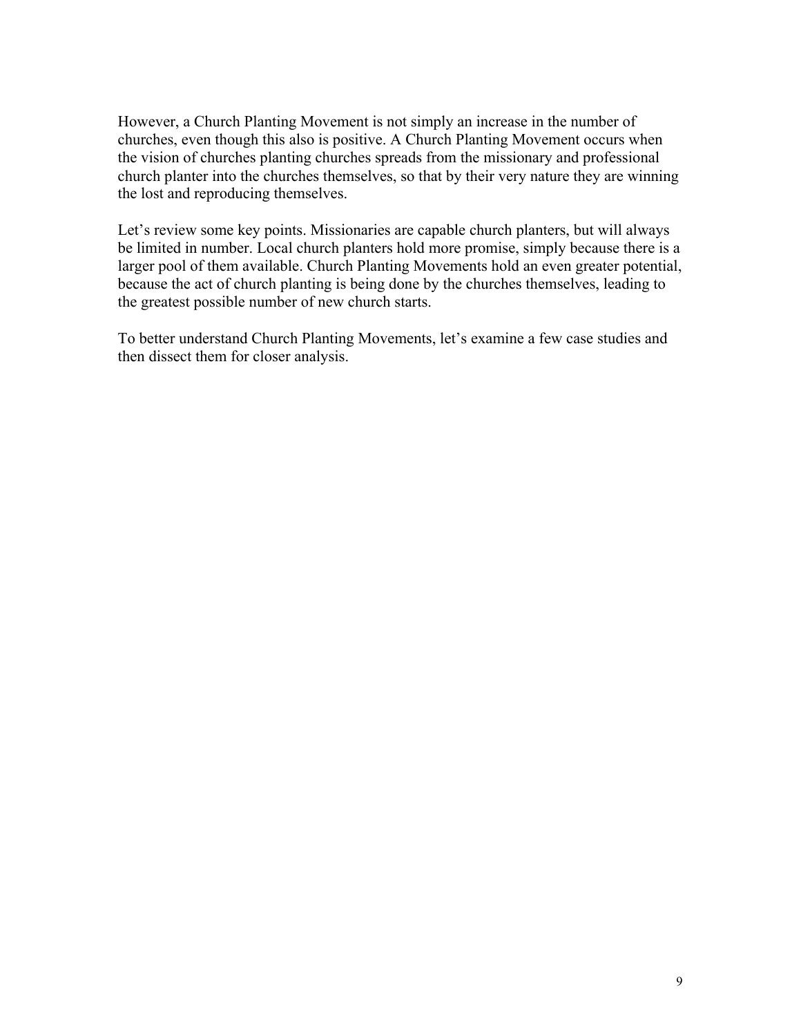However, a Church Planting Movement is not simply an increase in the number of churches, even though this also is positive. A Church Planting Movement occurs when the vision of churches planting churches spreads from the missionary and professional church planter into the churches themselves, so that by their very nature they are winning the lost and reproducing themselves.

Let's review some key points. Missionaries are capable church planters, but will always be limited in number. Local church planters hold more promise, simply because there is a larger pool of them available. Church Planting Movements hold an even greater potential, because the act of church planting is being done by the churches themselves, leading to the greatest possible number of new church starts.

To better understand Church Planting Movements, let's examine a few case studies and then dissect them for closer analysis.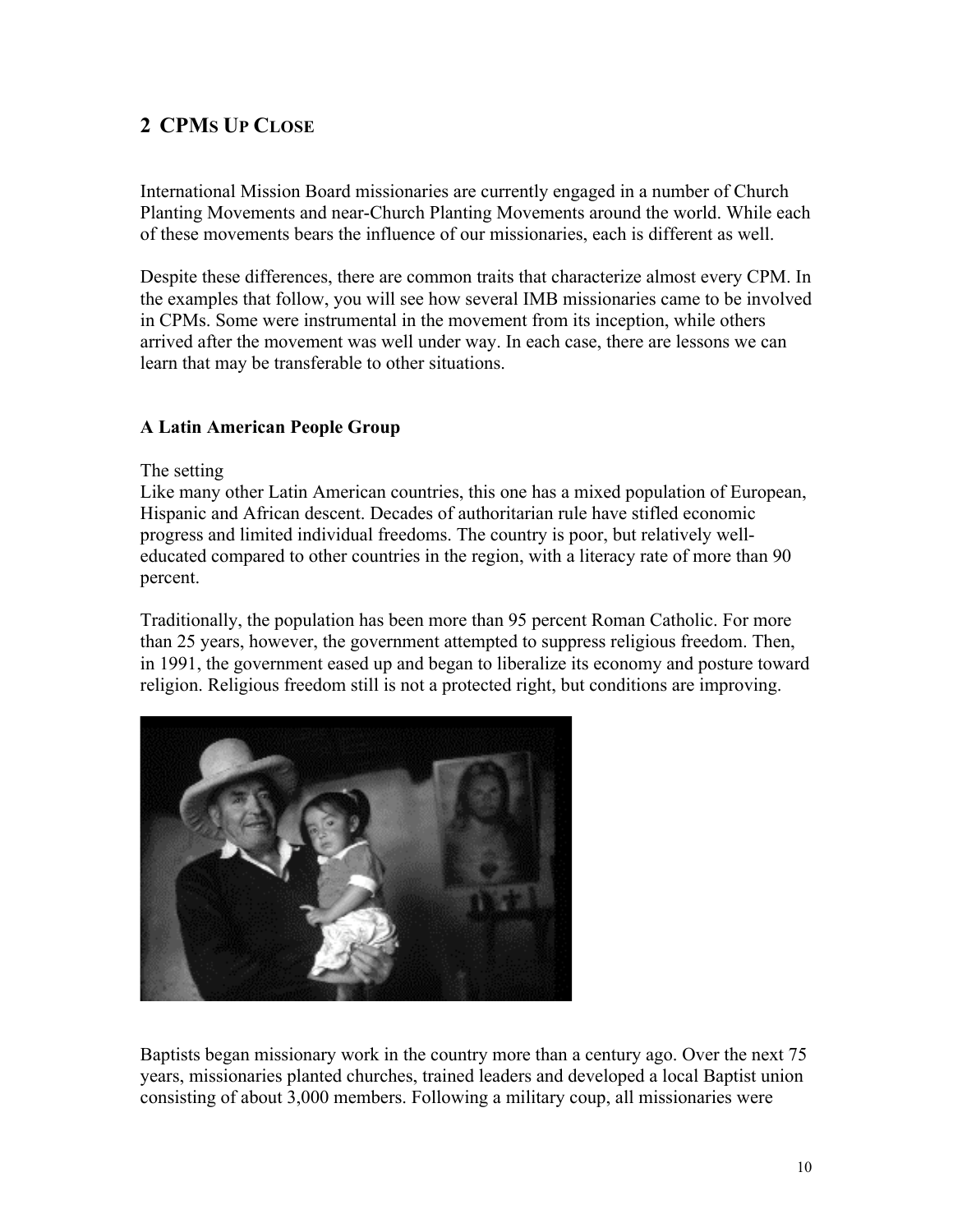## 2 CPMs Up Close

International Mission Board missionaries are currently engaged in a number of Church Planting Movements and near-Church Planting Movements around the world. While each of these movements bears the influence of our missionaries, each is different as well.

Despite these differences, there are common traits that characterize almost every CPM. In the examples that follow, you will see how several IMB missionaries came to be involved in CPMs. Some were instrumental in the movement from its inception, while others arrived after the movement was well under way. In each case, there are lessons we can learn that may be transferable to other situations.

### A Latin American People Group

The setting

Like many other Latin American countries, this one has a mixed population of European, Hispanic and African descent. Decades of authoritarian rule have stifled economic progress and limited individual freedoms. The country is poor, but relatively well-educated compared to other countries in the region, with a literacy rate of more than 90 percent.

Traditionally, the population has been more than 95 percent Roman Catholic. For more than 25 years, however, the government attempted to suppress religious freedom. Then, in 1991, the government eased up and began to liberalize its economy and posture toward religion. Religious freedom still is not a protected right, but conditions are improving.

Baptists began missionary work in the country more than a century ago. Over the next 75 years, missionaries planted churches, trained leaders and developed a local Baptist union consisting of about 3,000 members. Following a military coup, all missionaries were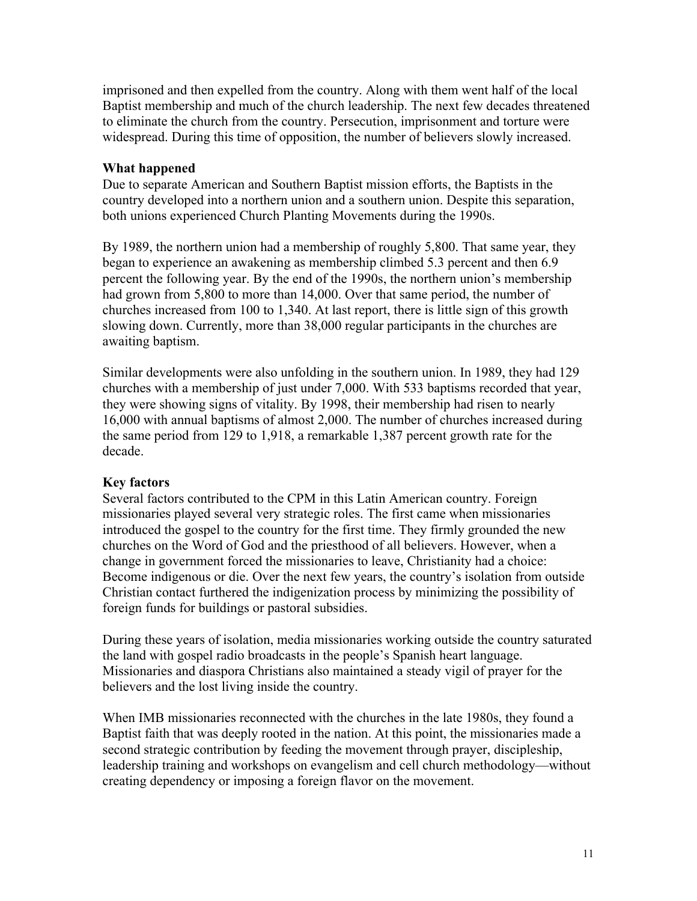imprisoned and then expelled from the country. Along with them went half of the local Baptist membership and much of the church leadership. The next few decades threatened to eliminate the church from the country. Persecution, imprisonment and torture were widespread. During this time of opposition, the number of believers slowly increased.

**What happened**

Due to separate American and Southern Baptist mission efforts, the Baptists in the country developed into a northern union and a southern union. Despite this separation, both unions experienced Church Planting Movements during the 1990s.

By 1989, the northern union had a membership of roughly 5,800. That same year, they began to experience an awakening as membership climbed 5.3 percent and then 6.9 percent the following year. By the end of the 1990s, the northern union's membership had grown from 5,800 to more than 14,000. Over that same period, the number of churches increased from 100 to 1,340. At last report, there is little sign of this growth slowing down. Currently, more than 38,000 regular participants in the churches are awaiting baptism.

Similar developments were also unfolding in the southern union. In 1989, they had 129 churches with a membership of just under 7,000. With 533 baptisms recorded that year, they were showing signs of vitality. By 1998, their membership had risen to nearly 16,000 with annual baptisms of almost 2,000. The number of churches increased during the same period from 129 to 1,918, a remarkable 1,387 percent growth rate for the decade.

**Key factors**

Several factors contributed to the CPM in this Latin American country. Foreign missionaries played several very strategic roles. The first came when missionaries introduced the gospel to the country for the first time. They firmly grounded the new churches on the Word of God and the priesthood of all believers. However, when a change in government forced the missionaries to leave, Christianity had a choice: Become indigenous or die. Over the next few years, the country's isolation from outside Christian contact furthered the indigenization process by minimizing the possibility of foreign funds for buildings or pastoral subsidies.

During these years of isolation, media missionaries working outside the country saturated the land with gospel radio broadcasts in the people's Spanish heart language. Missionaries and diaspora Christians also maintained a steady vigil of prayer for the believers and the lost living inside the country.

When IMB missionaries reconnected with the churches in the late 1980s, they found a Baptist faith that was deeply rooted in the nation. At this point, the missionaries made a second strategic contribution by feeding the movement through prayer, discipleship, leadership training and workshops on evangelism and cell church methodology—without creating dependency or imposing a foreign flavor on the movement.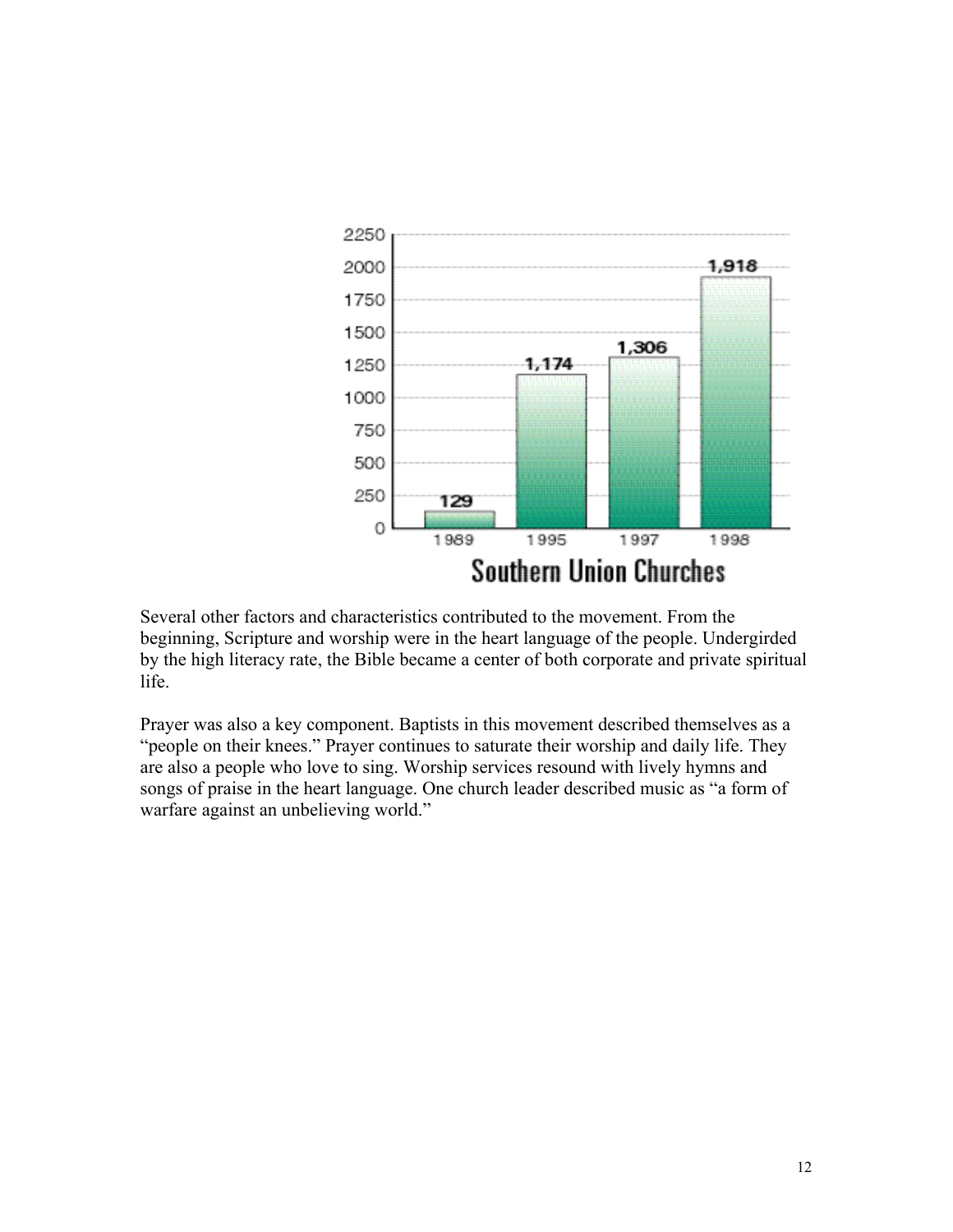**Southern Union Churches**

| Year | Churches |
| --- | --- |
| 1989 | 129 |
| 1995 | 1,174 |
| 1997 | 1,306 |
| 1998 | 1,918 |

Several other factors and characteristics contributed to the movement. From the beginning, Scripture and worship were in the heart language of the people. Undergirded by the high literacy rate, the Bible became a center of both corporate and private spiritual life.

Prayer was also a key component. Baptists in this movement described themselves as a "people on their knees." Prayer continues to saturate their worship and daily life. They are also a people who love to sing. Worship services resound with lively hymns and songs of praise in the heart language. One church leader described music as "a form of warfare against an unbelieving world."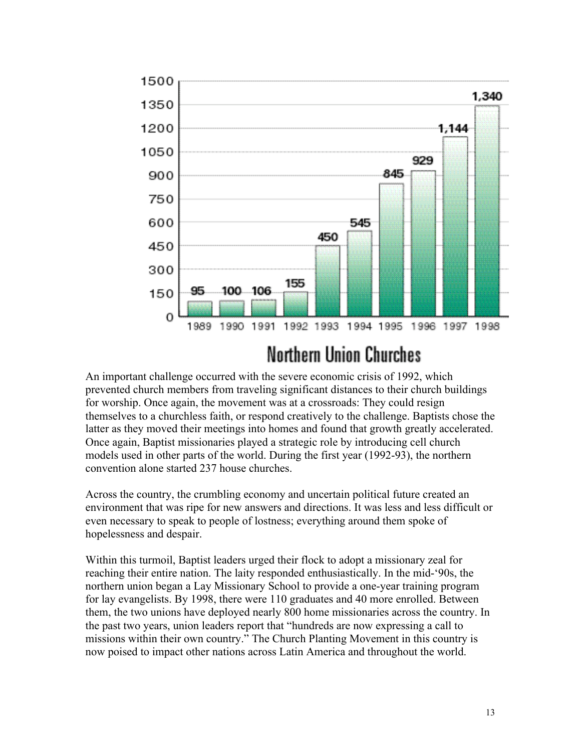| Year | Churches |
| --- | --- |
| 1989 | 95 |
| 1990 | 100 |
| 1991 | 106 |
| 1992 | 155 |
| 1993 | 450 |
| 1994 | 545 |
| 1995 | 845 |
| 1996 | 929 |
| 1997 | 1,144 |
| 1998 | 1,340 |

**Northern Union Churches**

An important challenge occurred with the severe economic crisis of 1992, which prevented church members from traveling significant distances to their church buildings for worship. Once again, the movement was at a crossroads: They could resign themselves to a churchless faith, or respond creatively to the challenge. Baptists chose the latter as they moved their meetings into homes and found that growth greatly accelerated. Once again, Baptist missionaries played a strategic role by introducing cell church models used in other parts of the world. During the first year (1992-93), the northern convention alone started 237 house churches.

Across the country, the crumbling economy and uncertain political future created an environment that was ripe for new answers and directions. It was less and less difficult or even necessary to speak to people of lostness; everything around them spoke of hopelessness and despair.

Within this turmoil, Baptist leaders urged their flock to adopt a missionary zeal for reaching their entire nation. The laity responded enthusiastically. In the mid-'90s, the northern union began a Lay Missionary School to provide a one-year training program for lay evangelists. By 1998, there were 110 graduates and 40 more enrolled. Between them, the two unions have deployed nearly 800 home missionaries across the country. In the past two years, union leaders report that "hundreds are now expressing a call to missions within their own country." The Church Planting Movement in this country is now poised to impact other nations across Latin America and throughout the world.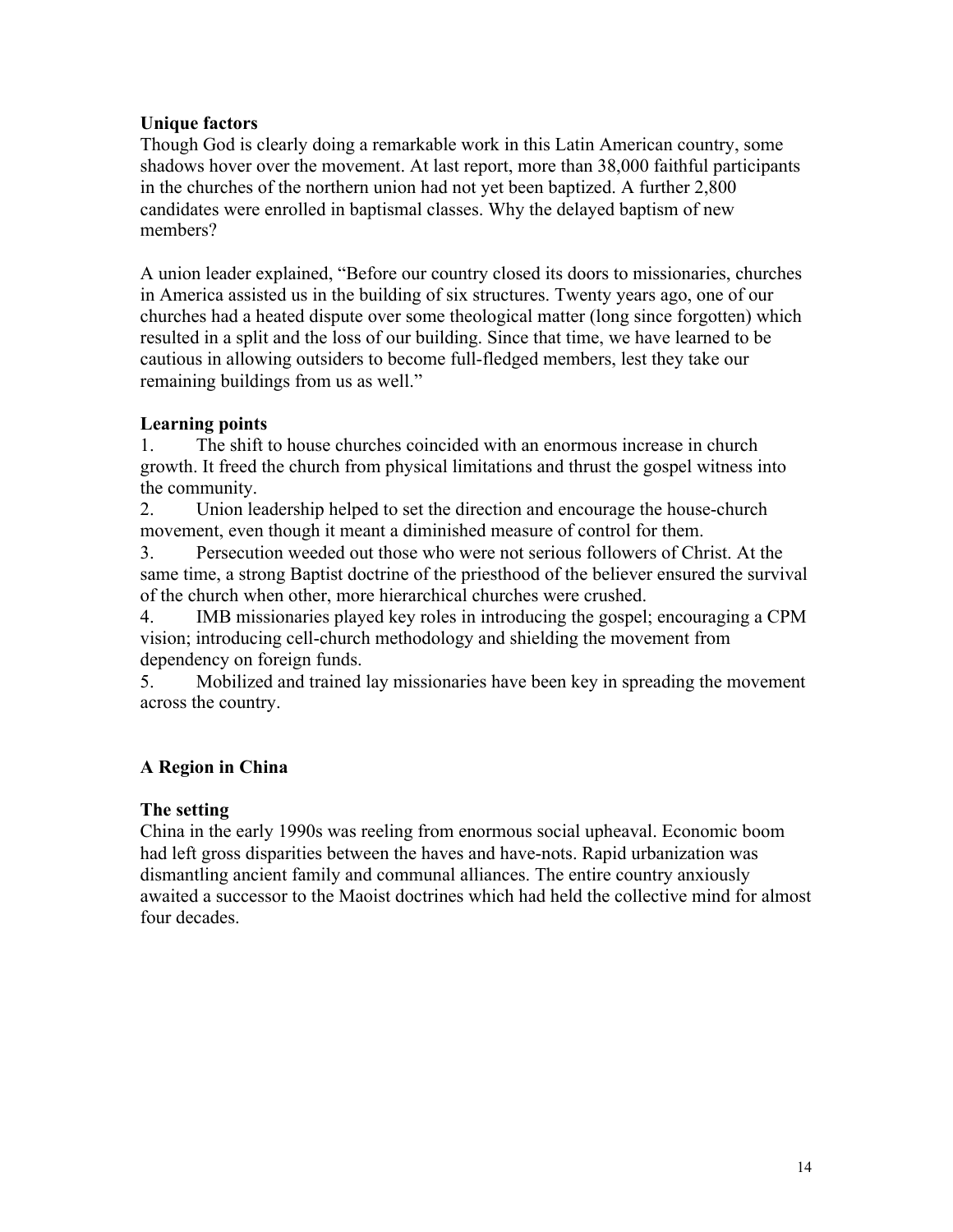**Unique factors**

Though God is clearly doing a remarkable work in this Latin American country, some shadows hover over the movement. At last report, more than 38,000 faithful participants in the churches of the northern union had not yet been baptized. A further 2,800 candidates were enrolled in baptismal classes. Why the delayed baptism of new members?

A union leader explained, "Before our country closed its doors to missionaries, churches in America assisted us in the building of six structures. Twenty years ago, one of our churches had a heated dispute over some theological matter (long since forgotten) which resulted in a split and the loss of our building. Since that time, we have learned to be cautious in allowing outsiders to become full-fledged members, lest they take our remaining buildings from us as well."

**Learning points**

1. The shift to house churches coincided with an enormous increase in church growth. It freed the church from physical limitations and thrust the gospel witness into the community.
2. Union leadership helped to set the direction and encourage the house-church movement, even though it meant a diminished measure of control for them.
3. Persecution weeded out those who were not serious followers of Christ. At the same time, a strong Baptist doctrine of the priesthood of the believer ensured the survival of the church when other, more hierarchical churches were crushed.
4. IMB missionaries played key roles in introducing the gospel; encouraging a CPM vision; introducing cell-church methodology and shielding the movement from dependency on foreign funds.
5. Mobilized and trained lay missionaries have been key in spreading the movement across the country.

## A Region in China

**The setting**

China in the early 1990s was reeling from enormous social upheaval. Economic boom had left gross disparities between the haves and have-nots. Rapid urbanization was dismantling ancient family and communal alliances. The entire country anxiously awaited a successor to the Maoist doctrines which had held the collective mind for almost four decades.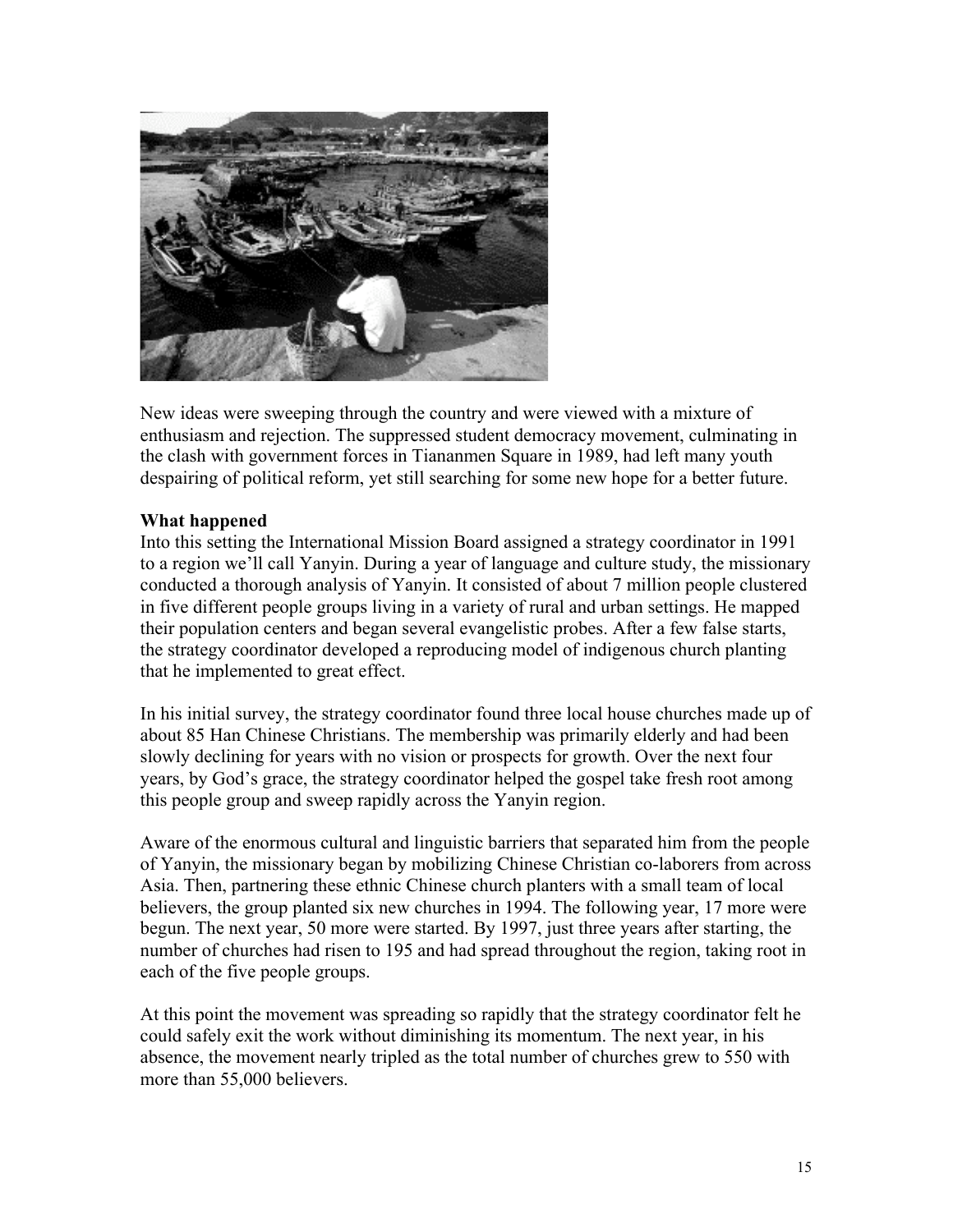New ideas were sweeping through the country and were viewed with a mixture of enthusiasm and rejection. The suppressed student democracy movement, culminating in the clash with government forces in Tiananmen Square in 1989, had left many youth despairing of political reform, yet still searching for some new hope for a better future.

**What happened**

Into this setting the International Mission Board assigned a strategy coordinator in 1991 to a region we'll call Yanyin. During a year of language and culture study, the missionary conducted a thorough analysis of Yanyin. It consisted of about 7 million people clustered in five different people groups living in a variety of rural and urban settings. He mapped their population centers and began several evangelistic probes. After a few false starts, the strategy coordinator developed a reproducing model of indigenous church planting that he implemented to great effect.

In his initial survey, the strategy coordinator found three local house churches made up of about 85 Han Chinese Christians. The membership was primarily elderly and had been slowly declining for years with no vision or prospects for growth. Over the next four years, by God's grace, the strategy coordinator helped the gospel take fresh root among this people group and sweep rapidly across the Yanyin region.

Aware of the enormous cultural and linguistic barriers that separated him from the people of Yanyin, the missionary began by mobilizing Chinese Christian co-laborers from across Asia. Then, partnering these ethnic Chinese church planters with a small team of local believers, the group planted six new churches in 1994. The following year, 17 more were begun. The next year, 50 more were started. By 1997, just three years after starting, the number of churches had risen to 195 and had spread throughout the region, taking root in each of the five people groups.

At this point the movement was spreading so rapidly that the strategy coordinator felt he could safely exit the work without diminishing its momentum. The next year, in his absence, the movement nearly tripled as the total number of churches grew to 550 with more than 55,000 believers.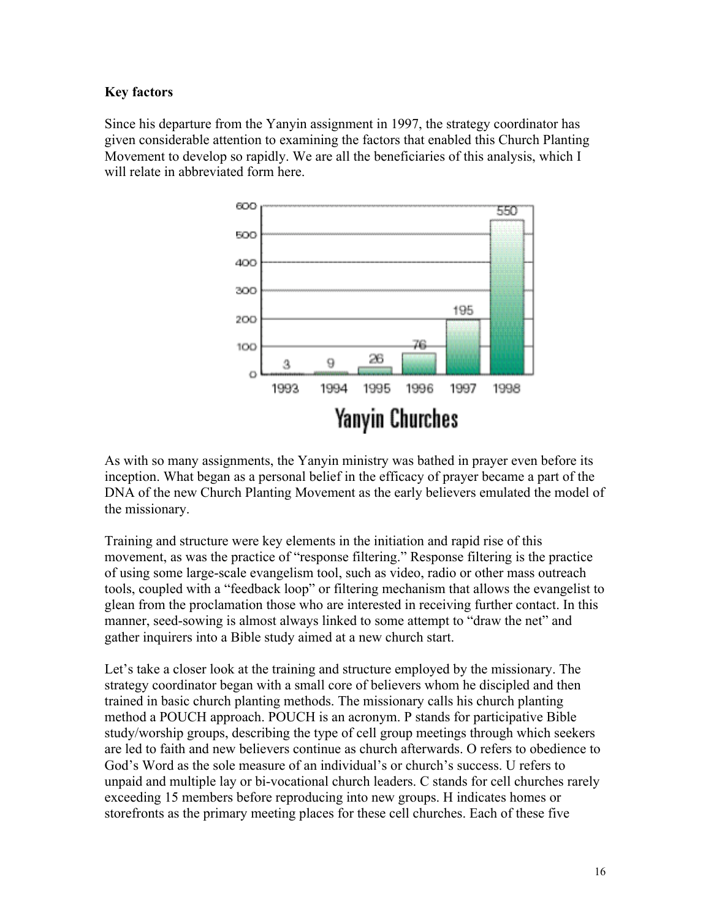**Key factors**

Since his departure from the Yanyin assignment in 1997, the strategy coordinator has given considerable attention to examining the factors that enabled this Church Planting Movement to develop so rapidly. We are all the beneficiaries of this analysis, which I will relate in abbreviated form here.

| 1993 | 1994 | 1995 | 1996 | 1997 | 1998 |
| --- | --- | --- | --- | --- | --- |
| 3 | 9 | 26 | 76 | 195 | 550 |

Yanyin Churches

As with so many assignments, the Yanyin ministry was bathed in prayer even before its inception. What began as a personal belief in the efficacy of prayer became a part of the DNA of the new Church Planting Movement as the early believers emulated the model of the missionary.

Training and structure were key elements in the initiation and rapid rise of this movement, as was the practice of "response filtering." Response filtering is the practice of using some large-scale evangelism tool, such as video, radio or other mass outreach tools, coupled with a "feedback loop" or filtering mechanism that allows the evangelist to glean from the proclamation those who are interested in receiving further contact. In this manner, seed-sowing is almost always linked to some attempt to "draw the net" and gather inquirers into a Bible study aimed at a new church start.

Let's take a closer look at the training and structure employed by the missionary. The strategy coordinator began with a small core of believers whom he discipled and then trained in basic church planting methods. The missionary calls his church planting method a POUCH approach. POUCH is an acronym. P stands for participative Bible study/worship groups, describing the type of cell group meetings through which seekers are led to faith and new believers continue as church afterwards. O refers to obedience to God's Word as the sole measure of an individual's or church's success. U refers to unpaid and multiple lay or bi-vocational church leaders. C stands for cell churches rarely exceeding 15 members before reproducing into new groups. H indicates homes or storefronts as the primary meeting places for these cell churches. Each of these five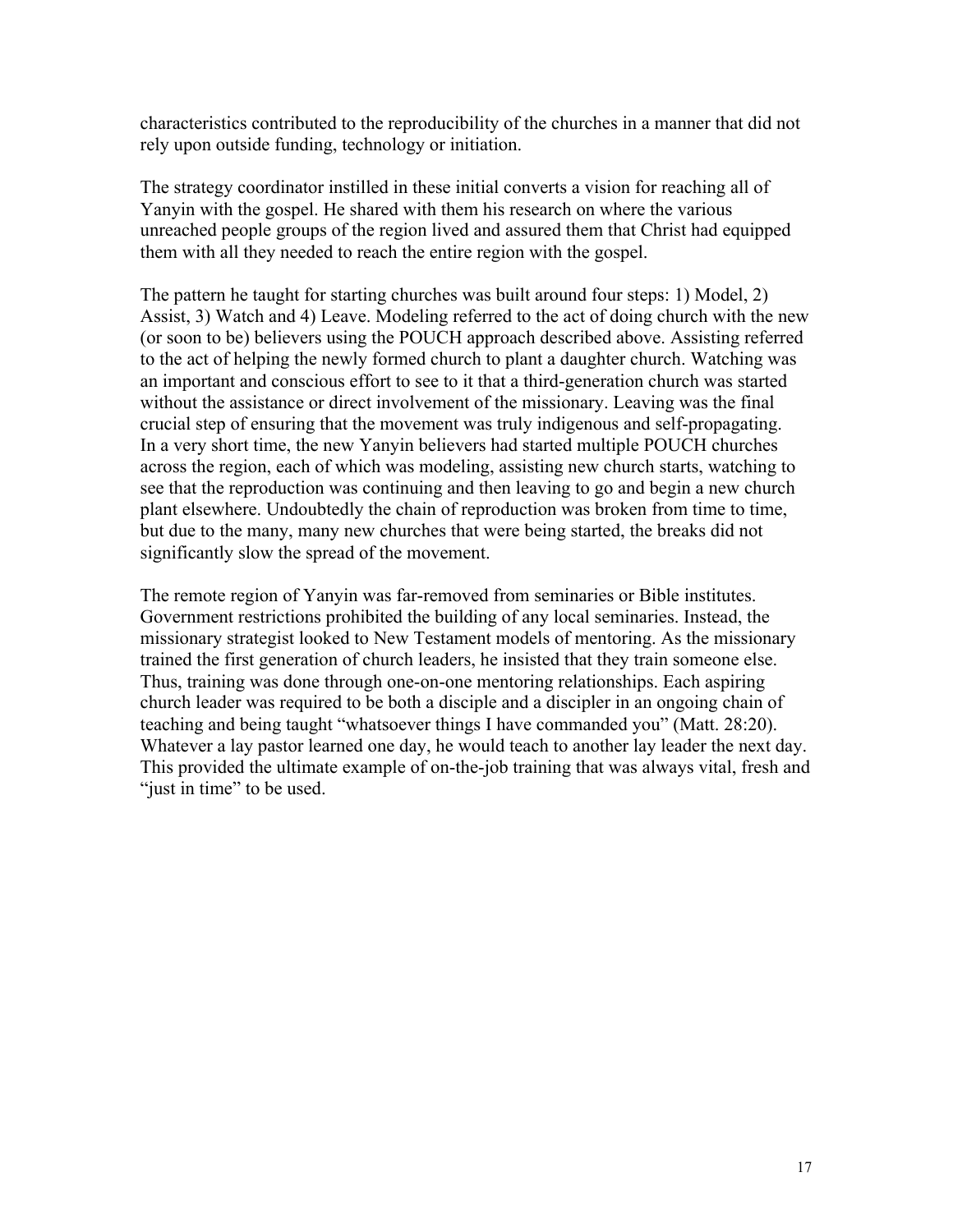characteristics contributed to the reproducibility of the churches in a manner that did not rely upon outside funding, technology or initiation.

The strategy coordinator instilled in these initial converts a vision for reaching all of Yanyin with the gospel. He shared with them his research on where the various unreached people groups of the region lived and assured them that Christ had equipped them with all they needed to reach the entire region with the gospel.

The pattern he taught for starting churches was built around four steps: 1) Model, 2) Assist, 3) Watch and 4) Leave. Modeling referred to the act of doing church with the new (or soon to be) believers using the POUCH approach described above. Assisting referred to the act of helping the newly formed church to plant a daughter church. Watching was an important and conscious effort to see to it that a third-generation church was started without the assistance or direct involvement of the missionary. Leaving was the final crucial step of ensuring that the movement was truly indigenous and self-propagating. In a very short time, the new Yanyin believers had started multiple POUCH churches across the region, each of which was modeling, assisting new church starts, watching to see that the reproduction was continuing and then leaving to go and begin a new church plant elsewhere. Undoubtedly the chain of reproduction was broken from time to time, but due to the many, many new churches that were being started, the breaks did not significantly slow the spread of the movement.

The remote region of Yanyin was far-removed from seminaries or Bible institutes. Government restrictions prohibited the building of any local seminaries. Instead, the missionary strategist looked to New Testament models of mentoring. As the missionary trained the first generation of church leaders, he insisted that they train someone else. Thus, training was done through one-on-one mentoring relationships. Each aspiring church leader was required to be both a disciple and a discipler in an ongoing chain of teaching and being taught "whatsoever things I have commanded you" (Matt. 28:20). Whatever a lay pastor learned one day, he would teach to another lay leader the next day. This provided the ultimate example of on-the-job training that was always vital, fresh and "just in time" to be used.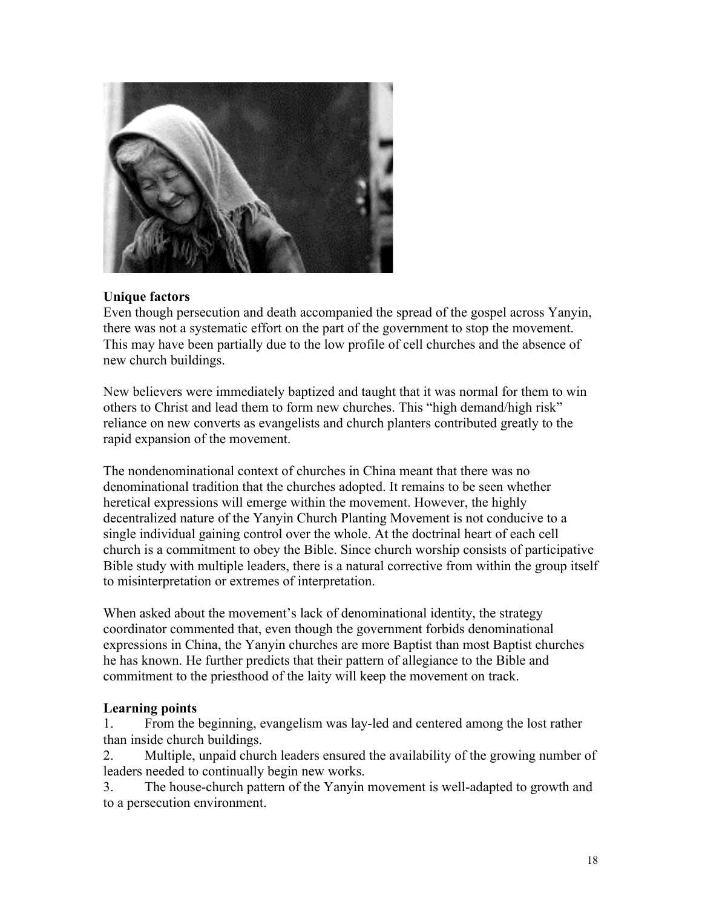**Unique factors**

Even though persecution and death accompanied the spread of the gospel across Yanyin, there was not a systematic effort on the part of the government to stop the movement. This may have been partially due to the low profile of cell churches and the absence of new church buildings.

New believers were immediately baptized and taught that it was normal for them to win others to Christ and lead them to form new churches. This "high demand/high risk" reliance on new converts as evangelists and church planters contributed greatly to the rapid expansion of the movement.

The nondenominational context of churches in China meant that there was no denominational tradition that the churches adopted. It remains to be seen whether heretical expressions will emerge within the movement. However, the highly decentralized nature of the Yanyin Church Planting Movement is not conducive to a single individual gaining control over the whole. At the doctrinal heart of each cell church is a commitment to obey the Bible. Since church worship consists of participative Bible study with multiple leaders, there is a natural corrective from within the group itself to misinterpretation or extremes of interpretation.

When asked about the movement's lack of denominational identity, the strategy coordinator commented that, even though the government forbids denominational expressions in China, the Yanyin churches are more Baptist than most Baptist churches he has known. He further predicts that their pattern of allegiance to the Bible and commitment to the priesthood of the laity will keep the movement on track.

**Learning points**

1. From the beginning, evangelism was lay-led and centered among the lost rather than inside church buildings.
2. Multiple, unpaid church leaders ensured the availability of the growing number of leaders needed to continually begin new works.
3. The house-church pattern of the Yanyin movement is well-adapted to growth and to a persecution environment.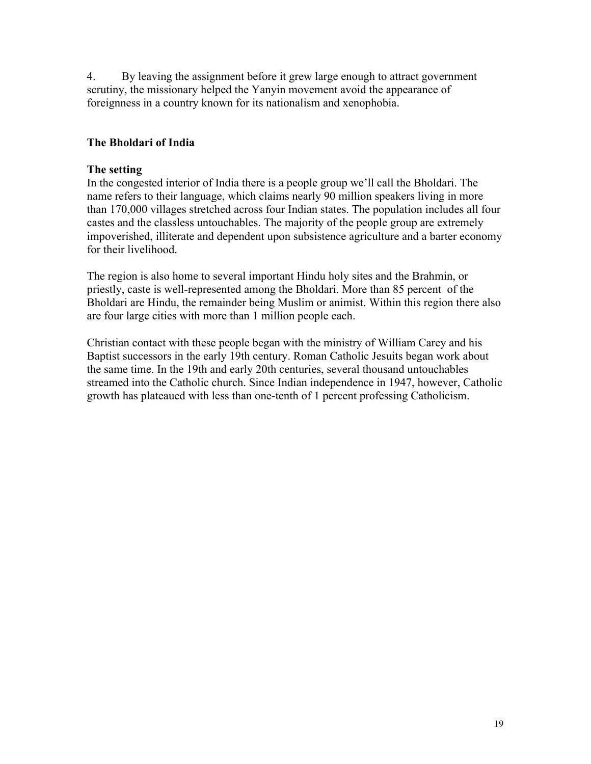4. By leaving the assignment before it grew large enough to attract government scrutiny, the missionary helped the Yanyin movement avoid the appearance of foreignness in a country known for its nationalism and xenophobia.

### The Bholdari of India

**The setting**

In the congested interior of India there is a people group we'll call the Bholdari. The name refers to their language, which claims nearly 90 million speakers living in more than 170,000 villages stretched across four Indian states. The population includes all four castes and the classless untouchables. The majority of the people group are extremely impoverished, illiterate and dependent upon subsistence agriculture and a barter economy for their livelihood.

The region is also home to several important Hindu holy sites and the Brahmin, or priestly, caste is well-represented among the Bholdari. More than 85 percent of the Bholdari are Hindu, the remainder being Muslim or animist. Within this region there also are four large cities with more than 1 million people each.

Christian contact with these people began with the ministry of William Carey and his Baptist successors in the early 19th century. Roman Catholic Jesuits began work about the same time. In the 19th and early 20th centuries, several thousand untouchables streamed into the Catholic church. Since Indian independence in 1947, however, Catholic growth has plateaued with less than one-tenth of 1 percent professing Catholicism.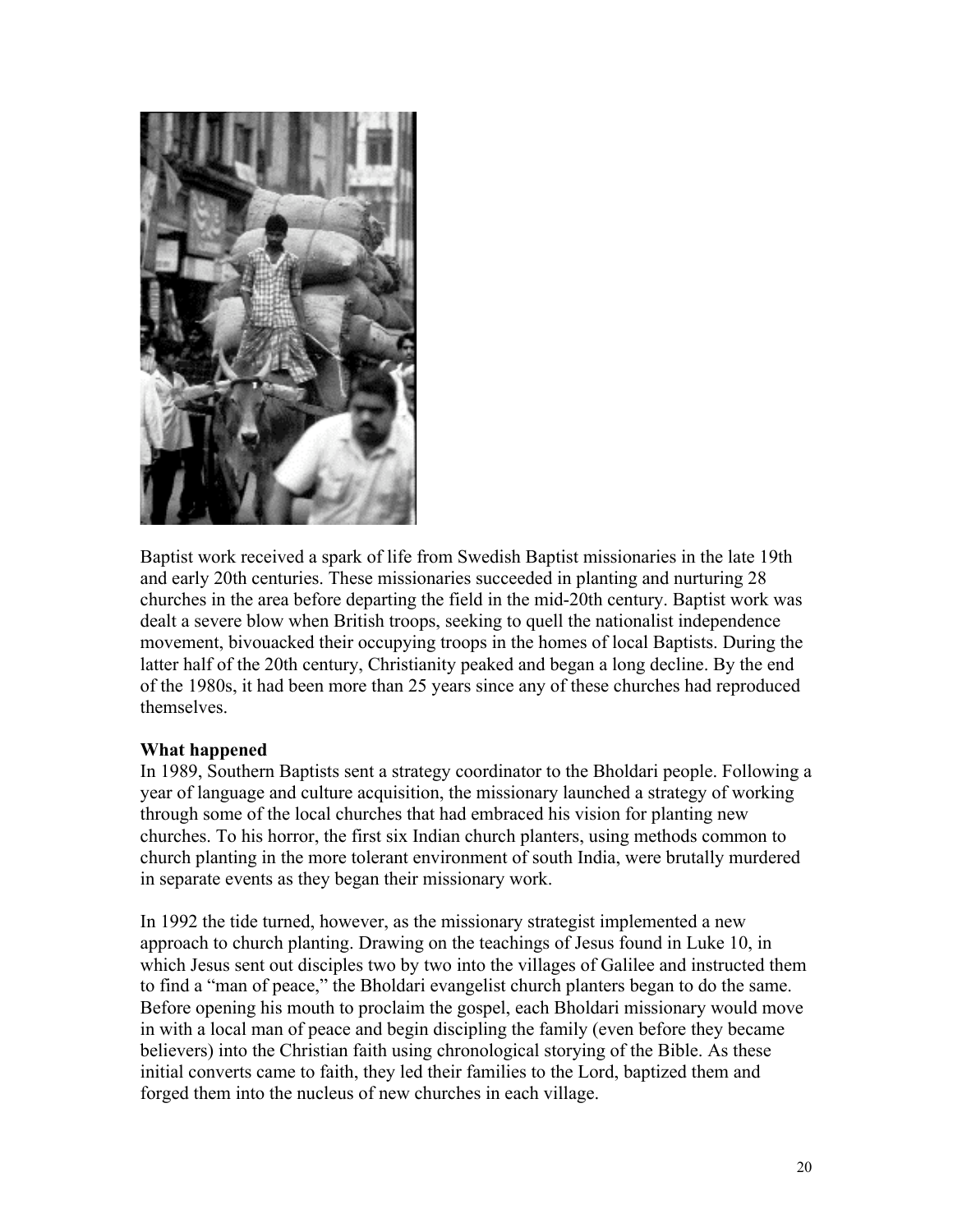Baptist work received a spark of life from Swedish Baptist missionaries in the late 19th and early 20th centuries. These missionaries succeeded in planting and nurturing 28 churches in the area before departing the field in the mid-20th century. Baptist work was dealt a severe blow when British troops, seeking to quell the nationalist independence movement, bivouacked their occupying troops in the homes of local Baptists. During the latter half of the 20th century, Christianity peaked and began a long decline. By the end of the 1980s, it had been more than 25 years since any of these churches had reproduced themselves.

**What happened**

In 1989, Southern Baptists sent a strategy coordinator to the Bholdari people. Following a year of language and culture acquisition, the missionary launched a strategy of working through some of the local churches that had embraced his vision for planting new churches. To his horror, the first six Indian church planters, using methods common to church planting in the more tolerant environment of south India, were brutally murdered in separate events as they began their missionary work.

In 1992 the tide turned, however, as the missionary strategist implemented a new approach to church planting. Drawing on the teachings of Jesus found in Luke 10, in which Jesus sent out disciples two by two into the villages of Galilee and instructed them to find a "man of peace," the Bholdari evangelist church planters began to do the same. Before opening his mouth to proclaim the gospel, each Bholdari missionary would move in with a local man of peace and begin discipling the family (even before they became believers) into the Christian faith using chronological storying of the Bible. As these initial converts came to faith, they led their families to the Lord, baptized them and forged them into the nucleus of new churches in each village.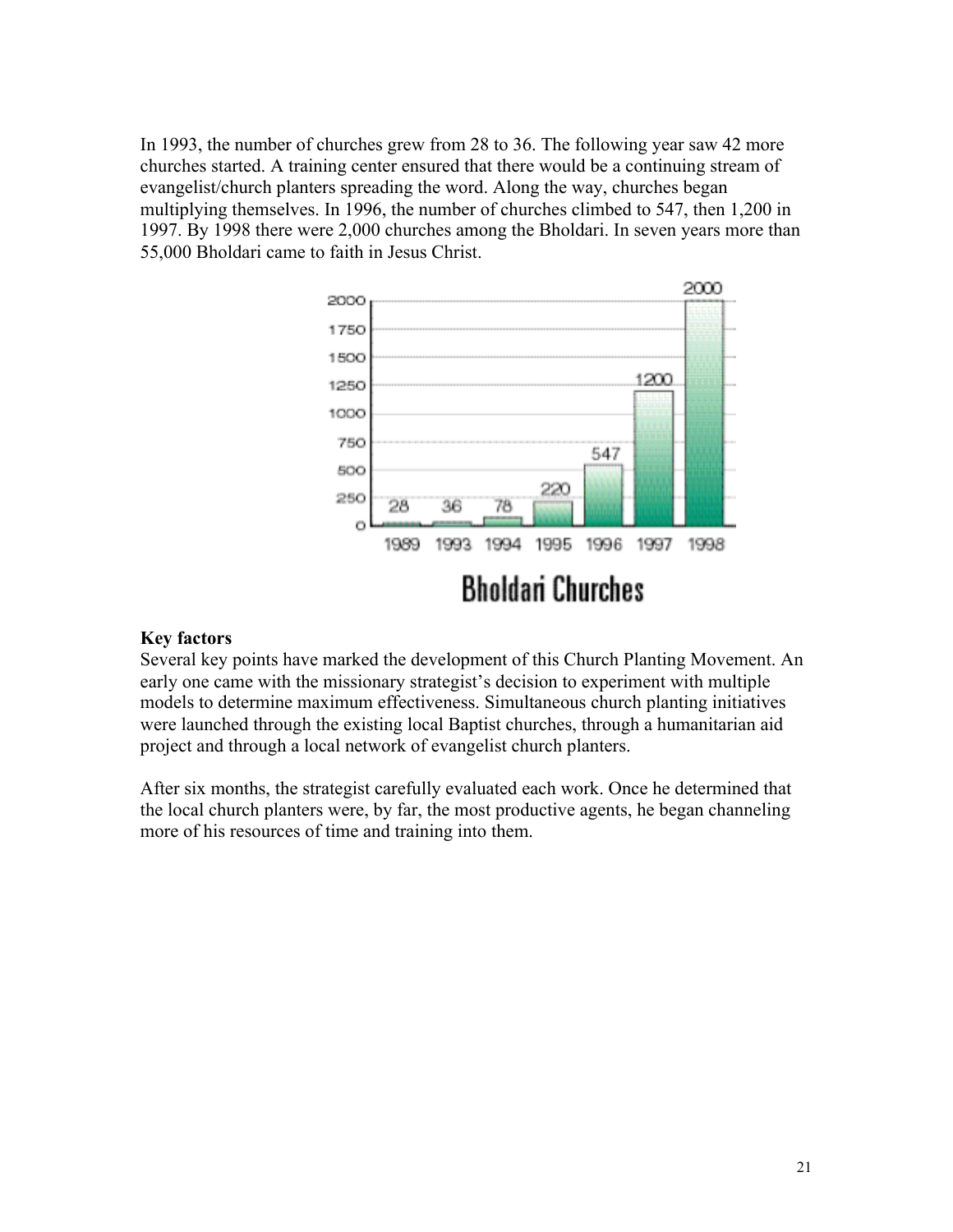In 1993, the number of churches grew from 28 to 36. The following year saw 42 more churches started. A training center ensured that there would be a continuing stream of evangelist/church planters spreading the word. Along the way, churches began multiplying themselves. In 1996, the number of churches climbed to 547, then 1,200 in 1997. By 1998 there were 2,000 churches among the Bholdari. In seven years more than 55,000 Bholdari came to faith in Jesus Christ.

Bholdari Churches

**Key factors**

Several key points have marked the development of this Church Planting Movement. An early one came with the missionary strategist's decision to experiment with multiple models to determine maximum effectiveness. Simultaneous church planting initiatives were launched through the existing local Baptist churches, through a humanitarian aid project and through a local network of evangelist church planters.

After six months, the strategist carefully evaluated each work. Once he determined that the local church planters were, by far, the most productive agents, he began channeling more of his resources of time and training into them.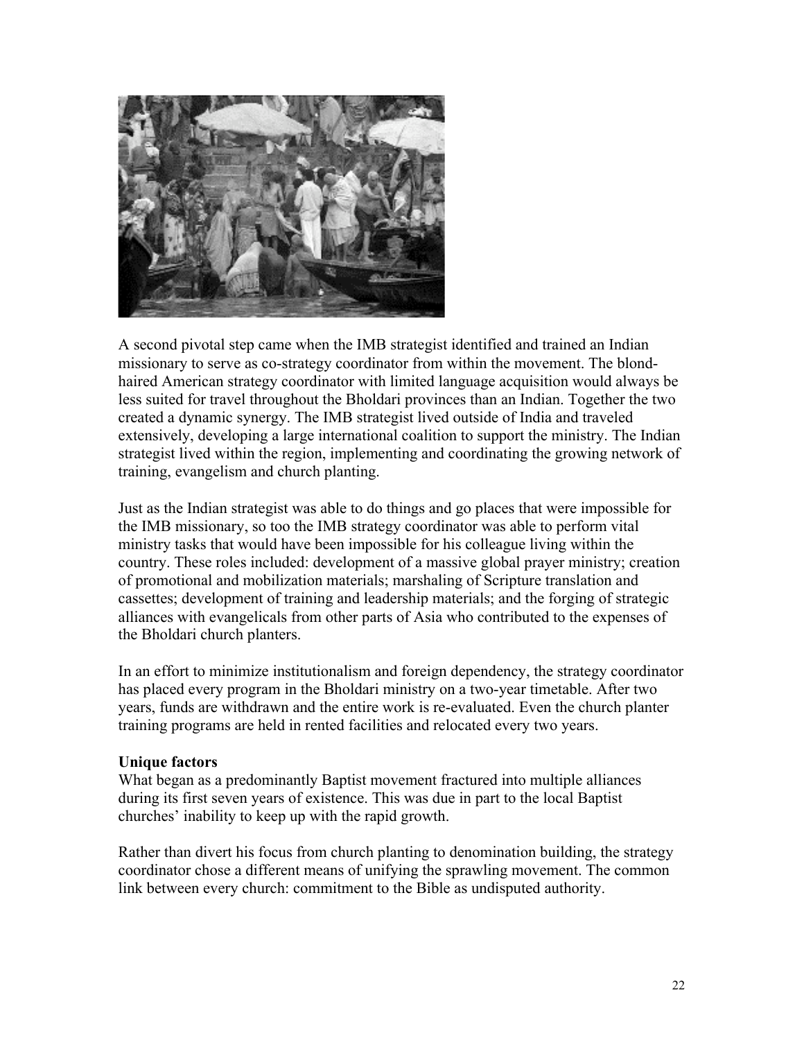A second pivotal step came when the IMB strategist identified and trained an Indian missionary to serve as co-strategy coordinator from within the movement. The blond-haired American strategy coordinator with limited language acquisition would always be less suited for travel throughout the Bholdari provinces than an Indian. Together the two created a dynamic synergy. The IMB strategist lived outside of India and traveled extensively, developing a large international coalition to support the ministry. The Indian strategist lived within the region, implementing and coordinating the growing network of training, evangelism and church planting.

Just as the Indian strategist was able to do things and go places that were impossible for the IMB missionary, so too the IMB strategy coordinator was able to perform vital ministry tasks that would have been impossible for his colleague living within the country. These roles included: development of a massive global prayer ministry; creation of promotional and mobilization materials; marshaling of Scripture translation and cassettes; development of training and leadership materials; and the forging of strategic alliances with evangelicals from other parts of Asia who contributed to the expenses of the Bholdari church planters.

In an effort to minimize institutionalism and foreign dependency, the strategy coordinator has placed every program in the Bholdari ministry on a two-year timetable. After two years, funds are withdrawn and the entire work is re-evaluated. Even the church planter training programs are held in rented facilities and relocated every two years.

**Unique factors**

What began as a predominantly Baptist movement fractured into multiple alliances during its first seven years of existence. This was due in part to the local Baptist churches' inability to keep up with the rapid growth.

Rather than divert his focus from church planting to denomination building, the strategy coordinator chose a different means of unifying the sprawling movement. The common link between every church: commitment to the Bible as undisputed authority.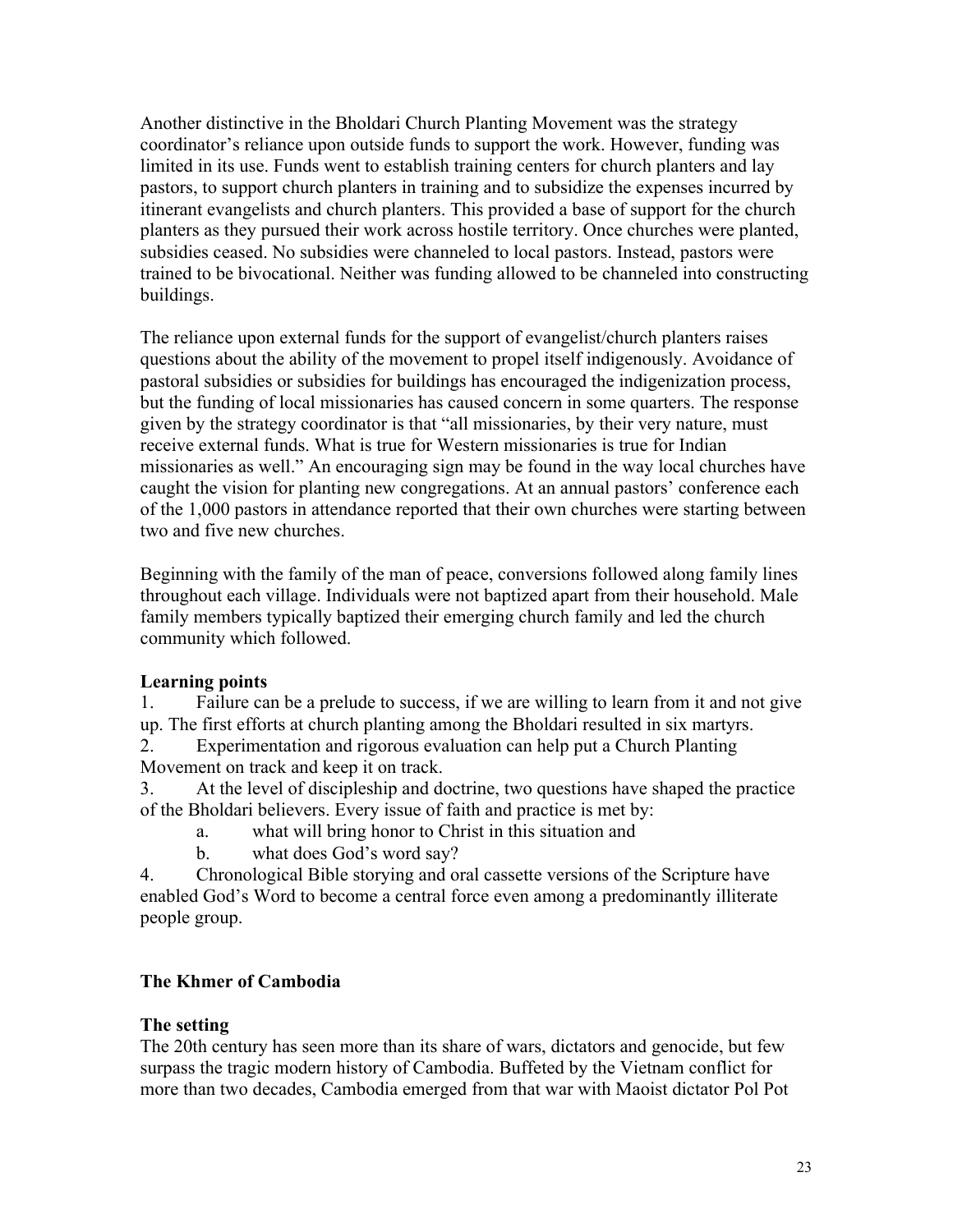Another distinctive in the Bholdari Church Planting Movement was the strategy coordinator's reliance upon outside funds to support the work. However, funding was limited in its use. Funds went to establish training centers for church planters and lay pastors, to support church planters in training and to subsidize the expenses incurred by itinerant evangelists and church planters. This provided a base of support for the church planters as they pursued their work across hostile territory. Once churches were planted, subsidies ceased. No subsidies were channeled to local pastors. Instead, pastors were trained to be bivocational. Neither was funding allowed to be channeled into constructing buildings.

The reliance upon external funds for the support of evangelist/church planters raises questions about the ability of the movement to propel itself indigenously. Avoidance of pastoral subsidies or subsidies for buildings has encouraged the indigenization process, but the funding of local missionaries has caused concern in some quarters. The response given by the strategy coordinator is that "all missionaries, by their very nature, must receive external funds. What is true for Western missionaries is true for Indian missionaries as well." An encouraging sign may be found in the way local churches have caught the vision for planting new congregations. At an annual pastors' conference each of the 1,000 pastors in attendance reported that their own churches were starting between two and five new churches.

Beginning with the family of the man of peace, conversions followed along family lines throughout each village. Individuals were not baptized apart from their household. Male family members typically baptized their emerging church family and led the church community which followed.

**Learning points**

1. Failure can be a prelude to success, if we are willing to learn from it and not give up. The first efforts at church planting among the Bholdari resulted in six martyrs.
2. Experimentation and rigorous evaluation can help put a Church Planting Movement on track and keep it on track.
3. At the level of discipleship and doctrine, two questions have shaped the practice of the Bholdari believers. Every issue of faith and practice is met by:
   a. what will bring honor to Christ in this situation and
   b. what does God's word say?
4. Chronological Bible storying and oral cassette versions of the Scripture have enabled God's Word to become a central force even among a predominantly illiterate people group.

## The Khmer of Cambodia

**The setting**

The 20th century has seen more than its share of wars, dictators and genocide, but few surpass the tragic modern history of Cambodia. Buffeted by the Vietnam conflict for more than two decades, Cambodia emerged from that war with Maoist dictator Pol Pot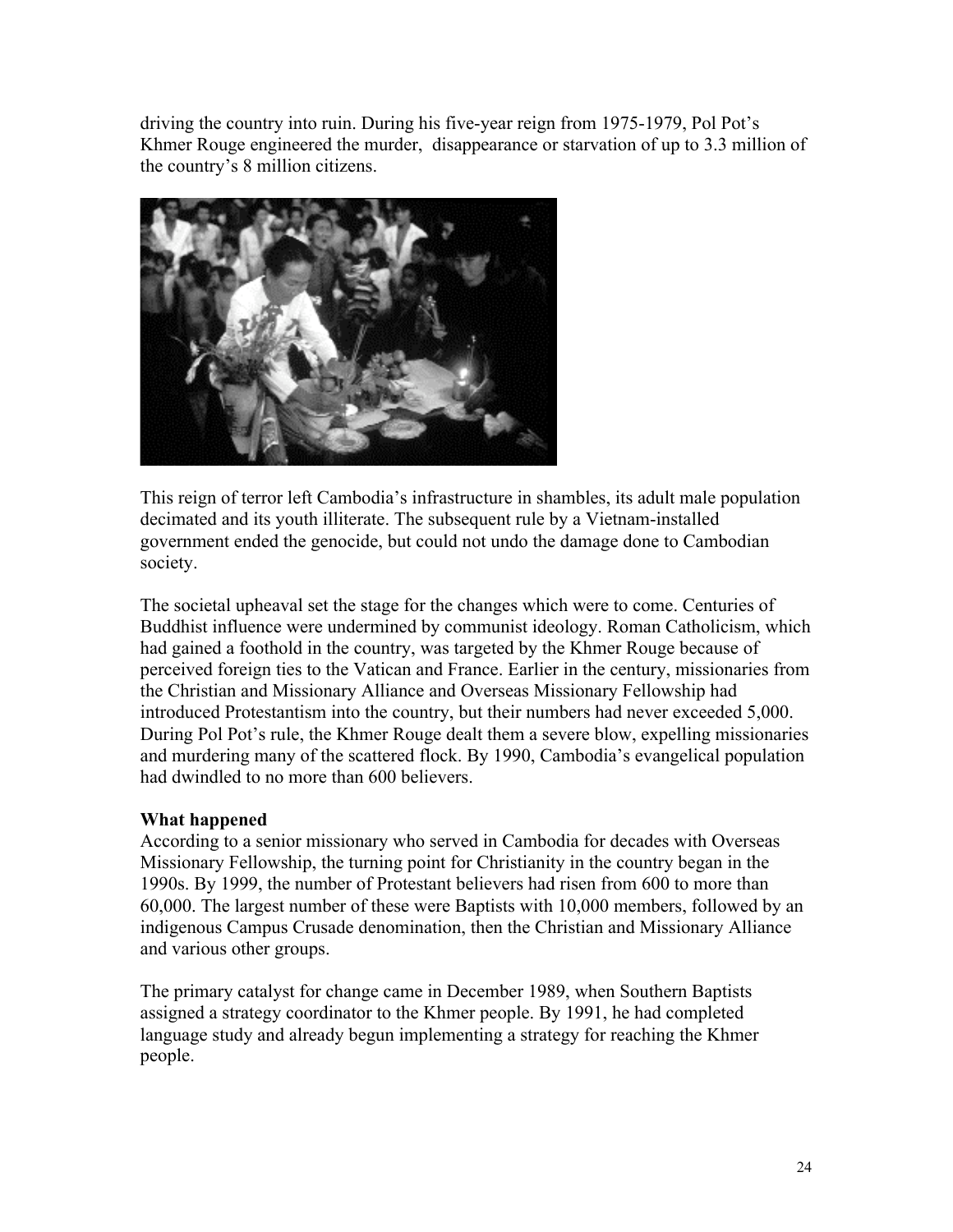driving the country into ruin. During his five-year reign from 1975-1979, Pol Pot's Khmer Rouge engineered the murder, disappearance or starvation of up to 3.3 million of the country's 8 million citizens.

This reign of terror left Cambodia's infrastructure in shambles, its adult male population decimated and its youth illiterate. The subsequent rule by a Vietnam-installed government ended the genocide, but could not undo the damage done to Cambodian society.

The societal upheaval set the stage for the changes which were to come. Centuries of Buddhist influence were undermined by communist ideology. Roman Catholicism, which had gained a foothold in the country, was targeted by the Khmer Rouge because of perceived foreign ties to the Vatican and France. Earlier in the century, missionaries from the Christian and Missionary Alliance and Overseas Missionary Fellowship had introduced Protestantism into the country, but their numbers had never exceeded 5,000. During Pol Pot's rule, the Khmer Rouge dealt them a severe blow, expelling missionaries and murdering many of the scattered flock. By 1990, Cambodia's evangelical population had dwindled to no more than 600 believers.

**What happened**

According to a senior missionary who served in Cambodia for decades with Overseas Missionary Fellowship, the turning point for Christianity in the country began in the 1990s. By 1999, the number of Protestant believers had risen from 600 to more than 60,000. The largest number of these were Baptists with 10,000 members, followed by an indigenous Campus Crusade denomination, then the Christian and Missionary Alliance and various other groups.

The primary catalyst for change came in December 1989, when Southern Baptists assigned a strategy coordinator to the Khmer people. By 1991, he had completed language study and already begun implementing a strategy for reaching the Khmer people.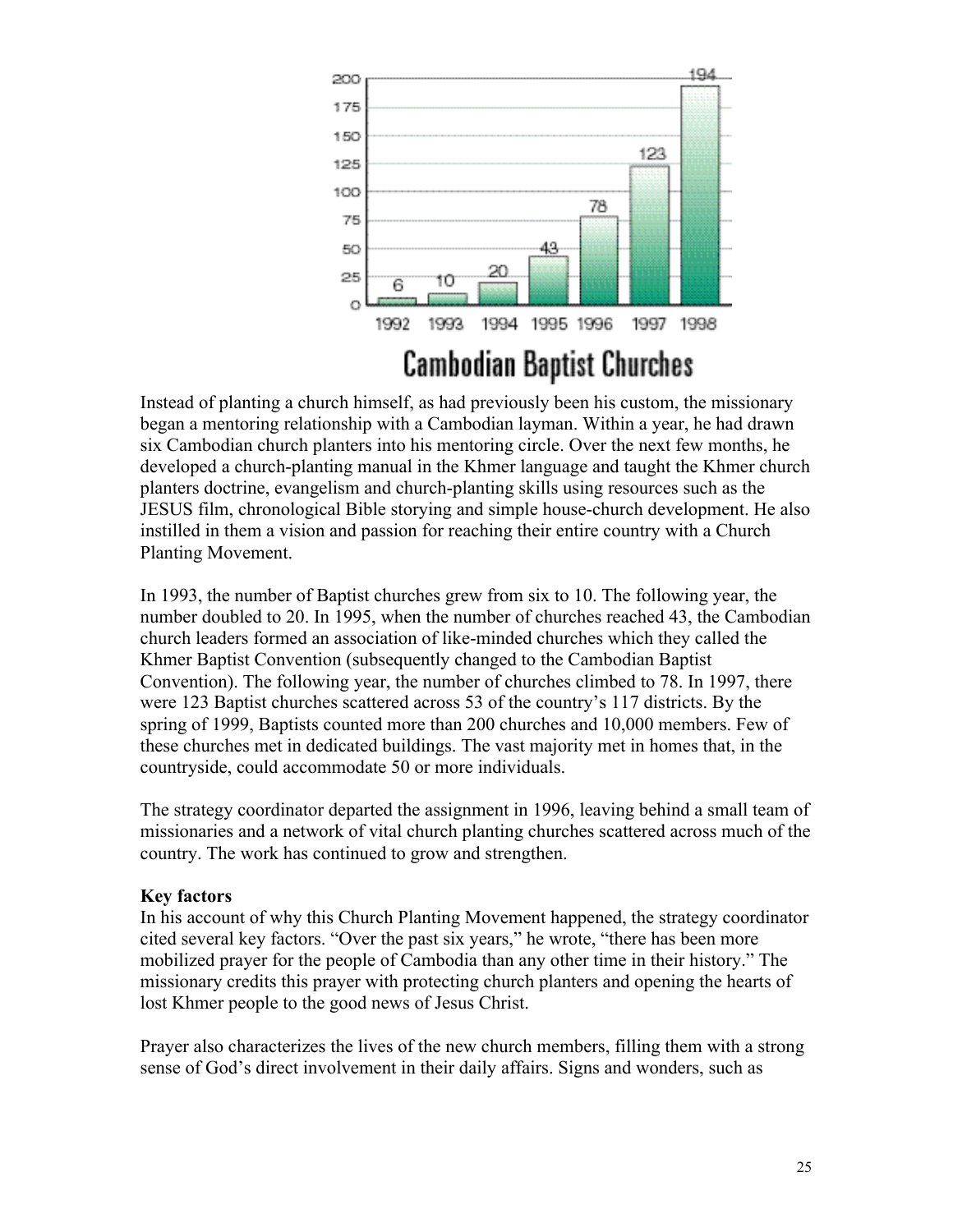**Cambodian Baptist Churches**

Instead of planting a church himself, as had previously been his custom, the missionary began a mentoring relationship with a Cambodian layman. Within a year, he had drawn six Cambodian church planters into his mentoring circle. Over the next few months, he developed a church-planting manual in the Khmer language and taught the Khmer church planters doctrine, evangelism and church-planting skills using resources such as the JESUS film, chronological Bible storying and simple house-church development. He also instilled in them a vision and passion for reaching their entire country with a Church Planting Movement.

In 1993, the number of Baptist churches grew from six to 10. The following year, the number doubled to 20. In 1995, when the number of churches reached 43, the Cambodian church leaders formed an association of like-minded churches which they called the Khmer Baptist Convention (subsequently changed to the Cambodian Baptist Convention). The following year, the number of churches climbed to 78. In 1997, there were 123 Baptist churches scattered across 53 of the country's 117 districts. By the spring of 1999, Baptists counted more than 200 churches and 10,000 members. Few of these churches met in dedicated buildings. The vast majority met in homes that, in the countryside, could accommodate 50 or more individuals.

The strategy coordinator departed the assignment in 1996, leaving behind a small team of missionaries and a network of vital church planting churches scattered across much of the country. The work has continued to grow and strengthen.

**Key factors**

In his account of why this Church Planting Movement happened, the strategy coordinator cited several key factors. "Over the past six years," he wrote, "there has been more mobilized prayer for the people of Cambodia than any other time in their history." The missionary credits this prayer with protecting church planters and opening the hearts of lost Khmer people to the good news of Jesus Christ.

Prayer also characterizes the lives of the new church members, filling them with a strong sense of God's direct involvement in their daily affairs. Signs and wonders, such as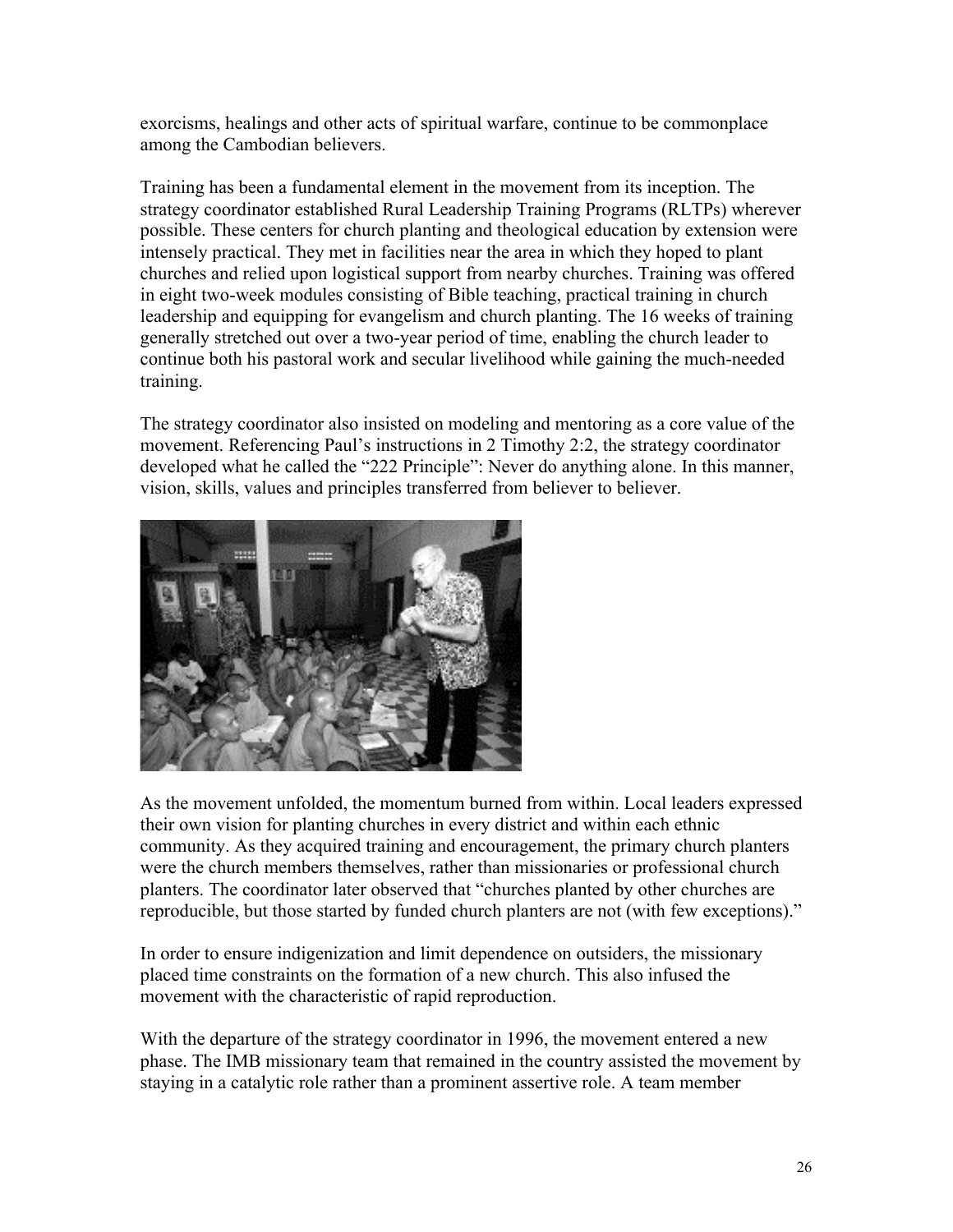exorcisms, healings and other acts of spiritual warfare, continue to be commonplace among the Cambodian believers.

Training has been a fundamental element in the movement from its inception. The strategy coordinator established Rural Leadership Training Programs (RLTPs) wherever possible. These centers for church planting and theological education by extension were intensely practical. They met in facilities near the area in which they hoped to plant churches and relied upon logistical support from nearby churches. Training was offered in eight two-week modules consisting of Bible teaching, practical training in church leadership and equipping for evangelism and church planting. The 16 weeks of training generally stretched out over a two-year period of time, enabling the church leader to continue both his pastoral work and secular livelihood while gaining the much-needed training.

The strategy coordinator also insisted on modeling and mentoring as a core value of the movement. Referencing Paul's instructions in 2 Timothy 2:2, the strategy coordinator developed what he called the "222 Principle": Never do anything alone. In this manner, vision, skills, values and principles transferred from believer to believer.

As the movement unfolded, the momentum burned from within. Local leaders expressed their own vision for planting churches in every district and within each ethnic community. As they acquired training and encouragement, the primary church planters were the church members themselves, rather than missionaries or professional church planters. The coordinator later observed that "churches planted by other churches are reproducible, but those started by funded church planters are not (with few exceptions)."

In order to ensure indigenization and limit dependence on outsiders, the missionary placed time constraints on the formation of a new church. This also infused the movement with the characteristic of rapid reproduction.

With the departure of the strategy coordinator in 1996, the movement entered a new phase. The IMB missionary team that remained in the country assisted the movement by staying in a catalytic role rather than a prominent assertive role. A team member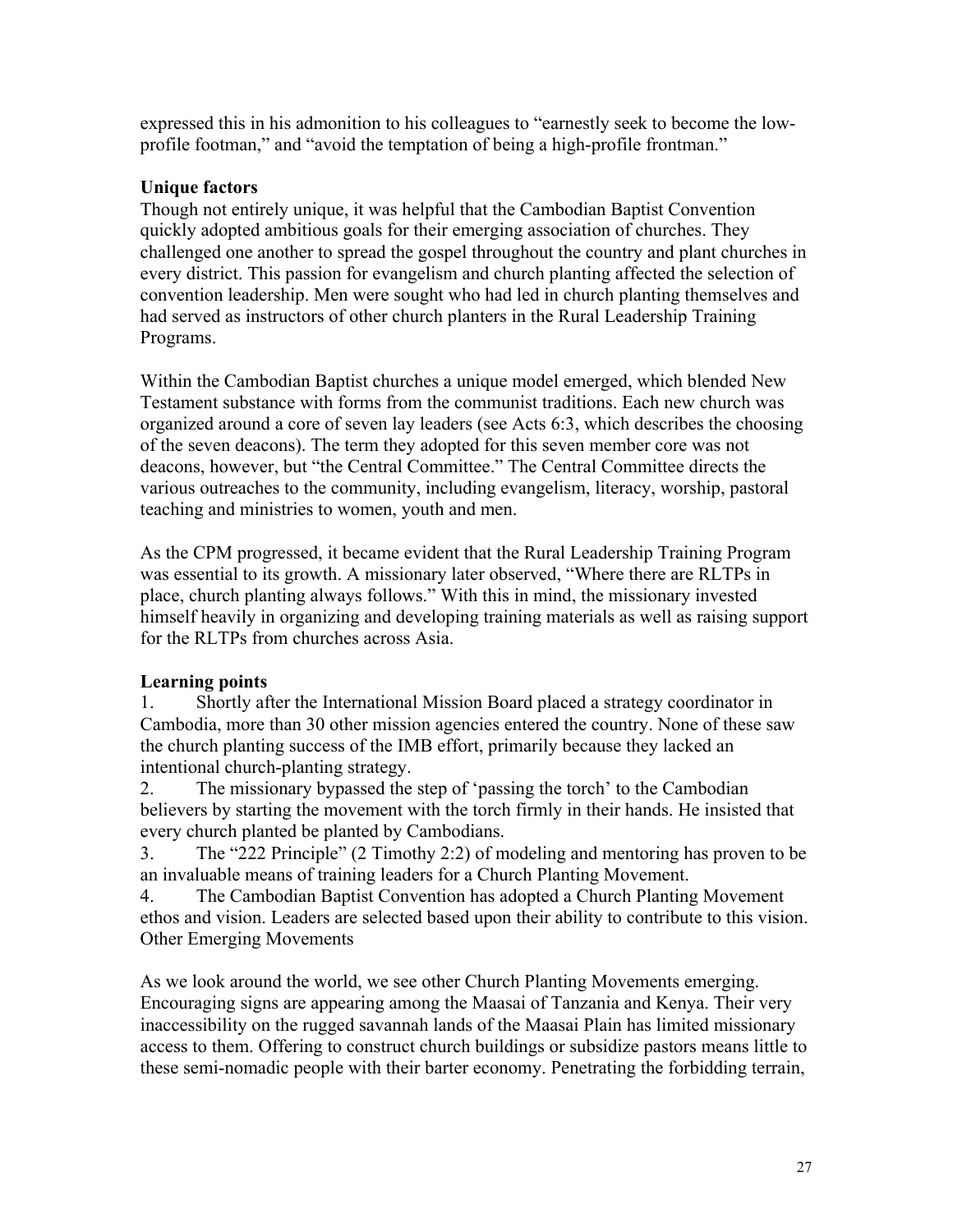expressed this in his admonition to his colleagues to "earnestly seek to become the low-profile footman," and "avoid the temptation of being a high-profile frontman."

**Unique factors**

Though not entirely unique, it was helpful that the Cambodian Baptist Convention quickly adopted ambitious goals for their emerging association of churches. They challenged one another to spread the gospel throughout the country and plant churches in every district. This passion for evangelism and church planting affected the selection of convention leadership. Men were sought who had led in church planting themselves and had served as instructors of other church planters in the Rural Leadership Training Programs.

Within the Cambodian Baptist churches a unique model emerged, which blended New Testament substance with forms from the communist traditions. Each new church was organized around a core of seven lay leaders (see Acts 6:3, which describes the choosing of the seven deacons). The term they adopted for this seven member core was not deacons, however, but "the Central Committee." The Central Committee directs the various outreaches to the community, including evangelism, literacy, worship, pastoral teaching and ministries to women, youth and men.

As the CPM progressed, it became evident that the Rural Leadership Training Program was essential to its growth. A missionary later observed, "Where there are RLTPs in place, church planting always follows." With this in mind, the missionary invested himself heavily in organizing and developing training materials as well as raising support for the RLTPs from churches across Asia.

**Learning points**

1. Shortly after the International Mission Board placed a strategy coordinator in Cambodia, more than 30 other mission agencies entered the country. None of these saw the church planting success of the IMB effort, primarily because they lacked an intentional church-planting strategy.
2. The missionary bypassed the step of 'passing the torch' to the Cambodian believers by starting the movement with the torch firmly in their hands. He insisted that every church planted be planted by Cambodians.
3. The "222 Principle" (2 Timothy 2:2) of modeling and mentoring has proven to be an invaluable means of training leaders for a Church Planting Movement.
4. The Cambodian Baptist Convention has adopted a Church Planting Movement ethos and vision. Leaders are selected based upon their ability to contribute to this vision.

Other Emerging Movements

As we look around the world, we see other Church Planting Movements emerging. Encouraging signs are appearing among the Maasai of Tanzania and Kenya. Their very inaccessibility on the rugged savannah lands of the Maasai Plain has limited missionary access to them. Offering to construct church buildings or subsidize pastors means little to these semi-nomadic people with their barter economy. Penetrating the forbidding terrain,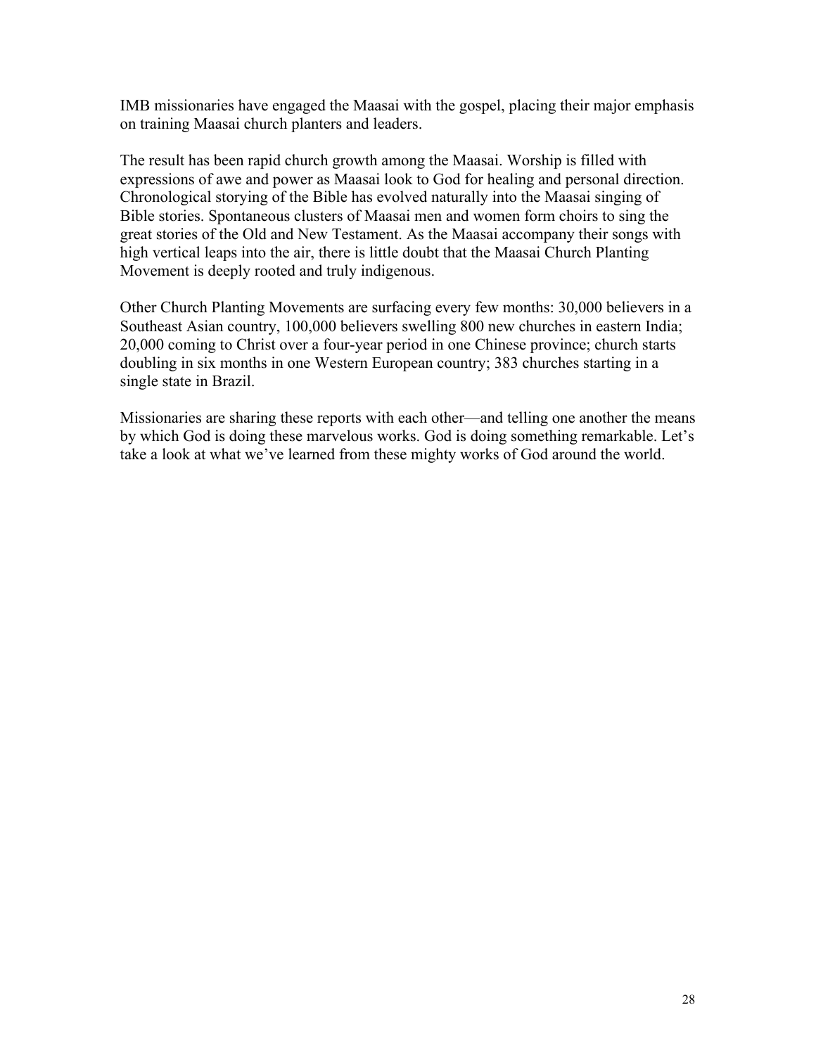IMB missionaries have engaged the Maasai with the gospel, placing their major emphasis on training Maasai church planters and leaders.

The result has been rapid church growth among the Maasai. Worship is filled with expressions of awe and power as Maasai look to God for healing and personal direction. Chronological storying of the Bible has evolved naturally into the Maasai singing of Bible stories. Spontaneous clusters of Maasai men and women form choirs to sing the great stories of the Old and New Testament. As the Maasai accompany their songs with high vertical leaps into the air, there is little doubt that the Maasai Church Planting Movement is deeply rooted and truly indigenous.

Other Church Planting Movements are surfacing every few months: 30,000 believers in a Southeast Asian country, 100,000 believers swelling 800 new churches in eastern India; 20,000 coming to Christ over a four-year period in one Chinese province; church starts doubling in six months in one Western European country; 383 churches starting in a single state in Brazil.

Missionaries are sharing these reports with each other—and telling one another the means by which God is doing these marvelous works. God is doing something remarkable. Let's take a look at what we've learned from these mighty works of God around the world.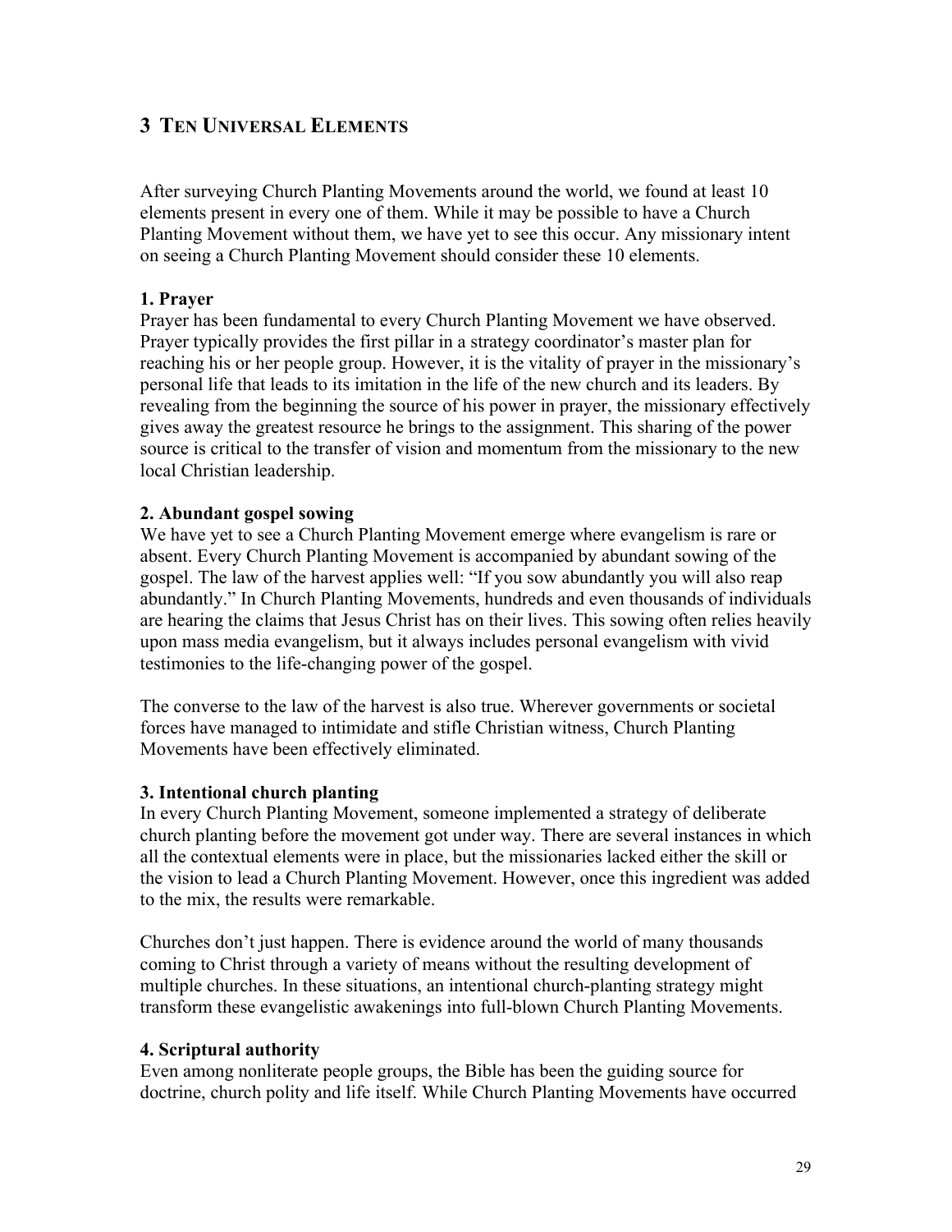## 3 TEN UNIVERSAL ELEMENTS

After surveying Church Planting Movements around the world, we found at least 10 elements present in every one of them. While it may be possible to have a Church Planting Movement without them, we have yet to see this occur. Any missionary intent on seeing a Church Planting Movement should consider these 10 elements.

**1. Prayer**

Prayer has been fundamental to every Church Planting Movement we have observed. Prayer typically provides the first pillar in a strategy coordinator's master plan for reaching his or her people group. However, it is the vitality of prayer in the missionary's personal life that leads to its imitation in the life of the new church and its leaders. By revealing from the beginning the source of his power in prayer, the missionary effectively gives away the greatest resource he brings to the assignment. This sharing of the power source is critical to the transfer of vision and momentum from the missionary to the new local Christian leadership.

**2. Abundant gospel sowing**

We have yet to see a Church Planting Movement emerge where evangelism is rare or absent. Every Church Planting Movement is accompanied by abundant sowing of the gospel. The law of the harvest applies well: "If you sow abundantly you will also reap abundantly." In Church Planting Movements, hundreds and even thousands of individuals are hearing the claims that Jesus Christ has on their lives. This sowing often relies heavily upon mass media evangelism, but it always includes personal evangelism with vivid testimonies to the life-changing power of the gospel.

The converse to the law of the harvest is also true. Wherever governments or societal forces have managed to intimidate and stifle Christian witness, Church Planting Movements have been effectively eliminated.

**3. Intentional church planting**

In every Church Planting Movement, someone implemented a strategy of deliberate church planting before the movement got under way. There are several instances in which all the contextual elements were in place, but the missionaries lacked either the skill or the vision to lead a Church Planting Movement. However, once this ingredient was added to the mix, the results were remarkable.

Churches don't just happen. There is evidence around the world of many thousands coming to Christ through a variety of means without the resulting development of multiple churches. In these situations, an intentional church-planting strategy might transform these evangelistic awakenings into full-blown Church Planting Movements.

**4. Scriptural authority**

Even among nonliterate people groups, the Bible has been the guiding source for doctrine, church polity and life itself. While Church Planting Movements have occurred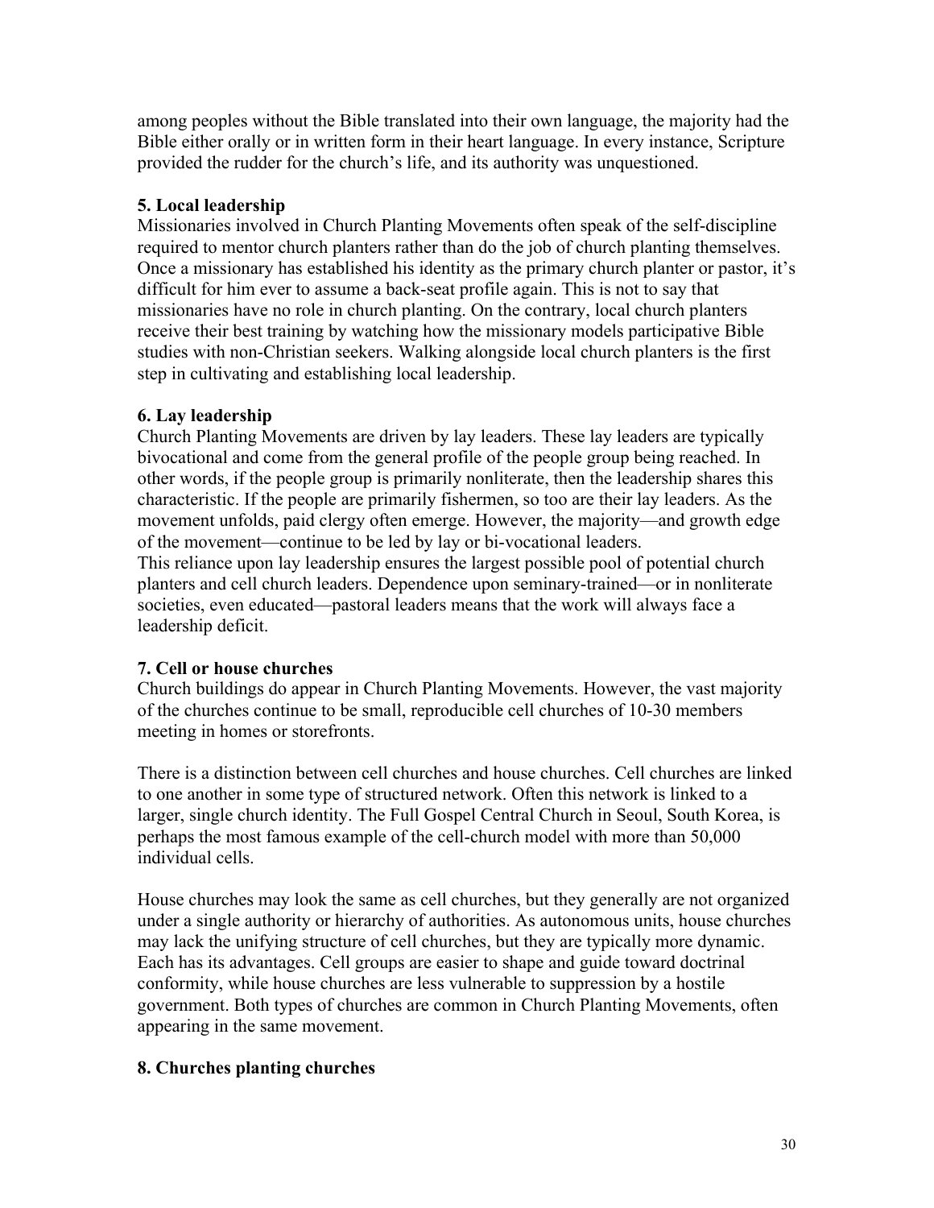among peoples without the Bible translated into their own language, the majority had the Bible either orally or in written form in their heart language. In every instance, Scripture provided the rudder for the church's life, and its authority was unquestioned.

**5. Local leadership**

Missionaries involved in Church Planting Movements often speak of the self-discipline required to mentor church planters rather than do the job of church planting themselves. Once a missionary has established his identity as the primary church planter or pastor, it's difficult for him ever to assume a back-seat profile again. This is not to say that missionaries have no role in church planting. On the contrary, local church planters receive their best training by watching how the missionary models participative Bible studies with non-Christian seekers. Walking alongside local church planters is the first step in cultivating and establishing local leadership.

**6. Lay leadership**

Church Planting Movements are driven by lay leaders. These lay leaders are typically bivocational and come from the general profile of the people group being reached. In other words, if the people group is primarily nonliterate, then the leadership shares this characteristic. If the people are primarily fishermen, so too are their lay leaders. As the movement unfolds, paid clergy often emerge. However, the majority—and growth edge of the movement—continue to be led by lay or bi-vocational leaders.

This reliance upon lay leadership ensures the largest possible pool of potential church planters and cell church leaders. Dependence upon seminary-trained—or in nonliterate societies, even educated—pastoral leaders means that the work will always face a leadership deficit.

**7. Cell or house churches**

Church buildings do appear in Church Planting Movements. However, the vast majority of the churches continue to be small, reproducible cell churches of 10-30 members meeting in homes or storefronts.

There is a distinction between cell churches and house churches. Cell churches are linked to one another in some type of structured network. Often this network is linked to a larger, single church identity. The Full Gospel Central Church in Seoul, South Korea, is perhaps the most famous example of the cell-church model with more than 50,000 individual cells.

House churches may look the same as cell churches, but they generally are not organized under a single authority or hierarchy of authorities. As autonomous units, house churches may lack the unifying structure of cell churches, but they are typically more dynamic. Each has its advantages. Cell groups are easier to shape and guide toward doctrinal conformity, while house churches are less vulnerable to suppression by a hostile government. Both types of churches are common in Church Planting Movements, often appearing in the same movement.

**8. Churches planting churches**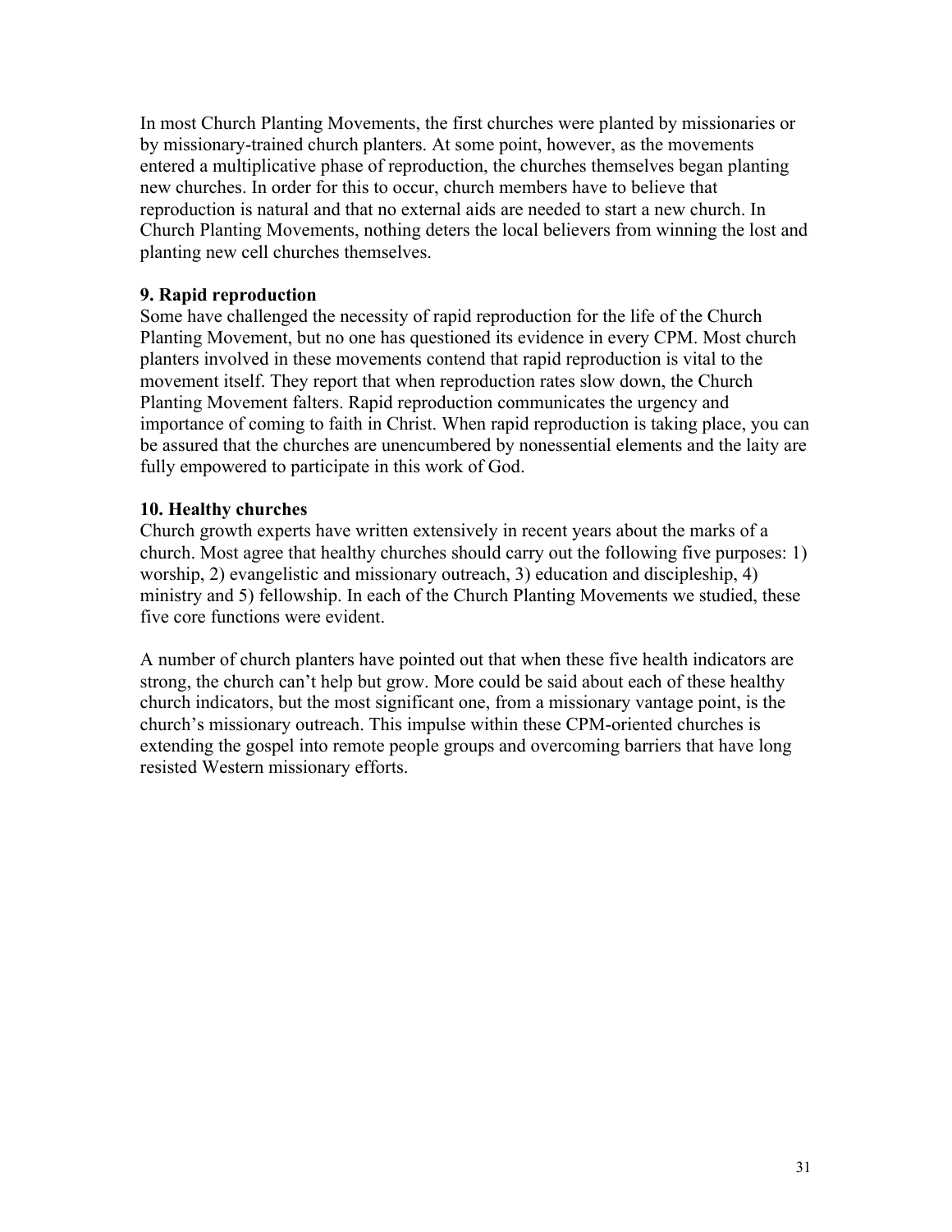In most Church Planting Movements, the first churches were planted by missionaries or by missionary-trained church planters. At some point, however, as the movements entered a multiplicative phase of reproduction, the churches themselves began planting new churches. In order for this to occur, church members have to believe that reproduction is natural and that no external aids are needed to start a new church. In Church Planting Movements, nothing deters the local believers from winning the lost and planting new cell churches themselves.

**9. Rapid reproduction**

Some have challenged the necessity of rapid reproduction for the life of the Church Planting Movement, but no one has questioned its evidence in every CPM. Most church planters involved in these movements contend that rapid reproduction is vital to the movement itself. They report that when reproduction rates slow down, the Church Planting Movement falters. Rapid reproduction communicates the urgency and importance of coming to faith in Christ. When rapid reproduction is taking place, you can be assured that the churches are unencumbered by nonessential elements and the laity are fully empowered to participate in this work of God.

**10. Healthy churches**

Church growth experts have written extensively in recent years about the marks of a church. Most agree that healthy churches should carry out the following five purposes: 1) worship, 2) evangelistic and missionary outreach, 3) education and discipleship, 4) ministry and 5) fellowship. In each of the Church Planting Movements we studied, these five core functions were evident.

A number of church planters have pointed out that when these five health indicators are strong, the church can't help but grow. More could be said about each of these healthy church indicators, but the most significant one, from a missionary vantage point, is the church's missionary outreach. This impulse within these CPM-oriented churches is extending the gospel into remote people groups and overcoming barriers that have long resisted Western missionary efforts.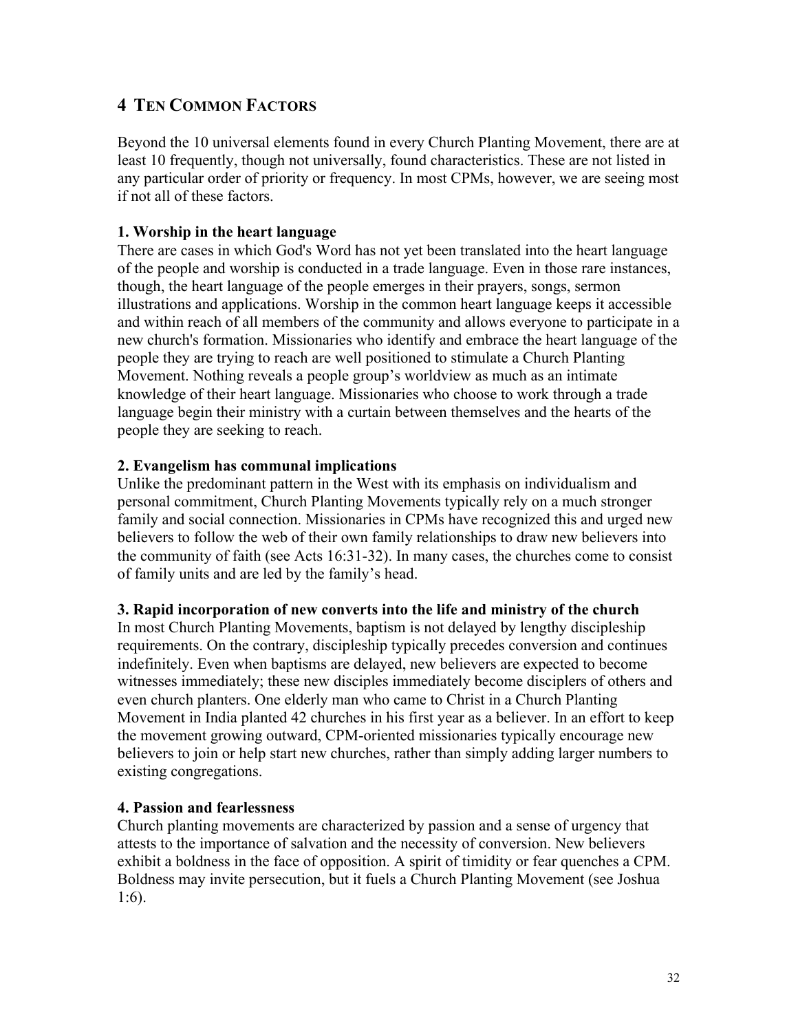## 4 TEN COMMON FACTORS

Beyond the 10 universal elements found in every Church Planting Movement, there are at least 10 frequently, though not universally, found characteristics. These are not listed in any particular order of priority or frequency. In most CPMs, however, we are seeing most if not all of these factors.

**1. Worship in the heart language**

There are cases in which God's Word has not yet been translated into the heart language of the people and worship is conducted in a trade language. Even in those rare instances, though, the heart language of the people emerges in their prayers, songs, sermon illustrations and applications. Worship in the common heart language keeps it accessible and within reach of all members of the community and allows everyone to participate in a new church's formation. Missionaries who identify and embrace the heart language of the people they are trying to reach are well positioned to stimulate a Church Planting Movement. Nothing reveals a people group's worldview as much as an intimate knowledge of their heart language. Missionaries who choose to work through a trade language begin their ministry with a curtain between themselves and the hearts of the people they are seeking to reach.

**2. Evangelism has communal implications**

Unlike the predominant pattern in the West with its emphasis on individualism and personal commitment, Church Planting Movements typically rely on a much stronger family and social connection. Missionaries in CPMs have recognized this and urged new believers to follow the web of their own family relationships to draw new believers into the community of faith (see Acts 16:31-32). In many cases, the churches come to consist of family units and are led by the family's head.

**3. Rapid incorporation of new converts into the life and ministry of the church**

In most Church Planting Movements, baptism is not delayed by lengthy discipleship requirements. On the contrary, discipleship typically precedes conversion and continues indefinitely. Even when baptisms are delayed, new believers are expected to become witnesses immediately; these new disciples immediately become disciplers of others and even church planters. One elderly man who came to Christ in a Church Planting Movement in India planted 42 churches in his first year as a believer. In an effort to keep the movement growing outward, CPM-oriented missionaries typically encourage new believers to join or help start new churches, rather than simply adding larger numbers to existing congregations.

**4. Passion and fearlessness**

Church planting movements are characterized by passion and a sense of urgency that attests to the importance of salvation and the necessity of conversion. New believers exhibit a boldness in the face of opposition. A spirit of timidity or fear quenches a CPM. Boldness may invite persecution, but it fuels a Church Planting Movement (see Joshua 1:6).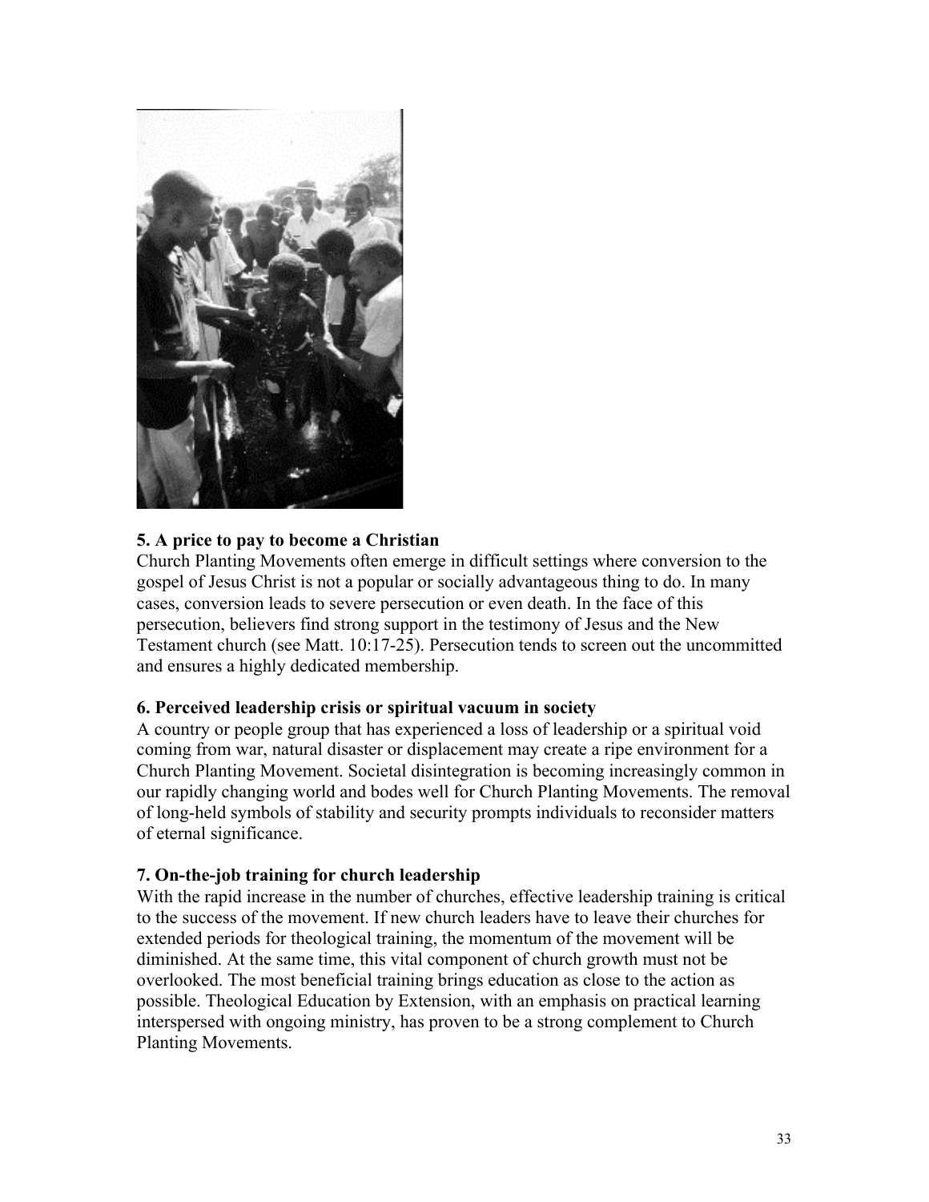### 5. A price to pay to become a Christian

Church Planting Movements often emerge in difficult settings where conversion to the gospel of Jesus Christ is not a popular or socially advantageous thing to do. In many cases, conversion leads to severe persecution or even death. In the face of this persecution, believers find strong support in the testimony of Jesus and the New Testament church (see Matt. 10:17-25). Persecution tends to screen out the uncommitted and ensures a highly dedicated membership.

### 6. Perceived leadership crisis or spiritual vacuum in society

A country or people group that has experienced a loss of leadership or a spiritual void coming from war, natural disaster or displacement may create a ripe environment for a Church Planting Movement. Societal disintegration is becoming increasingly common in our rapidly changing world and bodes well for Church Planting Movements. The removal of long-held symbols of stability and security prompts individuals to reconsider matters of eternal significance.

### 7. On-the-job training for church leadership

With the rapid increase in the number of churches, effective leadership training is critical to the success of the movement. If new church leaders have to leave their churches for extended periods for theological training, the momentum of the movement will be diminished. At the same time, this vital component of church growth must not be overlooked. The most beneficial training brings education as close to the action as possible. Theological Education by Extension, with an emphasis on practical learning interspersed with ongoing ministry, has proven to be a strong complement to Church Planting Movements.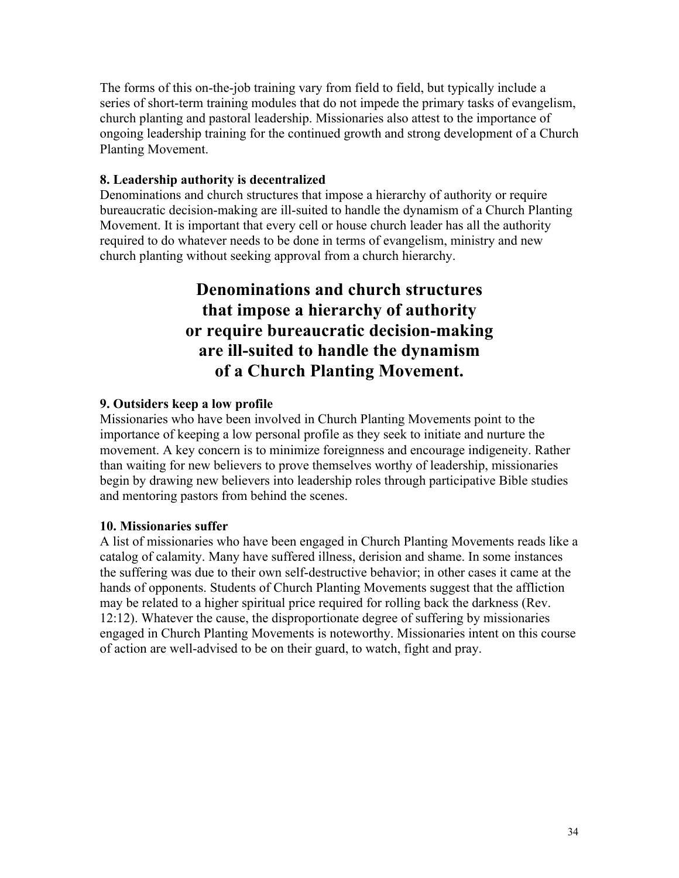The forms of this on-the-job training vary from field to field, but typically include a series of short-term training modules that do not impede the primary tasks of evangelism, church planting and pastoral leadership. Missionaries also attest to the importance of ongoing leadership training for the continued growth and strong development of a Church Planting Movement.

**8. Leadership authority is decentralized**

Denominations and church structures that impose a hierarchy of authority or require bureaucratic decision-making are ill-suited to handle the dynamism of a Church Planting Movement. It is important that every cell or house church leader has all the authority required to do whatever needs to be done in terms of evangelism, ministry and new church planting without seeking approval from a church hierarchy.

**Denominations and church structures that impose a hierarchy of authority or require bureaucratic decision-making are ill-suited to handle the dynamism of a Church Planting Movement.**

**9. Outsiders keep a low profile**

Missionaries who have been involved in Church Planting Movements point to the importance of keeping a low personal profile as they seek to initiate and nurture the movement. A key concern is to minimize foreignness and encourage indigeneity. Rather than waiting for new believers to prove themselves worthy of leadership, missionaries begin by drawing new believers into leadership roles through participative Bible studies and mentoring pastors from behind the scenes.

**10. Missionaries suffer**

A list of missionaries who have been engaged in Church Planting Movements reads like a catalog of calamity. Many have suffered illness, derision and shame. In some instances the suffering was due to their own self-destructive behavior; in other cases it came at the hands of opponents. Students of Church Planting Movements suggest that the affliction may be related to a higher spiritual price required for rolling back the darkness (Rev. 12:12). Whatever the cause, the disproportionate degree of suffering by missionaries engaged in Church Planting Movements is noteworthy. Missionaries intent on this course of action are well-advised to be on their guard, to watch, fight and pray.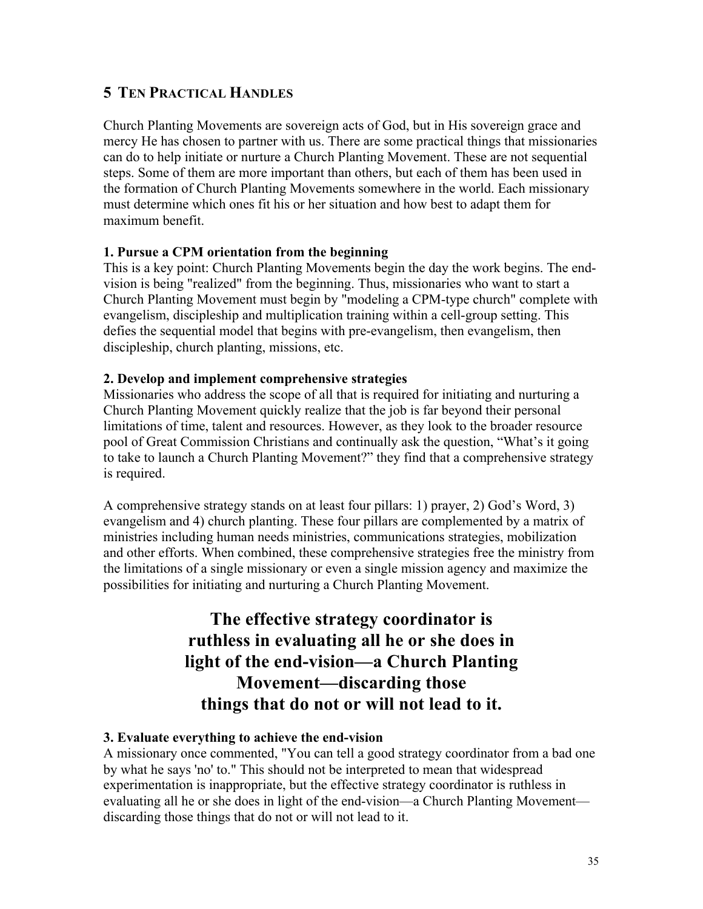## 5 TEN PRACTICAL HANDLES

Church Planting Movements are sovereign acts of God, but in His sovereign grace and mercy He has chosen to partner with us. There are some practical things that missionaries can do to help initiate or nurture a Church Planting Movement. These are not sequential steps. Some of them are more important than others, but each of them has been used in the formation of Church Planting Movements somewhere in the world. Each missionary must determine which ones fit his or her situation and how best to adapt them for maximum benefit.

**1. Pursue a CPM orientation from the beginning**

This is a key point: Church Planting Movements begin the day the work begins. The end-vision is being "realized" from the beginning. Thus, missionaries who want to start a Church Planting Movement must begin by "modeling a CPM-type church" complete with evangelism, discipleship and multiplication training within a cell-group setting. This defies the sequential model that begins with pre-evangelism, then evangelism, then discipleship, church planting, missions, etc.

**2. Develop and implement comprehensive strategies**

Missionaries who address the scope of all that is required for initiating and nurturing a Church Planting Movement quickly realize that the job is far beyond their personal limitations of time, talent and resources. However, as they look to the broader resource pool of Great Commission Christians and continually ask the question, "What's it going to take to launch a Church Planting Movement?" they find that a comprehensive strategy is required.

A comprehensive strategy stands on at least four pillars: 1) prayer, 2) God's Word, 3) evangelism and 4) church planting. These four pillars are complemented by a matrix of ministries including human needs ministries, communications strategies, mobilization and other efforts. When combined, these comprehensive strategies free the ministry from the limitations of a single missionary or even a single mission agency and maximize the possibilities for initiating and nurturing a Church Planting Movement.

> **The effective strategy coordinator is ruthless in evaluating all he or she does in light of the end-vision—a Church Planting Movement—discarding those things that do not or will not lead to it.**

**3. Evaluate everything to achieve the end-vision**

A missionary once commented, "You can tell a good strategy coordinator from a bad one by what he says 'no' to." This should not be interpreted to mean that widespread experimentation is inappropriate, but the effective strategy coordinator is ruthless in evaluating all he or she does in light of the end-vision—a Church Planting Movement—discarding those things that do not or will not lead to it.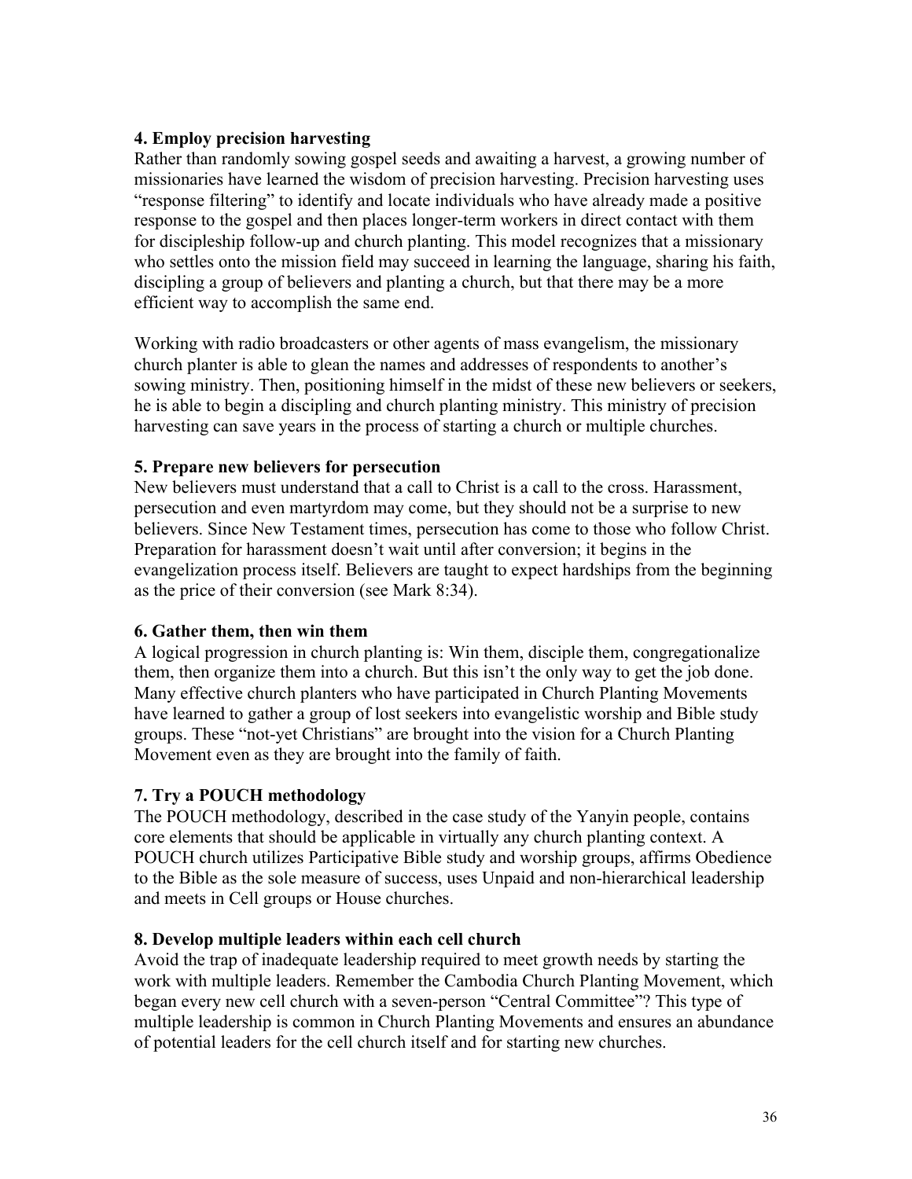**4. Employ precision harvesting**

Rather than randomly sowing gospel seeds and awaiting a harvest, a growing number of missionaries have learned the wisdom of precision harvesting. Precision harvesting uses "response filtering" to identify and locate individuals who have already made a positive response to the gospel and then places longer-term workers in direct contact with them for discipleship follow-up and church planting. This model recognizes that a missionary who settles onto the mission field may succeed in learning the language, sharing his faith, discipling a group of believers and planting a church, but that there may be a more efficient way to accomplish the same end.

Working with radio broadcasters or other agents of mass evangelism, the missionary church planter is able to glean the names and addresses of respondents to another's sowing ministry. Then, positioning himself in the midst of these new believers or seekers, he is able to begin a discipling and church planting ministry. This ministry of precision harvesting can save years in the process of starting a church or multiple churches.

**5. Prepare new believers for persecution**

New believers must understand that a call to Christ is a call to the cross. Harassment, persecution and even martyrdom may come, but they should not be a surprise to new believers. Since New Testament times, persecution has come to those who follow Christ. Preparation for harassment doesn't wait until after conversion; it begins in the evangelization process itself. Believers are taught to expect hardships from the beginning as the price of their conversion (see Mark 8:34).

**6. Gather them, then win them**

A logical progression in church planting is: Win them, disciple them, congregationalize them, then organize them into a church. But this isn't the only way to get the job done. Many effective church planters who have participated in Church Planting Movements have learned to gather a group of lost seekers into evangelistic worship and Bible study groups. These "not-yet Christians" are brought into the vision for a Church Planting Movement even as they are brought into the family of faith.

**7. Try a POUCH methodology**

The POUCH methodology, described in the case study of the Yanyin people, contains core elements that should be applicable in virtually any church planting context. A POUCH church utilizes Participative Bible study and worship groups, affirms Obedience to the Bible as the sole measure of success, uses Unpaid and non-hierarchical leadership and meets in Cell groups or House churches.

**8. Develop multiple leaders within each cell church**

Avoid the trap of inadequate leadership required to meet growth needs by starting the work with multiple leaders. Remember the Cambodia Church Planting Movement, which began every new cell church with a seven-person "Central Committee"? This type of multiple leadership is common in Church Planting Movements and ensures an abundance of potential leaders for the cell church itself and for starting new churches.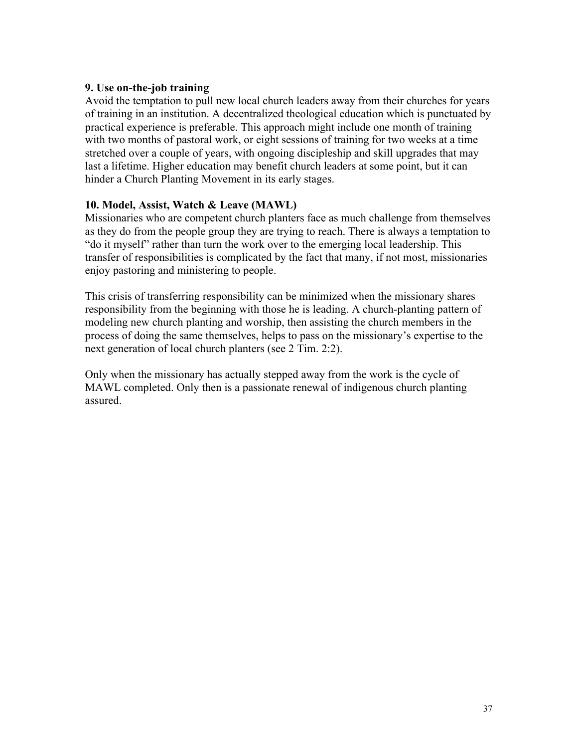**9. Use on-the-job training**

Avoid the temptation to pull new local church leaders away from their churches for years of training in an institution. A decentralized theological education which is punctuated by practical experience is preferable. This approach might include one month of training with two months of pastoral work, or eight sessions of training for two weeks at a time stretched over a couple of years, with ongoing discipleship and skill upgrades that may last a lifetime. Higher education may benefit church leaders at some point, but it can hinder a Church Planting Movement in its early stages.

**10. Model, Assist, Watch & Leave (MAWL)**

Missionaries who are competent church planters face as much challenge from themselves as they do from the people group they are trying to reach. There is always a temptation to "do it myself" rather than turn the work over to the emerging local leadership. This transfer of responsibilities is complicated by the fact that many, if not most, missionaries enjoy pastoring and ministering to people.

This crisis of transferring responsibility can be minimized when the missionary shares responsibility from the beginning with those he is leading. A church-planting pattern of modeling new church planting and worship, then assisting the church members in the process of doing the same themselves, helps to pass on the missionary's expertise to the next generation of local church planters (see 2 Tim. 2:2).

Only when the missionary has actually stepped away from the work is the cycle of MAWL completed. Only then is a passionate renewal of indigenous church planting assured.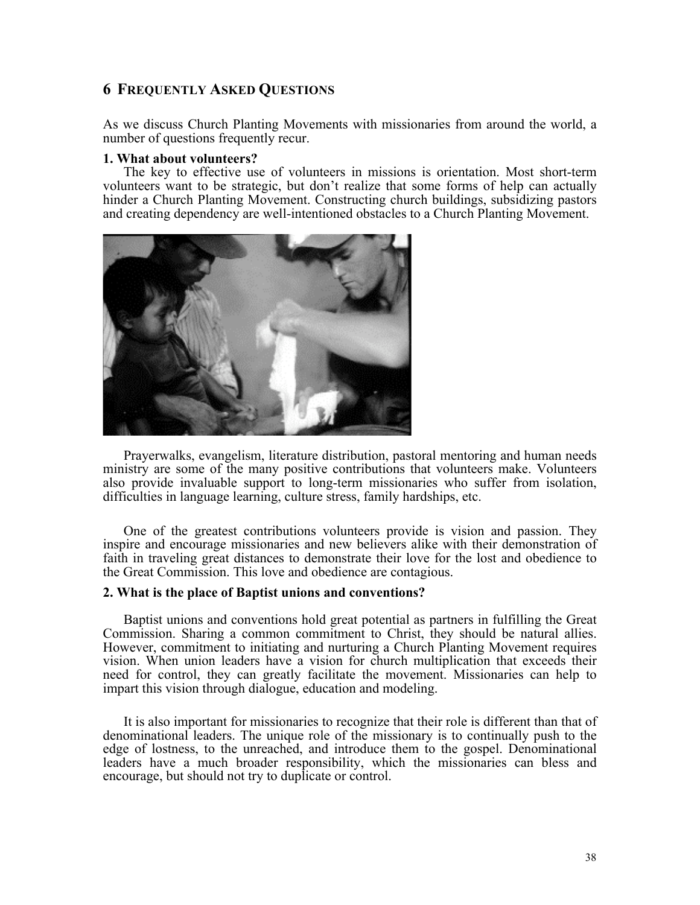## 6 Frequently Asked Questions

As we discuss Church Planting Movements with missionaries from around the world, a number of questions frequently recur.

**1. What about volunteers?**

The key to effective use of volunteers in missions is orientation. Most short-term volunteers want to be strategic, but don't realize that some forms of help can actually hinder a Church Planting Movement. Constructing church buildings, subsidizing pastors and creating dependency are well-intentioned obstacles to a Church Planting Movement.

Prayerwalks, evangelism, literature distribution, pastoral mentoring and human needs ministry are some of the many positive contributions that volunteers make. Volunteers also provide invaluable support to long-term missionaries who suffer from isolation, difficulties in language learning, culture stress, family hardships, etc.

One of the greatest contributions volunteers provide is vision and passion. They inspire and encourage missionaries and new believers alike with their demonstration of faith in traveling great distances to demonstrate their love for the lost and obedience to the Great Commission. This love and obedience are contagious.

**2. What is the place of Baptist unions and conventions?**

Baptist unions and conventions hold great potential as partners in fulfilling the Great Commission. Sharing a common commitment to Christ, they should be natural allies. However, commitment to initiating and nurturing a Church Planting Movement requires vision. When union leaders have a vision for church multiplication that exceeds their need for control, they can greatly facilitate the movement. Missionaries can help to impart this vision through dialogue, education and modeling.

It is also important for missionaries to recognize that their role is different than that of denominational leaders. The unique role of the missionary is to continually push to the edge of lostness, to the unreached, and introduce them to the gospel. Denominational leaders have a much broader responsibility, which the missionaries can bless and encourage, but should not try to duplicate or control.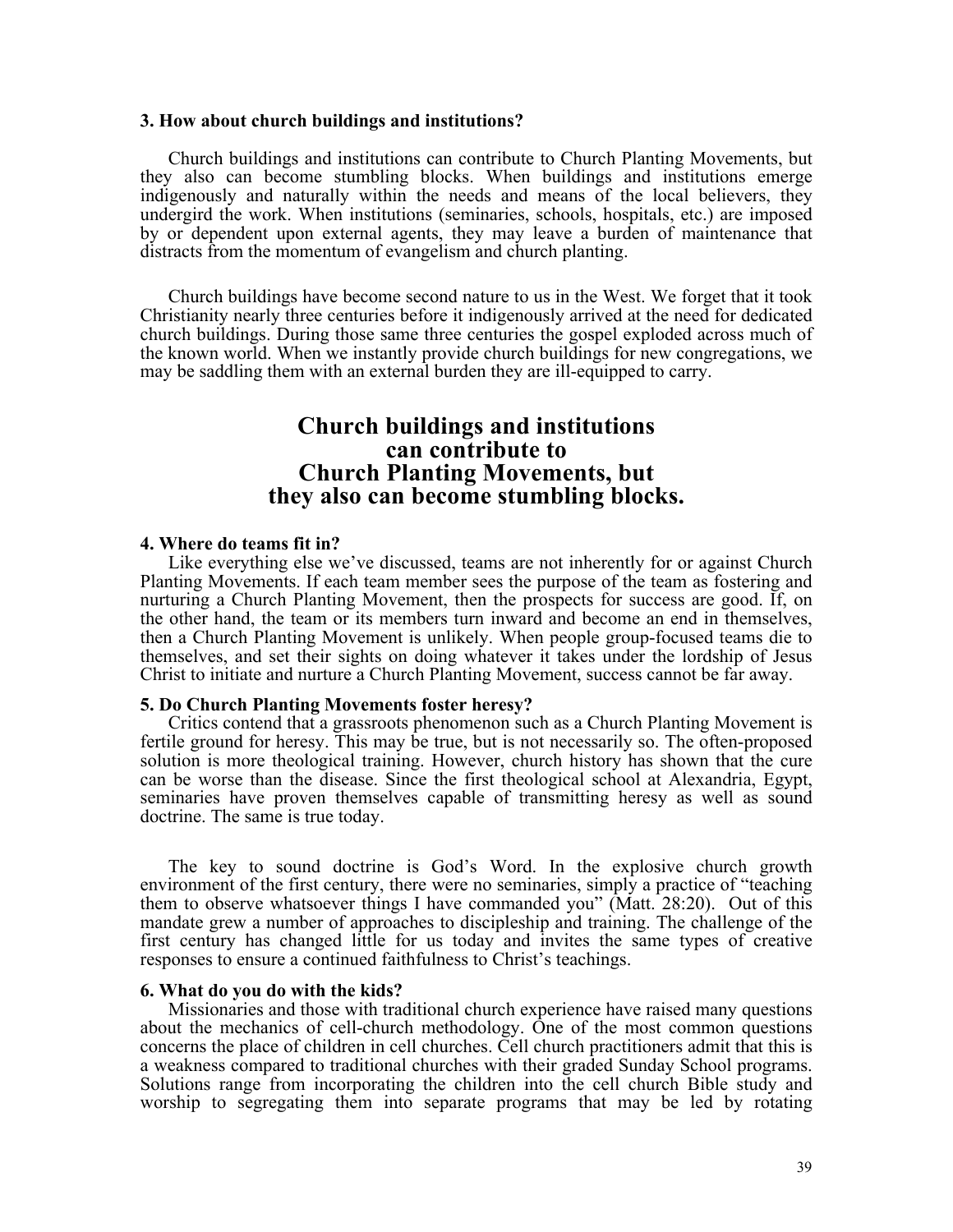### 3. How about church buildings and institutions?

Church buildings and institutions can contribute to Church Planting Movements, but they also can become stumbling blocks. When buildings and institutions emerge indigenously and naturally within the needs and means of the local believers, they undergird the work. When institutions (seminaries, schools, hospitals, etc.) are imposed by or dependent upon external agents, they may leave a burden of maintenance that distracts from the momentum of evangelism and church planting.

Church buildings have become second nature to us in the West. We forget that it took Christianity nearly three centuries before it indigenously arrived at the need for dedicated church buildings. During those same three centuries the gospel exploded across much of the known world. When we instantly provide church buildings for new congregations, we may be saddling them with an external burden they are ill-equipped to carry.

**Church buildings and institutions can contribute to Church Planting Movements, but they also can become stumbling blocks.**

### 4. Where do teams fit in?

Like everything else we've discussed, teams are not inherently for or against Church Planting Movements. If each team member sees the purpose of the team as fostering and nurturing a Church Planting Movement, then the prospects for success are good. If, on the other hand, the team or its members turn inward and become an end in themselves, then a Church Planting Movement is unlikely. When people group-focused teams die to themselves, and set their sights on doing whatever it takes under the lordship of Jesus Christ to initiate and nurture a Church Planting Movement, success cannot be far away.

### 5. Do Church Planting Movements foster heresy?

Critics contend that a grassroots phenomenon such as a Church Planting Movement is fertile ground for heresy. This may be true, but is not necessarily so. The often-proposed solution is more theological training. However, church history has shown that the cure can be worse than the disease. Since the first theological school at Alexandria, Egypt, seminaries have proven themselves capable of transmitting heresy as well as sound doctrine. The same is true today.

The key to sound doctrine is God's Word. In the explosive church growth environment of the first century, there were no seminaries, simply a practice of "teaching them to observe whatsoever things I have commanded you" (Matt. 28:20). Out of this mandate grew a number of approaches to discipleship and training. The challenge of the first century has changed little for us today and invites the same types of creative responses to ensure a continued faithfulness to Christ's teachings.

### 6. What do you do with the kids?

Missionaries and those with traditional church experience have raised many questions about the mechanics of cell-church methodology. One of the most common questions concerns the place of children in cell churches. Cell church practitioners admit that this is a weakness compared to traditional churches with their graded Sunday School programs. Solutions range from incorporating the children into the cell church Bible study and worship to segregating them into separate programs that may be led by rotating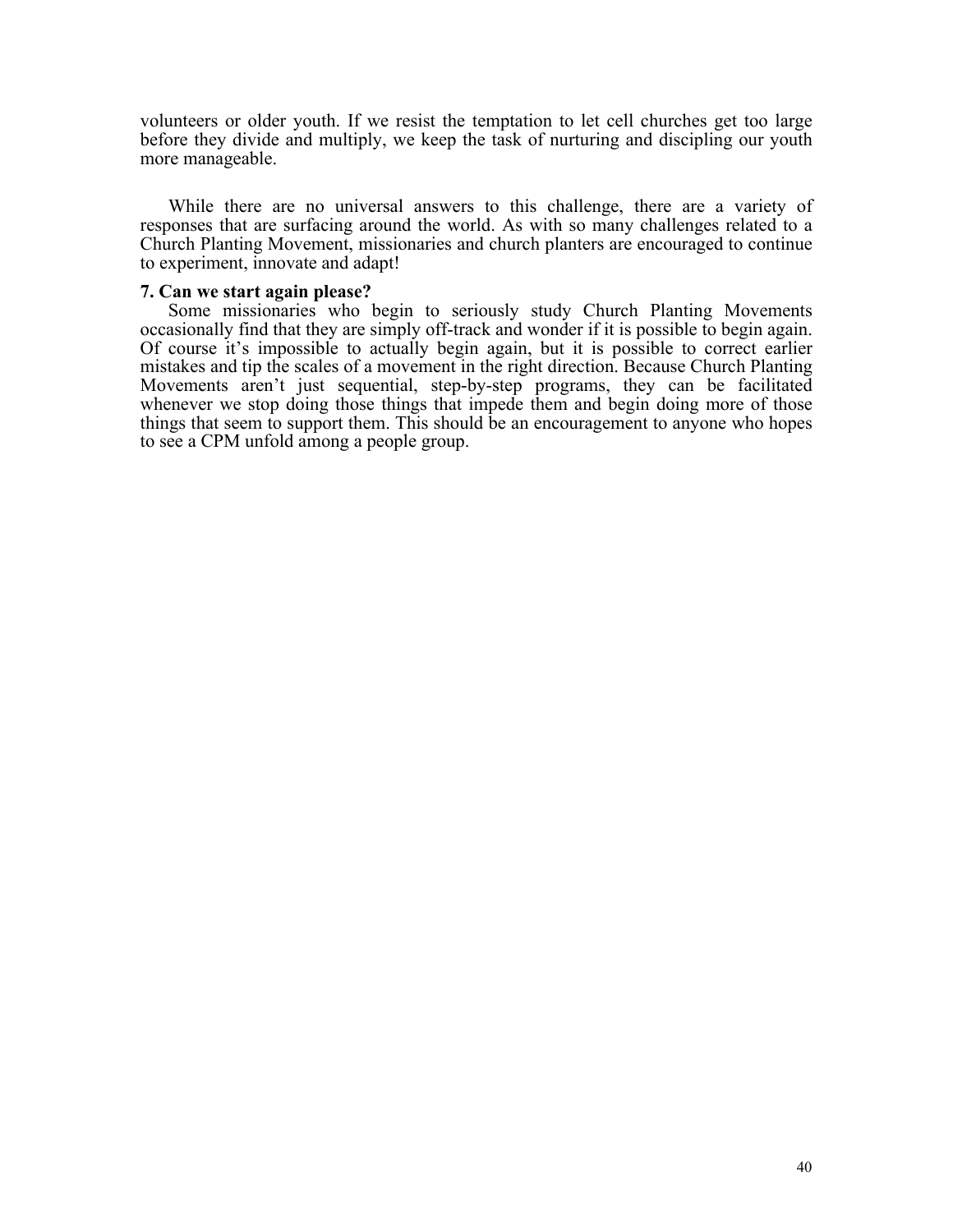volunteers or older youth. If we resist the temptation to let cell churches get too large before they divide and multiply, we keep the task of nurturing and discipling our youth more manageable.

While there are no universal answers to this challenge, there are a variety of responses that are surfacing around the world. As with so many challenges related to a Church Planting Movement, missionaries and church planters are encouraged to continue to experiment, innovate and adapt!

**7. Can we start again please?**

Some missionaries who begin to seriously study Church Planting Movements occasionally find that they are simply off-track and wonder if it is possible to begin again. Of course it's impossible to actually begin again, but it is possible to correct earlier mistakes and tip the scales of a movement in the right direction. Because Church Planting Movements aren't just sequential, step-by-step programs, they can be facilitated whenever we stop doing those things that impede them and begin doing more of those things that seem to support them. This should be an encouragement to anyone who hopes to see a CPM unfold among a people group.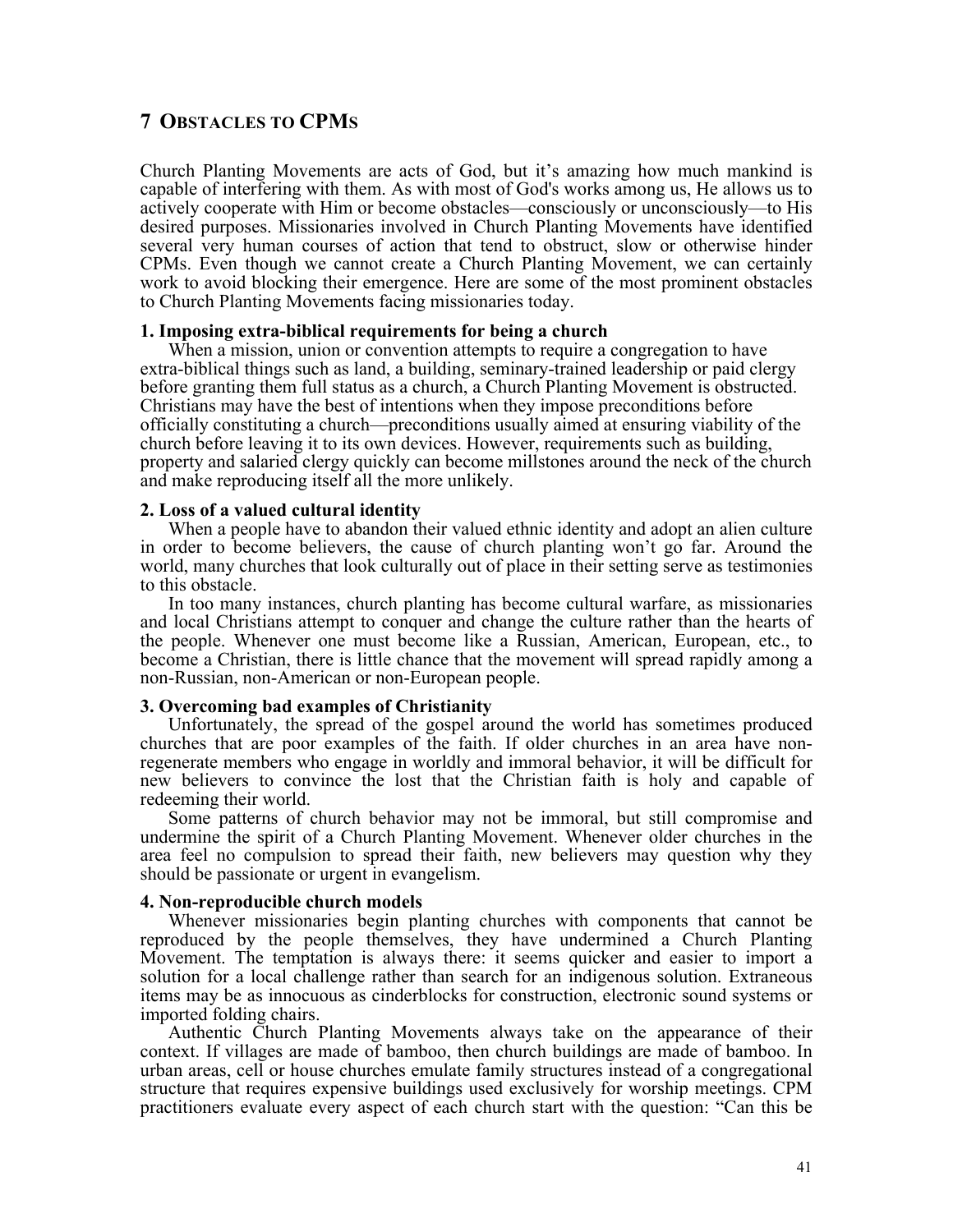## 7 Obstacles to CPMs

Church Planting Movements are acts of God, but it's amazing how much mankind is capable of interfering with them. As with most of God's works among us, He allows us to actively cooperate with Him or become obstacles—consciously or unconsciously—to His desired purposes. Missionaries involved in Church Planting Movements have identified several very human courses of action that tend to obstruct, slow or otherwise hinder CPMs. Even though we cannot create a Church Planting Movement, we can certainly work to avoid blocking their emergence. Here are some of the most prominent obstacles to Church Planting Movements facing missionaries today.

**1. Imposing extra-biblical requirements for being a church**

When a mission, union or convention attempts to require a congregation to have extra-biblical things such as land, a building, seminary-trained leadership or paid clergy before granting them full status as a church, a Church Planting Movement is obstructed. Christians may have the best of intentions when they impose preconditions before officially constituting a church—preconditions usually aimed at ensuring viability of the church before leaving it to its own devices. However, requirements such as building, property and salaried clergy quickly can become millstones around the neck of the church and make reproducing itself all the more unlikely.

**2. Loss of a valued cultural identity**

When a people have to abandon their valued ethnic identity and adopt an alien culture in order to become believers, the cause of church planting won't go far. Around the world, many churches that look culturally out of place in their setting serve as testimonies to this obstacle.

In too many instances, church planting has become cultural warfare, as missionaries and local Christians attempt to conquer and change the culture rather than the hearts of the people. Whenever one must become like a Russian, American, European, etc., to become a Christian, there is little chance that the movement will spread rapidly among a non-Russian, non-American or non-European people.

**3. Overcoming bad examples of Christianity**

Unfortunately, the spread of the gospel around the world has sometimes produced churches that are poor examples of the faith. If older churches in an area have non-regenerate members who engage in worldly and immoral behavior, it will be difficult for new believers to convince the lost that the Christian faith is holy and capable of redeeming their world.

Some patterns of church behavior may not be immoral, but still compromise and undermine the spirit of a Church Planting Movement. Whenever older churches in the area feel no compulsion to spread their faith, new believers may question why they should be passionate or urgent in evangelism.

**4. Non-reproducible church models**

Whenever missionaries begin planting churches with components that cannot be reproduced by the people themselves, they have undermined a Church Planting Movement. The temptation is always there: it seems quicker and easier to import a solution for a local challenge rather than search for an indigenous solution. Extraneous items may be as innocuous as cinderblocks for construction, electronic sound systems or imported folding chairs.

Authentic Church Planting Movements always take on the appearance of their context. If villages are made of bamboo, then church buildings are made of bamboo. In urban areas, cell or house churches emulate family structures instead of a congregational structure that requires expensive buildings used exclusively for worship meetings. CPM practitioners evaluate every aspect of each church start with the question: "Can this be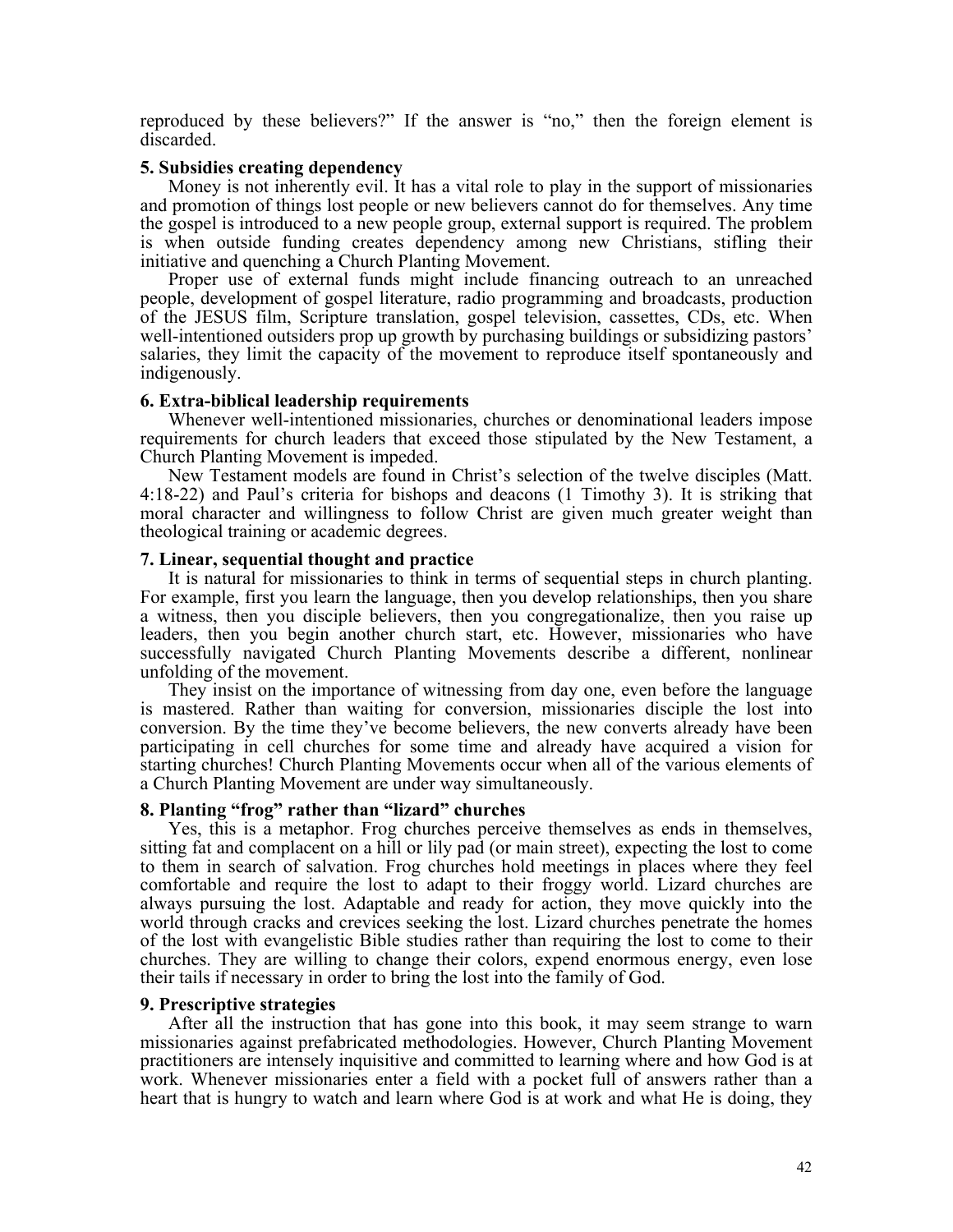reproduced by these believers?" If the answer is "no," then the foreign element is discarded.

**5. Subsidies creating dependency**

Money is not inherently evil. It has a vital role to play in the support of missionaries and promotion of things lost people or new believers cannot do for themselves. Any time the gospel is introduced to a new people group, external support is required. The problem is when outside funding creates dependency among new Christians, stifling their initiative and quenching a Church Planting Movement.

Proper use of external funds might include financing outreach to an unreached people, development of gospel literature, radio programming and broadcasts, production of the JESUS film, Scripture translation, gospel television, cassettes, CDs, etc. When well-intentioned outsiders prop up growth by purchasing buildings or subsidizing pastors' salaries, they limit the capacity of the movement to reproduce itself spontaneously and indigenously.

**6. Extra-biblical leadership requirements**

Whenever well-intentioned missionaries, churches or denominational leaders impose requirements for church leaders that exceed those stipulated by the New Testament, a Church Planting Movement is impeded.

New Testament models are found in Christ's selection of the twelve disciples (Matt. 4:18-22) and Paul's criteria for bishops and deacons (1 Timothy 3). It is striking that moral character and willingness to follow Christ are given much greater weight than theological training or academic degrees.

**7. Linear, sequential thought and practice**

It is natural for missionaries to think in terms of sequential steps in church planting. For example, first you learn the language, then you develop relationships, then you share a witness, then you disciple believers, then you congregationalize, then you raise up leaders, then you begin another church start, etc. However, missionaries who have successfully navigated Church Planting Movements describe a different, nonlinear unfolding of the movement.

They insist on the importance of witnessing from day one, even before the language is mastered. Rather than waiting for conversion, missionaries disciple the lost into conversion. By the time they've become believers, the new converts already have been participating in cell churches for some time and already have acquired a vision for starting churches! Church Planting Movements occur when all of the various elements of a Church Planting Movement are under way simultaneously.

**8. Planting "frog" rather than "lizard" churches**

Yes, this is a metaphor. Frog churches perceive themselves as ends in themselves, sitting fat and complacent on a hill or lily pad (or main street), expecting the lost to come to them in search of salvation. Frog churches hold meetings in places where they feel comfortable and require the lost to adapt to their froggy world. Lizard churches are always pursuing the lost. Adaptable and ready for action, they move quickly into the world through cracks and crevices seeking the lost. Lizard churches penetrate the homes of the lost with evangelistic Bible studies rather than requiring the lost to come to their churches. They are willing to change their colors, expend enormous energy, even lose their tails if necessary in order to bring the lost into the family of God.

**9. Prescriptive strategies**

After all the instruction that has gone into this book, it may seem strange to warn missionaries against prefabricated methodologies. However, Church Planting Movement practitioners are intensely inquisitive and committed to learning where and how God is at work. Whenever missionaries enter a field with a pocket full of answers rather than a heart that is hungry to watch and learn where God is at work and what He is doing, they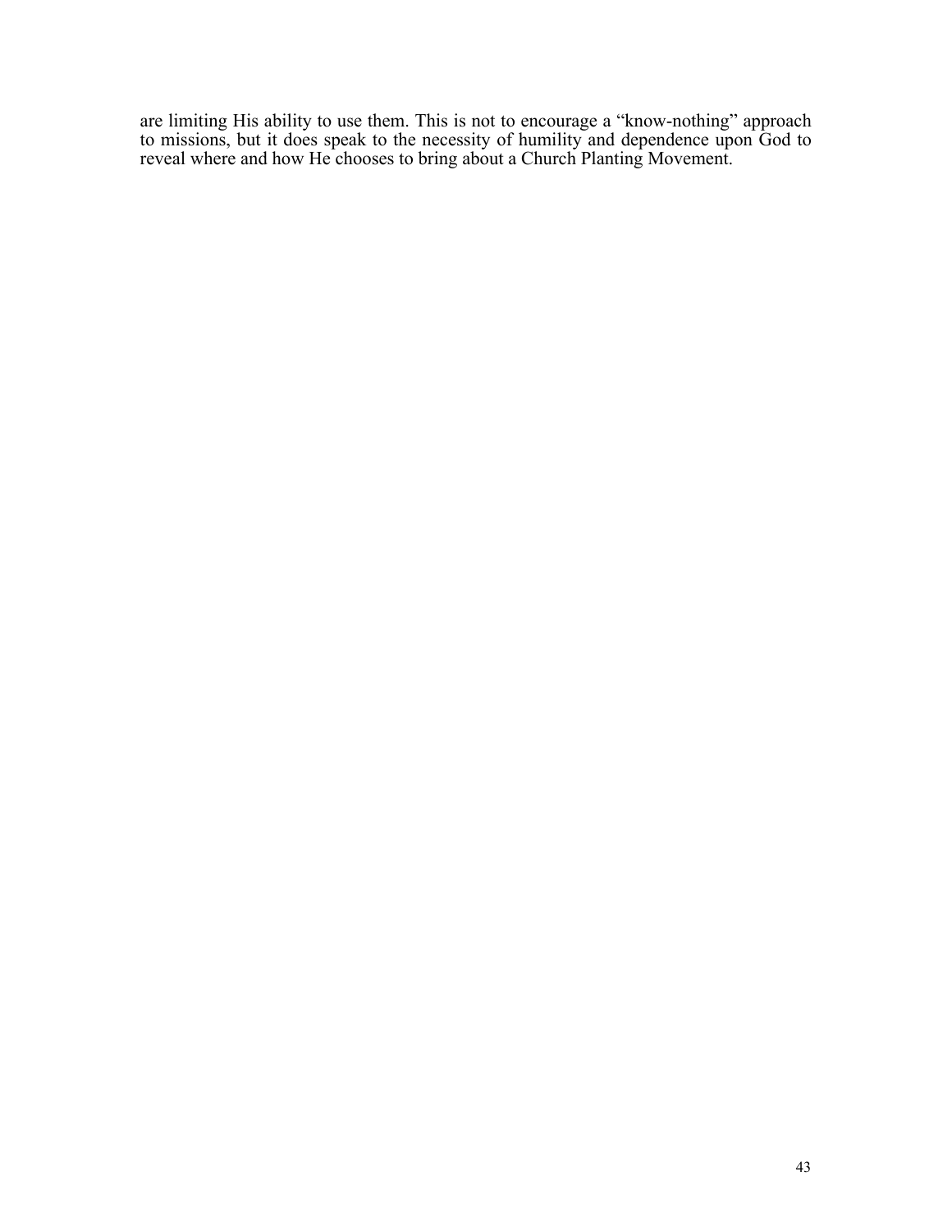are limiting His ability to use them. This is not to encourage a "know-nothing" approach to missions, but it does speak to the necessity of humility and dependence upon God to reveal where and how He chooses to bring about a Church Planting Movement.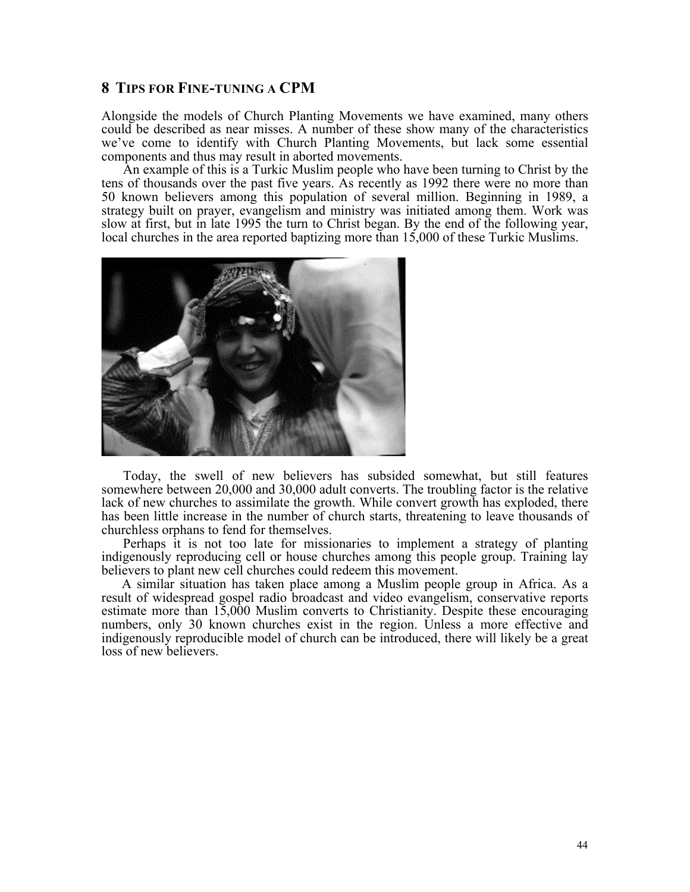## 8 Tips for Fine-tuning a CPM

Alongside the models of Church Planting Movements we have examined, many others could be described as near misses. A number of these show many of the characteristics we've come to identify with Church Planting Movements, but lack some essential components and thus may result in aborted movements.

An example of this is a Turkic Muslim people who have been turning to Christ by the tens of thousands over the past five years. As recently as 1992 there were no more than 50 known believers among this population of several million. Beginning in 1989, a strategy built on prayer, evangelism and ministry was initiated among them. Work was slow at first, but in late 1995 the turn to Christ began. By the end of the following year, local churches in the area reported baptizing more than 15,000 of these Turkic Muslims.

Today, the swell of new believers has subsided somewhat, but still features somewhere between 20,000 and 30,000 adult converts. The troubling factor is the relative lack of new churches to assimilate the growth. While convert growth has exploded, there has been little increase in the number of church starts, threatening to leave thousands of churchless orphans to fend for themselves.

Perhaps it is not too late for missionaries to implement a strategy of planting indigenously reproducing cell or house churches among this people group. Training lay believers to plant new cell churches could redeem this movement.

A similar situation has taken place among a Muslim people group in Africa. As a result of widespread gospel radio broadcast and video evangelism, conservative reports estimate more than 15,000 Muslim converts to Christianity. Despite these encouraging numbers, only 30 known churches exist in the region. Unless a more effective and indigenously reproducible model of church can be introduced, there will likely be a great loss of new believers.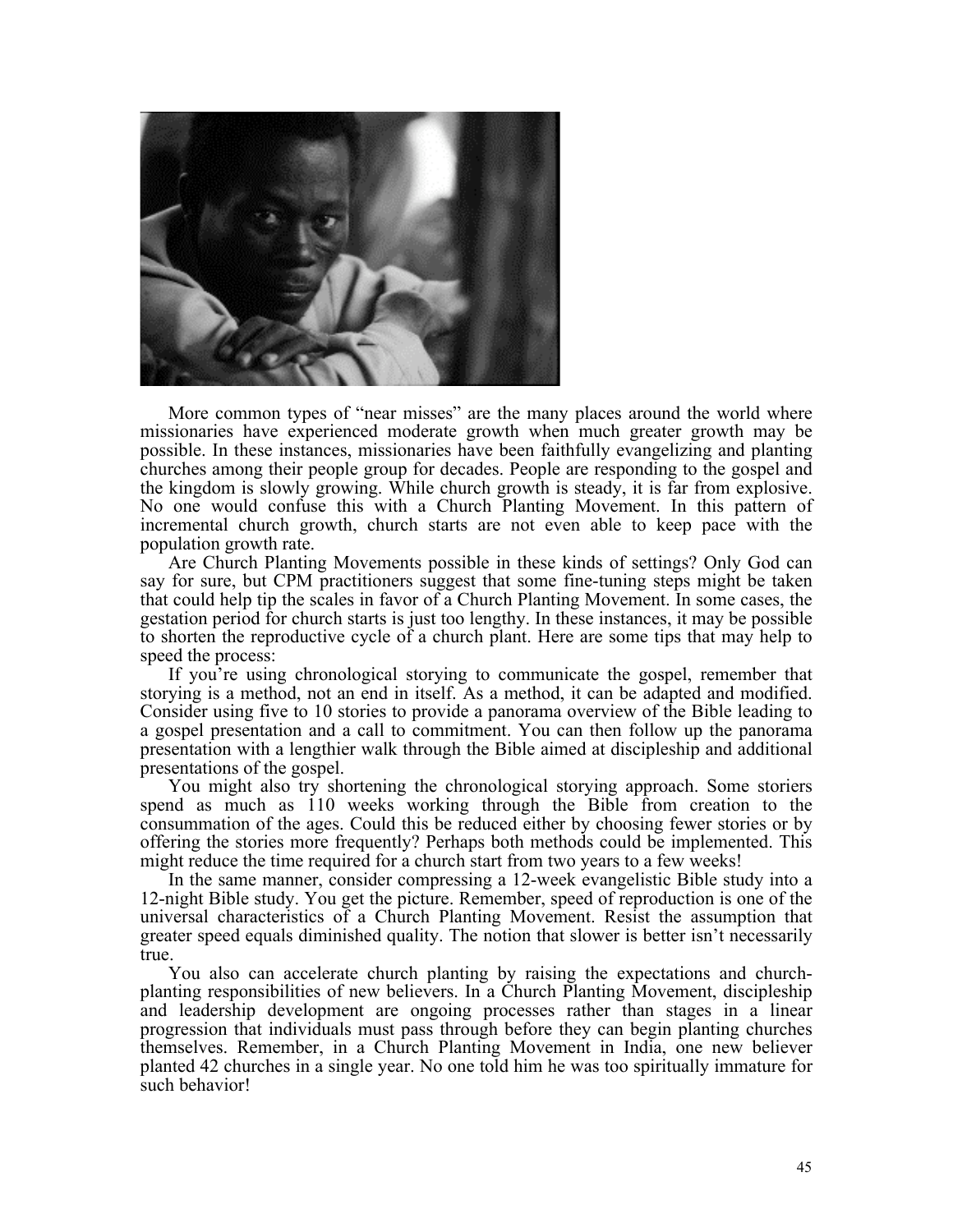More common types of "near misses" are the many places around the world where missionaries have experienced moderate growth when much greater growth may be possible. In these instances, missionaries have been faithfully evangelizing and planting churches among their people group for decades. People are responding to the gospel and the kingdom is slowly growing. While church growth is steady, it is far from explosive. No one would confuse this with a Church Planting Movement. In this pattern of incremental church growth, church starts are not even able to keep pace with the population growth rate.

Are Church Planting Movements possible in these kinds of settings? Only God can say for sure, but CPM practitioners suggest that some fine-tuning steps might be taken that could help tip the scales in favor of a Church Planting Movement. In some cases, the gestation period for church starts is just too lengthy. In these instances, it may be possible to shorten the reproductive cycle of a church plant. Here are some tips that may help to speed the process:

If you're using chronological storying to communicate the gospel, remember that storying is a method, not an end in itself. As a method, it can be adapted and modified. Consider using five to 10 stories to provide a panorama overview of the Bible leading to a gospel presentation and a call to commitment. You can then follow up the panorama presentation with a lengthier walk through the Bible aimed at discipleship and additional presentations of the gospel.

You might also try shortening the chronological storying approach. Some storiers spend as much as 110 weeks working through the Bible from creation to the consummation of the ages. Could this be reduced either by choosing fewer stories or by offering the stories more frequently? Perhaps both methods could be implemented. This might reduce the time required for a church start from two years to a few weeks!

In the same manner, consider compressing a 12-week evangelistic Bible study into a 12-night Bible study. You get the picture. Remember, speed of reproduction is one of the universal characteristics of a Church Planting Movement. Resist the assumption that greater speed equals diminished quality. The notion that slower is better isn't necessarily true.

You also can accelerate church planting by raising the expectations and church-planting responsibilities of new believers. In a Church Planting Movement, discipleship and leadership development are ongoing processes rather than stages in a linear progression that individuals must pass through before they can begin planting churches themselves. Remember, in a Church Planting Movement in India, one new believer planted 42 churches in a single year. No one told him he was too spiritually immature for such behavior!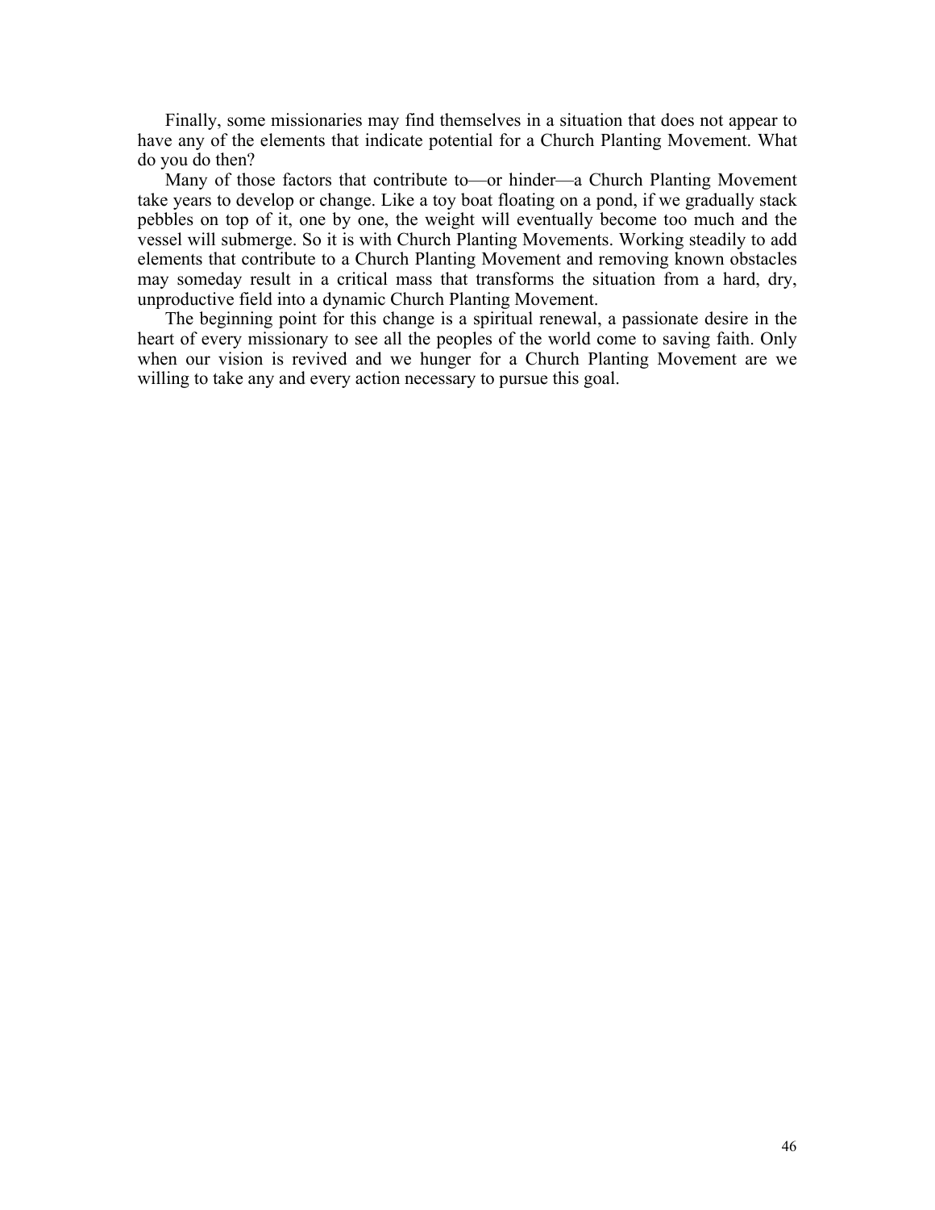Finally, some missionaries may find themselves in a situation that does not appear to have any of the elements that indicate potential for a Church Planting Movement. What do you do then?

Many of those factors that contribute to—or hinder—a Church Planting Movement take years to develop or change. Like a toy boat floating on a pond, if we gradually stack pebbles on top of it, one by one, the weight will eventually become too much and the vessel will submerge. So it is with Church Planting Movements. Working steadily to add elements that contribute to a Church Planting Movement and removing known obstacles may someday result in a critical mass that transforms the situation from a hard, dry, unproductive field into a dynamic Church Planting Movement.

The beginning point for this change is a spiritual renewal, a passionate desire in the heart of every missionary to see all the peoples of the world come to saving faith. Only when our vision is revived and we hunger for a Church Planting Movement are we willing to take any and every action necessary to pursue this goal.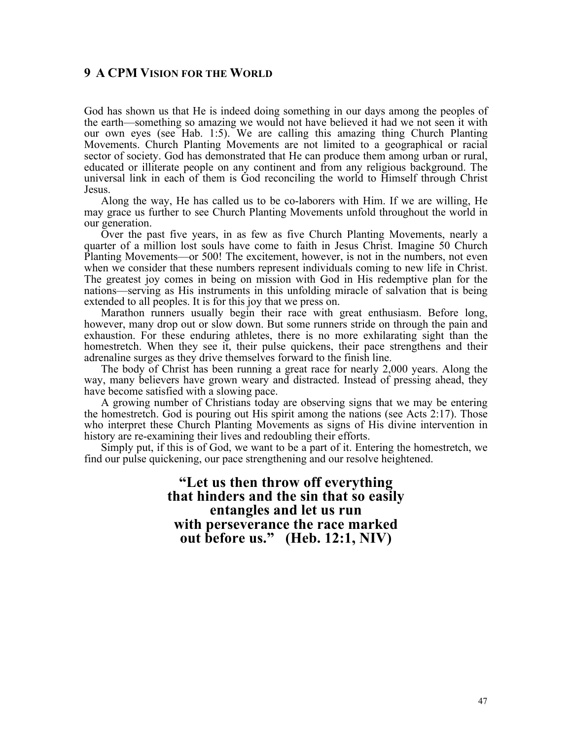## 9 A CPM VISION FOR THE WORLD

God has shown us that He is indeed doing something in our days among the peoples of the earth—something so amazing we would not have believed it had we not seen it with our own eyes (see Hab. 1:5). We are calling this amazing thing Church Planting Movements. Church Planting Movements are not limited to a geographical or racial sector of society. God has demonstrated that He can produce them among urban or rural, educated or illiterate people on any continent and from any religious background. The universal link in each of them is God reconciling the world to Himself through Christ Jesus.

Along the way, He has called us to be co-laborers with Him. If we are willing, He may grace us further to see Church Planting Movements unfold throughout the world in our generation.

Over the past five years, in as few as five Church Planting Movements, nearly a quarter of a million lost souls have come to faith in Jesus Christ. Imagine 50 Church Planting Movements—or 500! The excitement, however, is not in the numbers, not even when we consider that these numbers represent individuals coming to new life in Christ. The greatest joy comes in being on mission with God in His redemptive plan for the nations—serving as His instruments in this unfolding miracle of salvation that is being extended to all peoples. It is for this joy that we press on.

Marathon runners usually begin their race with great enthusiasm. Before long, however, many drop out or slow down. But some runners stride on through the pain and exhaustion. For these enduring athletes, there is no more exhilarating sight than the homestretch. When they see it, their pulse quickens, their pace strengthens and their adrenaline surges as they drive themselves forward to the finish line.

The body of Christ has been running a great race for nearly 2,000 years. Along the way, many believers have grown weary and distracted. Instead of pressing ahead, they have become satisfied with a slowing pace.

A growing number of Christians today are observing signs that we may be entering the homestretch. God is pouring out His spirit among the nations (see Acts 2:17). Those who interpret these Church Planting Movements as signs of His divine intervention in history are re-examining their lives and redoubling their efforts.

Simply put, if this is of God, we want to be a part of it. Entering the homestretch, we find our pulse quickening, our pace strengthening and our resolve heightened.

**"Let us then throw off everything that hinders and the sin that so easily entangles and let us run with perseverance the race marked out before us." (Heb. 12:1, NIV)**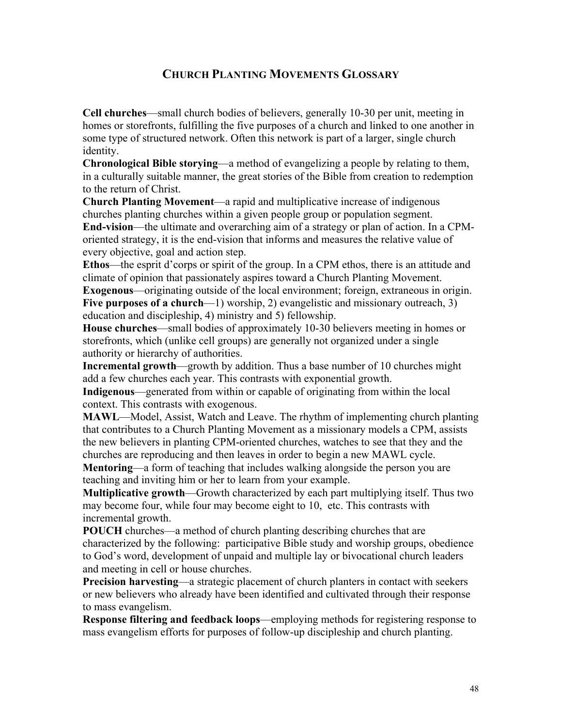# Church Planting Movements Glossary

**Cell churches**—small church bodies of believers, generally 10-30 per unit, meeting in homes or storefronts, fulfilling the five purposes of a church and linked to one another in some type of structured network. Often this network is part of a larger, single church identity.

**Chronological Bible storying**—a method of evangelizing a people by relating to them, in a culturally suitable manner, the great stories of the Bible from creation to redemption to the return of Christ.

**Church Planting Movement**—a rapid and multiplicative increase of indigenous churches planting churches within a given people group or population segment.

**End-vision**—the ultimate and overarching aim of a strategy or plan of action. In a CPM-oriented strategy, it is the end-vision that informs and measures the relative value of every objective, goal and action step.

**Ethos**—the esprit d'corps or spirit of the group. In a CPM ethos, there is an attitude and climate of opinion that passionately aspires toward a Church Planting Movement.

**Exogenous**—originating outside of the local environment; foreign, extraneous in origin.

**Five purposes of a church**—1) worship, 2) evangelistic and missionary outreach, 3) education and discipleship, 4) ministry and 5) fellowship.

**House churches**—small bodies of approximately 10-30 believers meeting in homes or storefronts, which (unlike cell groups) are generally not organized under a single authority or hierarchy of authorities.

**Incremental growth**—growth by addition. Thus a base number of 10 churches might add a few churches each year. This contrasts with exponential growth.

**Indigenous**—generated from within or capable of originating from within the local context. This contrasts with exogenous.

**MAWL**—Model, Assist, Watch and Leave. The rhythm of implementing church planting that contributes to a Church Planting Movement as a missionary models a CPM, assists the new believers in planting CPM-oriented churches, watches to see that they and the churches are reproducing and then leaves in order to begin a new MAWL cycle.

**Mentoring**—a form of teaching that includes walking alongside the person you are teaching and inviting him or her to learn from your example.

**Multiplicative growth**—Growth characterized by each part multiplying itself. Thus two may become four, while four may become eight to 10, etc. This contrasts with incremental growth.

**POUCH** churches—a method of church planting describing churches that are characterized by the following: participative Bible study and worship groups, obedience to God's word, development of unpaid and multiple lay or bivocational church leaders and meeting in cell or house churches.

**Precision harvesting**—a strategic placement of church planters in contact with seekers or new believers who already have been identified and cultivated through their response to mass evangelism.

**Response filtering and feedback loops**—employing methods for registering response to mass evangelism efforts for purposes of follow-up discipleship and church planting.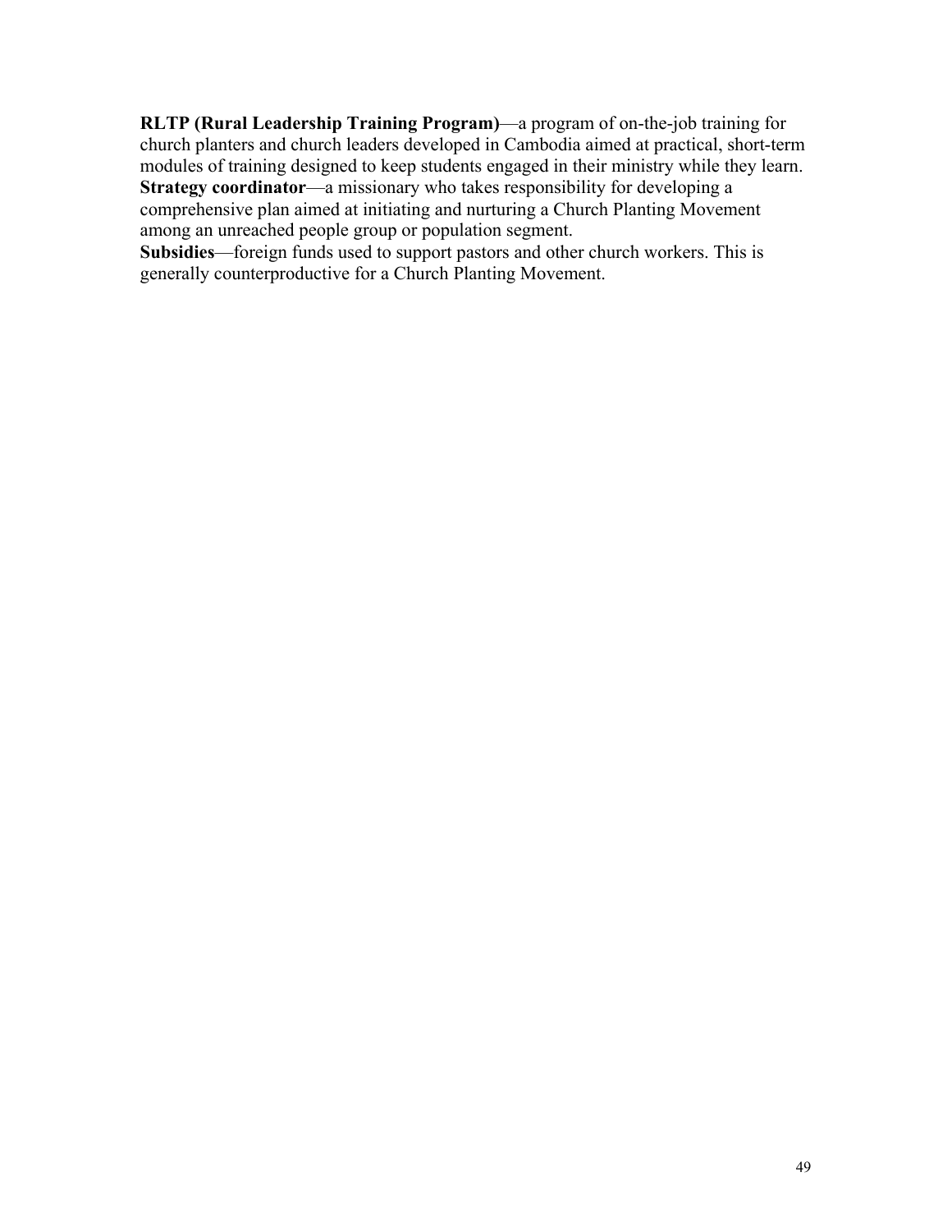**RLTP (Rural Leadership Training Program)**—a program of on-the-job training for church planters and church leaders developed in Cambodia aimed at practical, short-term modules of training designed to keep students engaged in their ministry while they learn.

**Strategy coordinator**—a missionary who takes responsibility for developing a comprehensive plan aimed at initiating and nurturing a Church Planting Movement among an unreached people group or population segment.

**Subsidies**—foreign funds used to support pastors and other church workers. This is generally counterproductive for a Church Planting Movement.